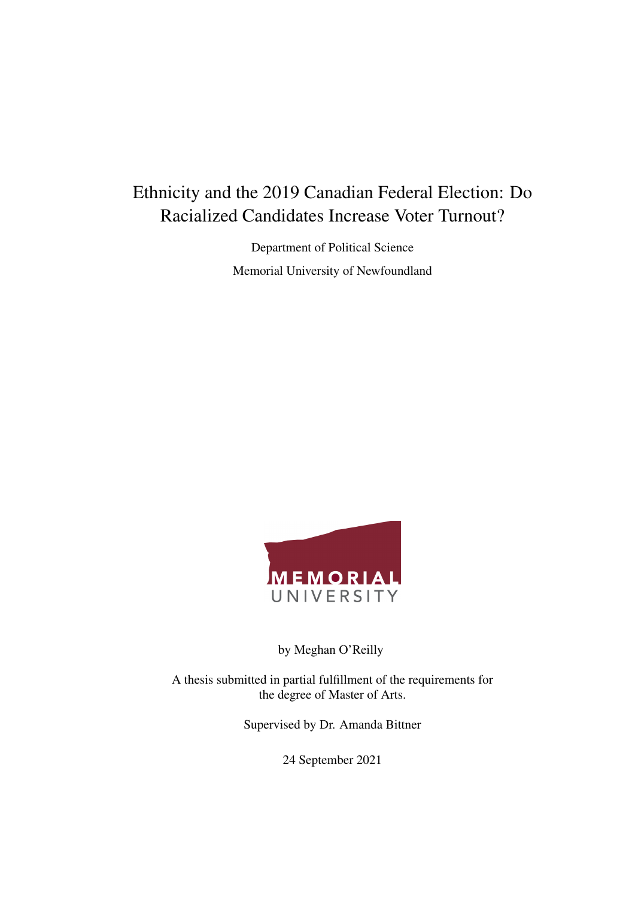# Ethnicity and the 2019 Canadian Federal Election: Do Racialized Candidates Increase Voter Turnout?

Department of Political Science

Memorial University of Newfoundland

MEMORIAL UNIVERSITY

by Meghan O'Reilly

A thesis submitted in partial fulfillment of the requirements for the degree of Master of Arts.

Supervised by Dr. Amanda Bittner

24 September 2021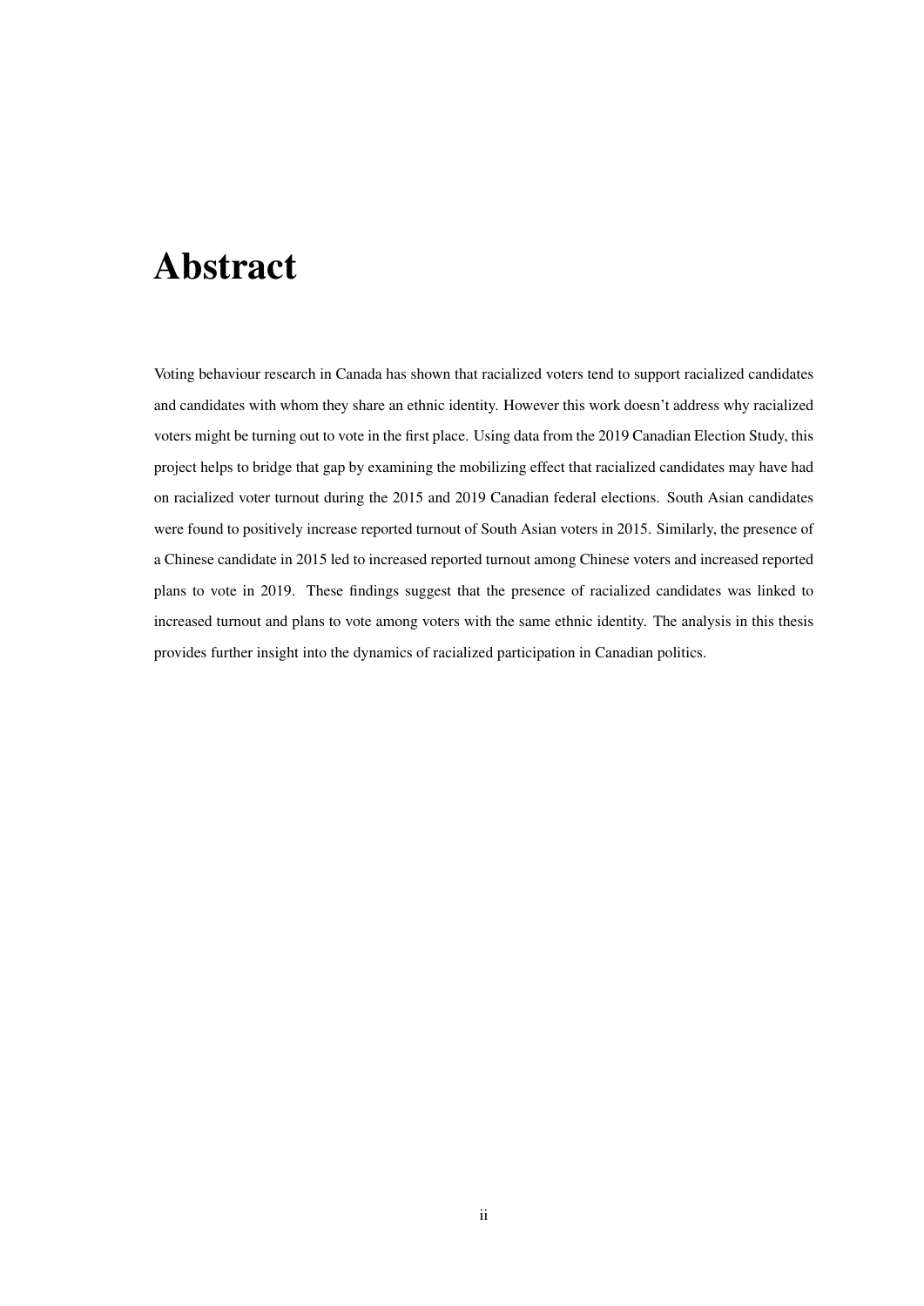# Abstract

Voting behaviour research in Canada has shown that racialized voters tend to support racialized candidates and candidates with whom they share an ethnic identity. However this work doesn't address why racialized voters might be turning out to vote in the first place. Using data from the 2019 Canadian Election Study, this project helps to bridge that gap by examining the mobilizing effect that racialized candidates may have had on racialized voter turnout during the 2015 and 2019 Canadian federal elections. South Asian candidates were found to positively increase reported turnout of South Asian voters in 2015. Similarly, the presence of a Chinese candidate in 2015 led to increased reported turnout among Chinese voters and increased reported plans to vote in 2019. These findings suggest that the presence of racialized candidates was linked to increased turnout and plans to vote among voters with the same ethnic identity. The analysis in this thesis provides further insight into the dynamics of racialized participation in Canadian politics.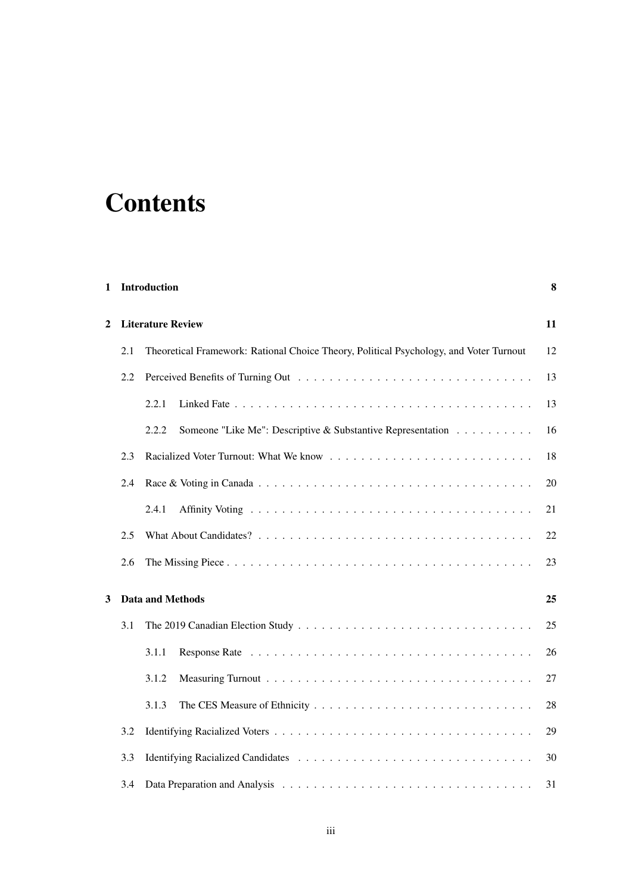# Contents

| | | |
|---|---|---|
| **1** | **Introduction** | **8** |
| **2** | **Literature Review** | **11** |
| 2.1 | Theoretical Framework: Rational Choice Theory, Political Psychology, and Voter Turnout | 12 |
| 2.2 | Perceived Benefits of Turning Out | 13 |
| 2.2.1 | Linked Fate | 13 |
| 2.2.2 | Someone "Like Me": Descriptive & Substantive Representation | 16 |
| 2.3 | Racialized Voter Turnout: What We know | 18 |
| 2.4 | Race & Voting in Canada | 20 |
| 2.4.1 | Affinity Voting | 21 |
| 2.5 | What About Candidates? | 22 |
| 2.6 | The Missing Piece | 23 |
| **3** | **Data and Methods** | **25** |
| 3.1 | The 2019 Canadian Election Study | 25 |
| 3.1.1 | Response Rate | 26 |
| 3.1.2 | Measuring Turnout | 27 |
| 3.1.3 | The CES Measure of Ethnicity | 28 |
| 3.2 | Identifying Racialized Voters | 29 |
| 3.3 | Identifying Racialized Candidates | 30 |
| 3.4 | Data Preparation and Analysis | 31 |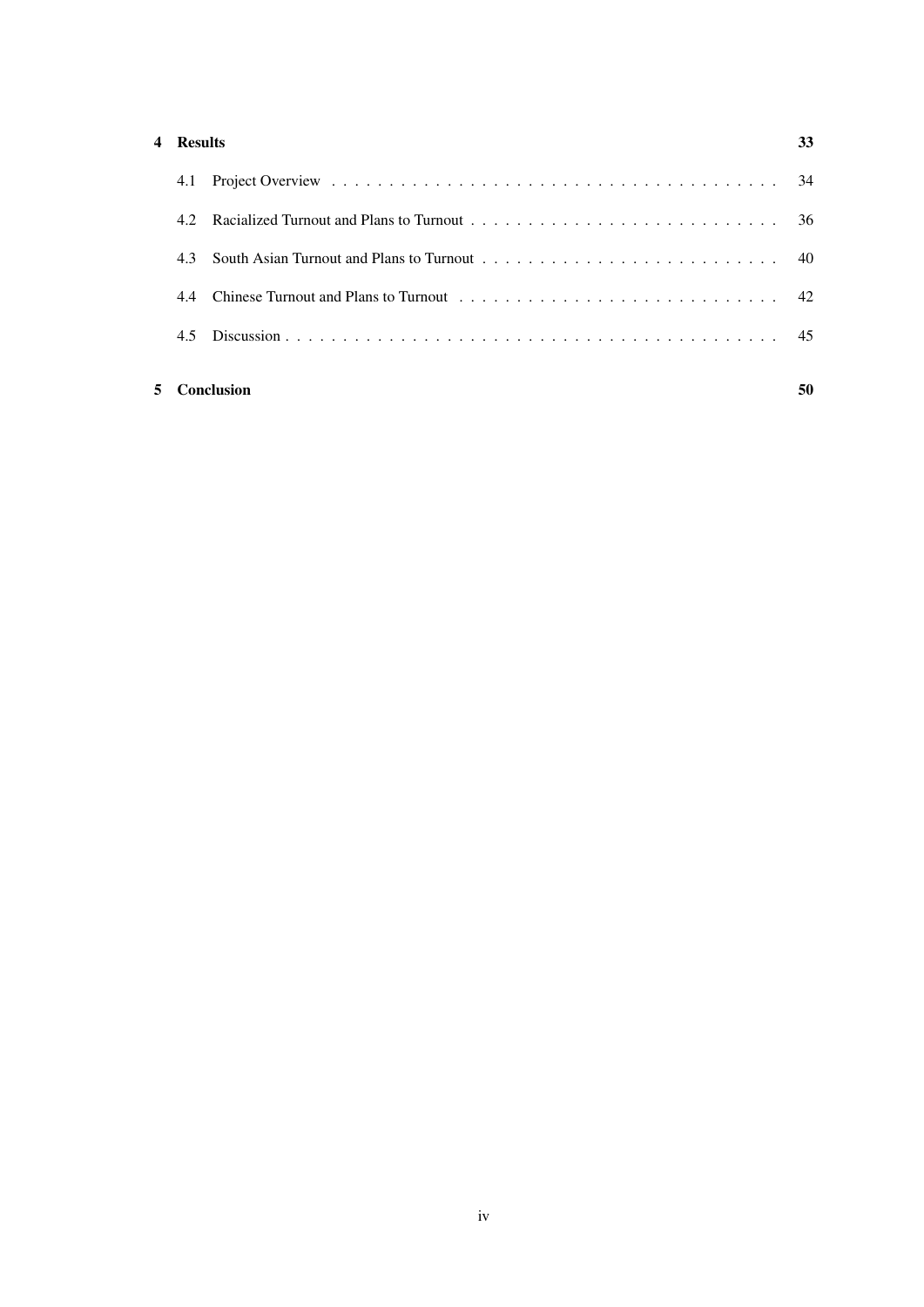**4 Results** **33**

4.1 Project Overview . . . . . . . . . . . . . . . . . . . . . . . . . . . . . . . . . . . . . . . . 34

4.2 Racialized Turnout and Plans to Turnout . . . . . . . . . . . . . . . . . . . . . . . . . . . . 36

4.3 South Asian Turnout and Plans to Turnout . . . . . . . . . . . . . . . . . . . . . . . . . . . 40

4.4 Chinese Turnout and Plans to Turnout . . . . . . . . . . . . . . . . . . . . . . . . . . . . . 42

4.5 Discussion . . . . . . . . . . . . . . . . . . . . . . . . . . . . . . . . . . . . . . . . . . . . 45

**5 Conclusion** **50**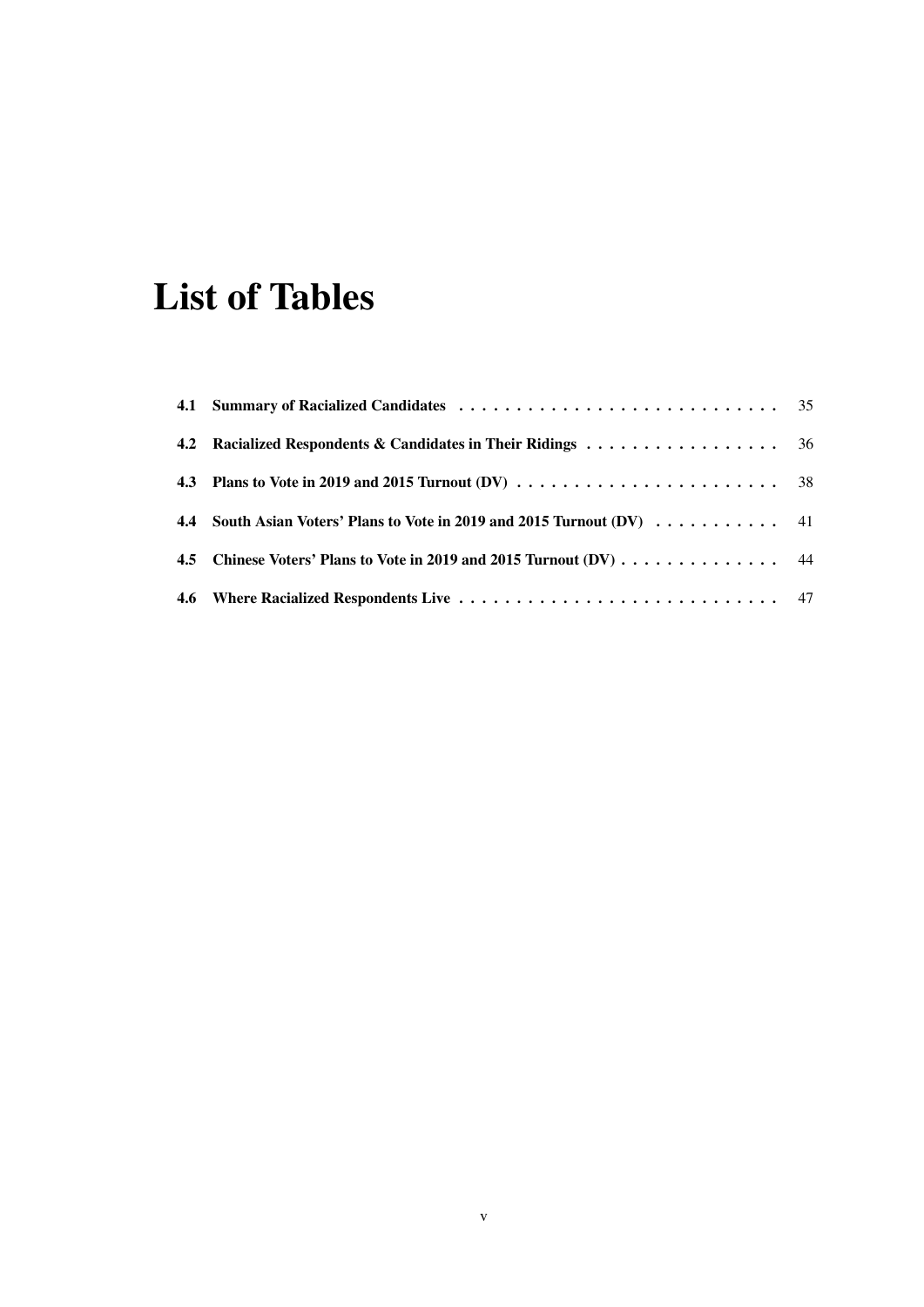# List of Tables

**4.1 Summary of Racialized Candidates** . . . . . . . . . . . . . . . . . . . . . . . . . . . . 35

**4.2 Racialized Respondents & Candidates in Their Ridings** . . . . . . . . . . . . . . . . . 36

**4.3 Plans to Vote in 2019 and 2015 Turnout (DV)** . . . . . . . . . . . . . . . . . . . . . . . 38

**4.4 South Asian Voters' Plans to Vote in 2019 and 2015 Turnout (DV)** . . . . . . . . . . . 41

**4.5 Chinese Voters' Plans to Vote in 2019 and 2015 Turnout (DV)** . . . . . . . . . . . . . . 44

**4.6 Where Racialized Respondents Live** . . . . . . . . . . . . . . . . . . . . . . . . . . . . 47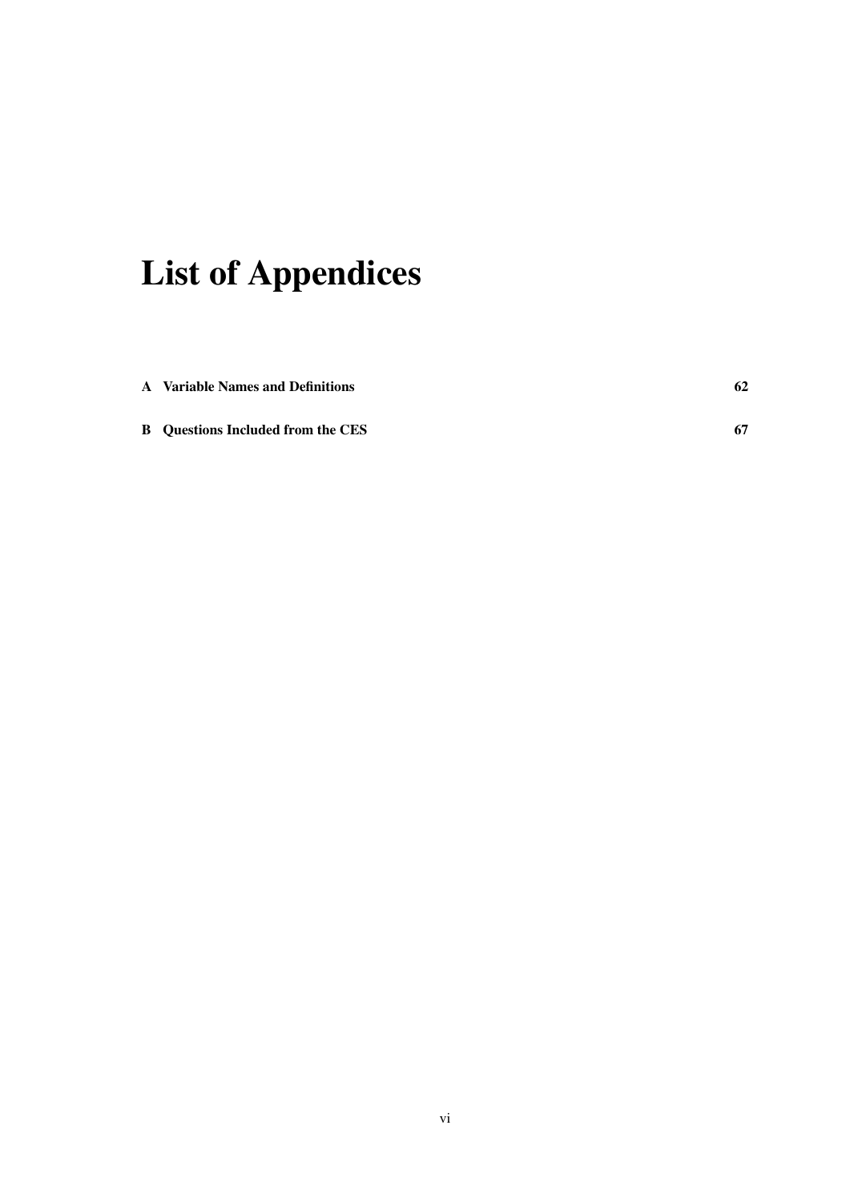# List of Appendices

**A Variable Names and Definitions** **62**

**B Questions Included from the CES** **67**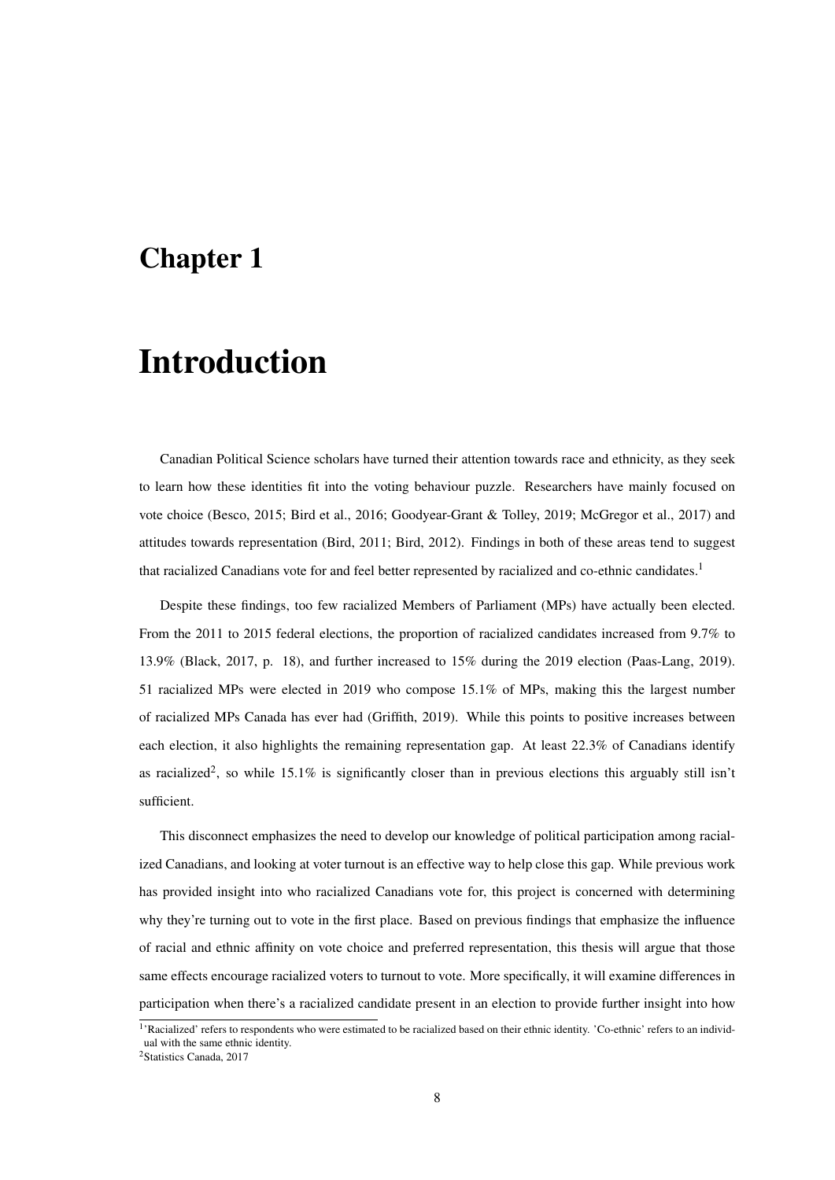# Chapter 1

# Introduction

Canadian Political Science scholars have turned their attention towards race and ethnicity, as they seek to learn how these identities fit into the voting behaviour puzzle. Researchers have mainly focused on vote choice (Besco, 2015; Bird et al., 2016; Goodyear-Grant & Tolley, 2019; McGregor et al., 2017) and attitudes towards representation (Bird, 2011; Bird, 2012). Findings in both of these areas tend to suggest that racialized Canadians vote for and feel better represented by racialized and co-ethnic candidates.[1]

Despite these findings, too few racialized Members of Parliament (MPs) have actually been elected. From the 2011 to 2015 federal elections, the proportion of racialized candidates increased from 9.7% to 13.9% (Black, 2017, p. 18), and further increased to 15% during the 2019 election (Paas-Lang, 2019). 51 racialized MPs were elected in 2019 who compose 15.1% of MPs, making this the largest number of racialized MPs Canada has ever had (Griffith, 2019). While this points to positive increases between each election, it also highlights the remaining representation gap. At least 22.3% of Canadians identify as racialized[2], so while 15.1% is significantly closer than in previous elections this arguably still isn't sufficient.

This disconnect emphasizes the need to develop our knowledge of political participation among racialized Canadians, and looking at voter turnout is an effective way to help close this gap. While previous work has provided insight into who racialized Canadians vote for, this project is concerned with determining why they're turning out to vote in the first place. Based on previous findings that emphasize the influence of racial and ethnic affinity on vote choice and preferred representation, this thesis will argue that those same effects encourage racialized voters to turnout to vote. More specifically, it will examine differences in participation when there's a racialized candidate present in an election to provide further insight into how

[1] 'Racialized' refers to respondents who were estimated to be racialized based on their ethnic identity. 'Co-ethnic' refers to an individual with the same ethnic identity.

[2] Statistics Canada, 2017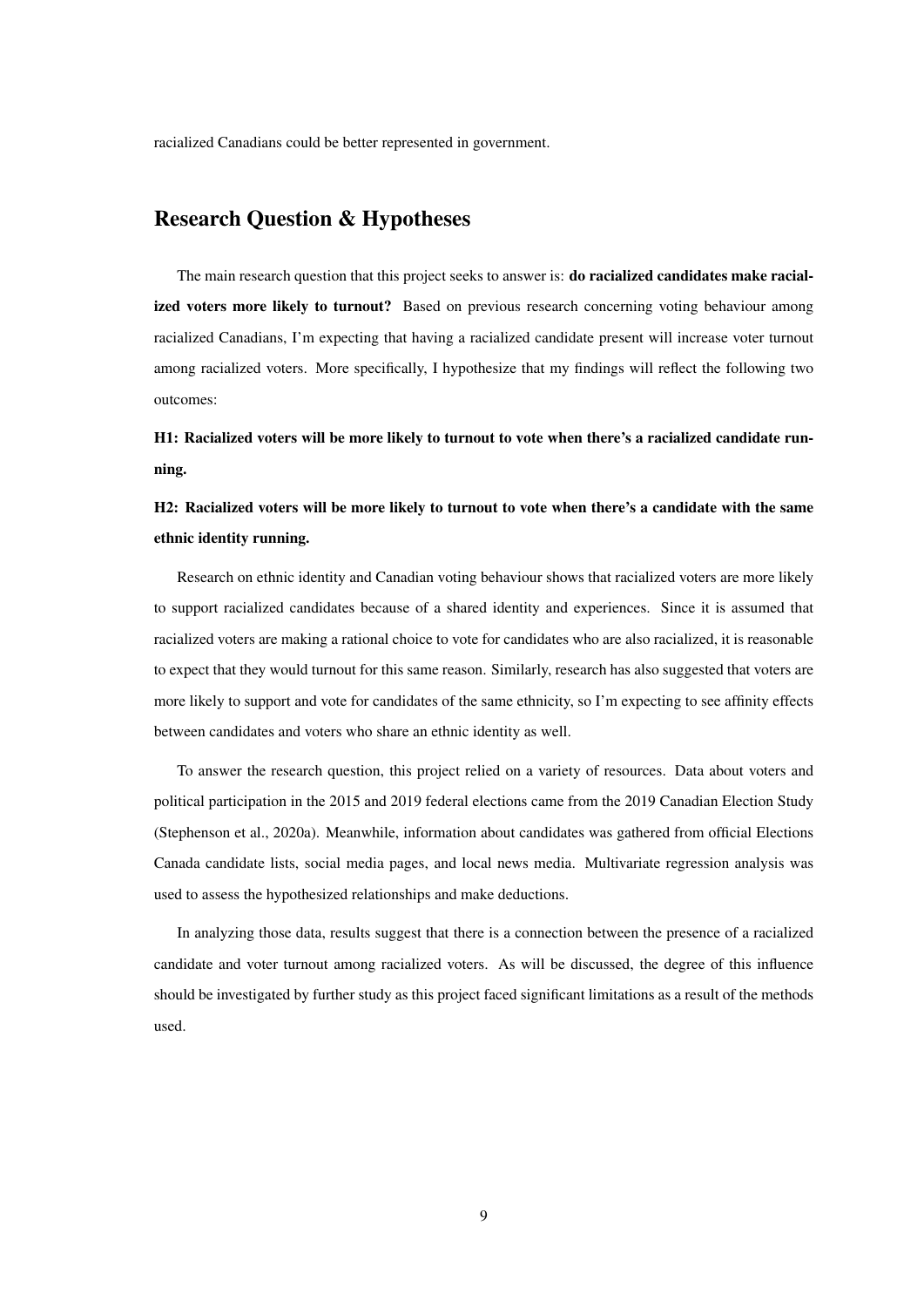racialized Canadians could be better represented in government.

## Research Question & Hypotheses

The main research question that this project seeks to answer is: **do racialized candidates make racialized voters more likely to turnout?** Based on previous research concerning voting behaviour among racialized Canadians, I'm expecting that having a racialized candidate present will increase voter turnout among racialized voters. More specifically, I hypothesize that my findings will reflect the following two outcomes:

**H1: Racialized voters will be more likely to turnout to vote when there's a racialized candidate running.**

**H2: Racialized voters will be more likely to turnout to vote when there's a candidate with the same ethnic identity running.**

Research on ethnic identity and Canadian voting behaviour shows that racialized voters are more likely to support racialized candidates because of a shared identity and experiences. Since it is assumed that racialized voters are making a rational choice to vote for candidates who are also racialized, it is reasonable to expect that they would turnout for this same reason. Similarly, research has also suggested that voters are more likely to support and vote for candidates of the same ethnicity, so I'm expecting to see affinity effects between candidates and voters who share an ethnic identity as well.

To answer the research question, this project relied on a variety of resources. Data about voters and political participation in the 2015 and 2019 federal elections came from the 2019 Canadian Election Study (Stephenson et al., 2020a). Meanwhile, information about candidates was gathered from official Elections Canada candidate lists, social media pages, and local news media. Multivariate regression analysis was used to assess the hypothesized relationships and make deductions.

In analyzing those data, results suggest that there is a connection between the presence of a racialized candidate and voter turnout among racialized voters. As will be discussed, the degree of this influence should be investigated by further study as this project faced significant limitations as a result of the methods used.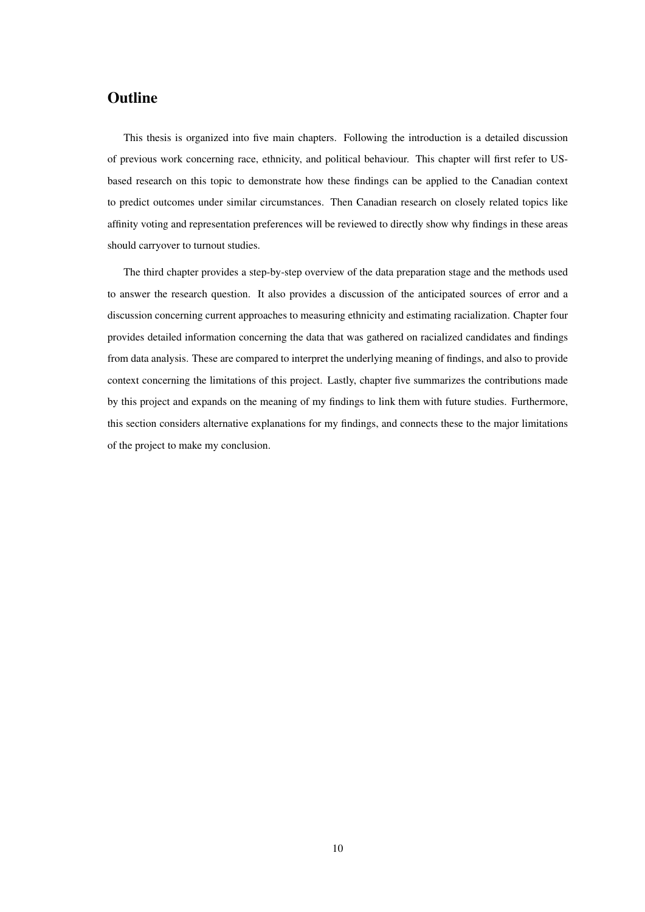## Outline

This thesis is organized into five main chapters. Following the introduction is a detailed discussion of previous work concerning race, ethnicity, and political behaviour. This chapter will first refer to US-based research on this topic to demonstrate how these findings can be applied to the Canadian context to predict outcomes under similar circumstances. Then Canadian research on closely related topics like affinity voting and representation preferences will be reviewed to directly show why findings in these areas should carryover to turnout studies.

The third chapter provides a step-by-step overview of the data preparation stage and the methods used to answer the research question. It also provides a discussion of the anticipated sources of error and a discussion concerning current approaches to measuring ethnicity and estimating racialization. Chapter four provides detailed information concerning the data that was gathered on racialized candidates and findings from data analysis. These are compared to interpret the underlying meaning of findings, and also to provide context concerning the limitations of this project. Lastly, chapter five summarizes the contributions made by this project and expands on the meaning of my findings to link them with future studies. Furthermore, this section considers alternative explanations for my findings, and connects these to the major limitations of the project to make my conclusion.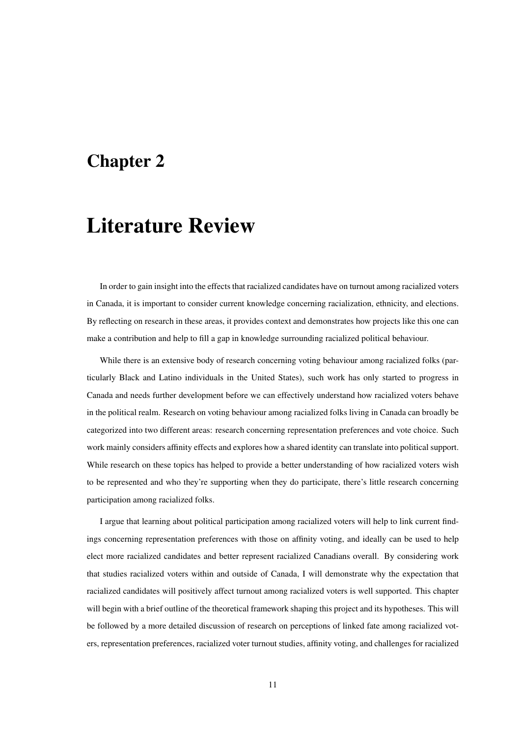# Chapter 2

# Literature Review

In order to gain insight into the effects that racialized candidates have on turnout among racialized voters in Canada, it is important to consider current knowledge concerning racialization, ethnicity, and elections. By reflecting on research in these areas, it provides context and demonstrates how projects like this one can make a contribution and help to fill a gap in knowledge surrounding racialized political behaviour.

While there is an extensive body of research concerning voting behaviour among racialized folks (particularly Black and Latino individuals in the United States), such work has only started to progress in Canada and needs further development before we can effectively understand how racialized voters behave in the political realm. Research on voting behaviour among racialized folks living in Canada can broadly be categorized into two different areas: research concerning representation preferences and vote choice. Such work mainly considers affinity effects and explores how a shared identity can translate into political support. While research on these topics has helped to provide a better understanding of how racialized voters wish to be represented and who they're supporting when they do participate, there's little research concerning participation among racialized folks.

I argue that learning about political participation among racialized voters will help to link current findings concerning representation preferences with those on affinity voting, and ideally can be used to help elect more racialized candidates and better represent racialized Canadians overall. By considering work that studies racialized voters within and outside of Canada, I will demonstrate why the expectation that racialized candidates will positively affect turnout among racialized voters is well supported. This chapter will begin with a brief outline of the theoretical framework shaping this project and its hypotheses. This will be followed by a more detailed discussion of research on perceptions of linked fate among racialized voters, representation preferences, racialized voter turnout studies, affinity voting, and challenges for racialized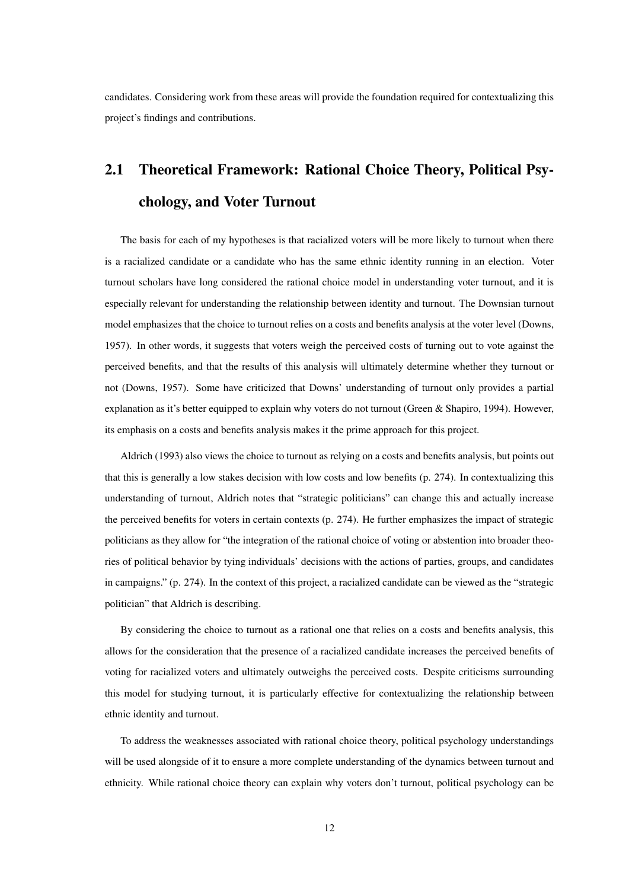candidates. Considering work from these areas will provide the foundation required for contextualizing this project's findings and contributions.

## 2.1 Theoretical Framework: Rational Choice Theory, Political Psychology, and Voter Turnout

The basis for each of my hypotheses is that racialized voters will be more likely to turnout when there is a racialized candidate or a candidate who has the same ethnic identity running in an election. Voter turnout scholars have long considered the rational choice model in understanding voter turnout, and it is especially relevant for understanding the relationship between identity and turnout. The Downsian turnout model emphasizes that the choice to turnout relies on a costs and benefits analysis at the voter level (Downs, 1957). In other words, it suggests that voters weigh the perceived costs of turning out to vote against the perceived benefits, and that the results of this analysis will ultimately determine whether they turnout or not (Downs, 1957). Some have criticized that Downs' understanding of turnout only provides a partial explanation as it's better equipped to explain why voters do not turnout (Green & Shapiro, 1994). However, its emphasis on a costs and benefits analysis makes it the prime approach for this project.

Aldrich (1993) also views the choice to turnout as relying on a costs and benefits analysis, but points out that this is generally a low stakes decision with low costs and low benefits (p. 274). In contextualizing this understanding of turnout, Aldrich notes that "strategic politicians" can change this and actually increase the perceived benefits for voters in certain contexts (p. 274). He further emphasizes the impact of strategic politicians as they allow for "the integration of the rational choice of voting or abstention into broader theories of political behavior by tying individuals' decisions with the actions of parties, groups, and candidates in campaigns." (p. 274). In the context of this project, a racialized candidate can be viewed as the "strategic politician" that Aldrich is describing.

By considering the choice to turnout as a rational one that relies on a costs and benefits analysis, this allows for the consideration that the presence of a racialized candidate increases the perceived benefits of voting for racialized voters and ultimately outweighs the perceived costs. Despite criticisms surrounding this model for studying turnout, it is particularly effective for contextualizing the relationship between ethnic identity and turnout.

To address the weaknesses associated with rational choice theory, political psychology understandings will be used alongside of it to ensure a more complete understanding of the dynamics between turnout and ethnicity. While rational choice theory can explain why voters don't turnout, political psychology can be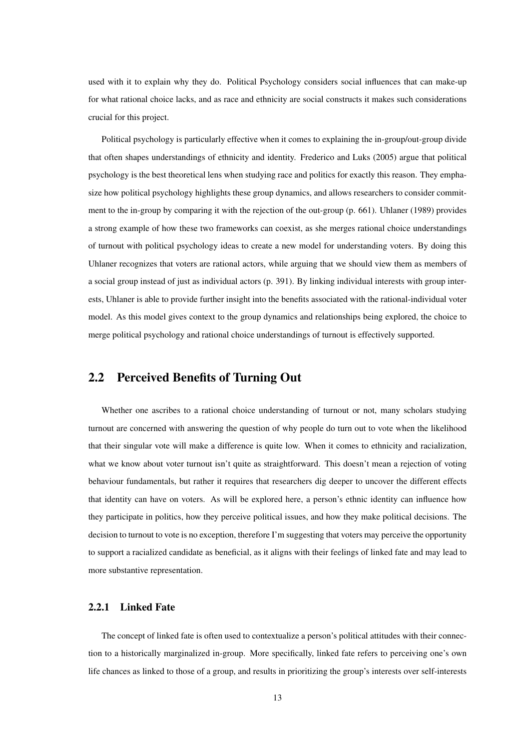used with it to explain why they do. Political Psychology considers social influences that can make-up for what rational choice lacks, and as race and ethnicity are social constructs it makes such considerations crucial for this project.

Political psychology is particularly effective when it comes to explaining the in-group/out-group divide that often shapes understandings of ethnicity and identity. Frederico and Luks (2005) argue that political psychology is the best theoretical lens when studying race and politics for exactly this reason. They emphasize how political psychology highlights these group dynamics, and allows researchers to consider commitment to the in-group by comparing it with the rejection of the out-group (p. 661). Uhlaner (1989) provides a strong example of how these two frameworks can coexist, as she merges rational choice understandings of turnout with political psychology ideas to create a new model for understanding voters. By doing this Uhlaner recognizes that voters are rational actors, while arguing that we should view them as members of a social group instead of just as individual actors (p. 391). By linking individual interests with group interests, Uhlaner is able to provide further insight into the benefits associated with the rational-individual voter model. As this model gives context to the group dynamics and relationships being explored, the choice to merge political psychology and rational choice understandings of turnout is effectively supported.

## 2.2 Perceived Benefits of Turning Out

Whether one ascribes to a rational choice understanding of turnout or not, many scholars studying turnout are concerned with answering the question of why people do turn out to vote when the likelihood that their singular vote will make a difference is quite low. When it comes to ethnicity and racialization, what we know about voter turnout isn't quite as straightforward. This doesn't mean a rejection of voting behaviour fundamentals, but rather it requires that researchers dig deeper to uncover the different effects that identity can have on voters. As will be explored here, a person's ethnic identity can influence how they participate in politics, how they perceive political issues, and how they make political decisions. The decision to turnout to vote is no exception, therefore I'm suggesting that voters may perceive the opportunity to support a racialized candidate as beneficial, as it aligns with their feelings of linked fate and may lead to more substantive representation.

### 2.2.1 Linked Fate

The concept of linked fate is often used to contextualize a person's political attitudes with their connection to a historically marginalized in-group. More specifically, linked fate refers to perceiving one's own life chances as linked to those of a group, and results in prioritizing the group's interests over self-interests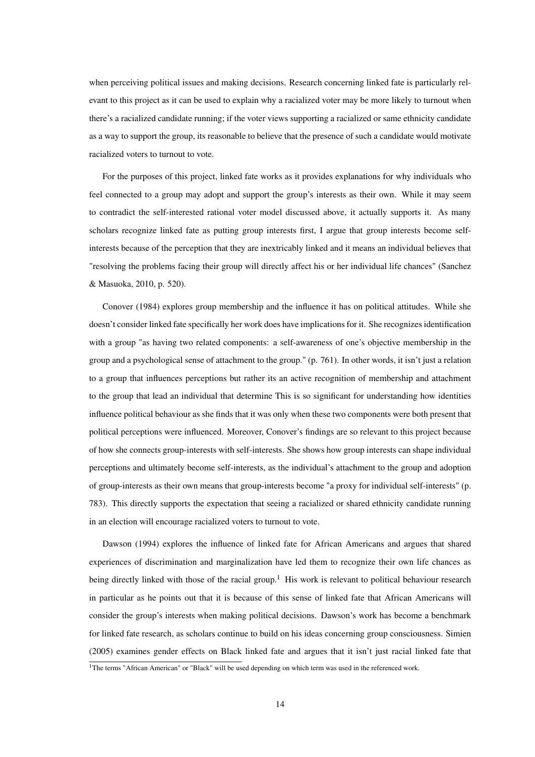when perceiving political issues and making decisions. Research concerning linked fate is particularly relevant to this project as it can be used to explain why a racialized voter may be more likely to turnout when there's a racialized candidate running; if the voter views supporting a racialized or same ethnicity candidate as a way to support the group, its reasonable to believe that the presence of such a candidate would motivate racialized voters to turnout to vote.

For the purposes of this project, linked fate works as it provides explanations for why individuals who feel connected to a group may adopt and support the group's interests as their own. While it may seem to contradict the self-interested rational voter model discussed above, it actually supports it. As many scholars recognize linked fate as putting group interests first, I argue that group interests become self-interests because of the perception that they are inextricably linked and it means an individual believes that "resolving the problems facing their group will directly affect his or her individual life chances" (Sanchez & Masuoka, 2010, p. 520).

Conover (1984) explores group membership and the influence it has on political attitudes. While she doesn't consider linked fate specifically her work does have implications for it. She recognizes identification with a group "as having two related components: a self-awareness of one's objective membership in the group and a psychological sense of attachment to the group." (p. 761). In other words, it isn't just a relation to a group that influences perceptions but rather its an active recognition of membership and attachment to the group that lead an individual that determine This is so significant for understanding how identities influence political behaviour as she finds that it was only when these two components were both present that political perceptions were influenced. Moreover, Conover's findings are so relevant to this project because of how she connects group-interests with self-interests. She shows how group interests can shape individual perceptions and ultimately become self-interests, as the individual's attachment to the group and adoption of group-interests as their own means that group-interests become "a proxy for individual self-interests" (p. 783). This directly supports the expectation that seeing a racialized or shared ethnicity candidate running in an election will encourage racialized voters to turnout to vote.

Dawson (1994) explores the influence of linked fate for African Americans and argues that shared experiences of discrimination and marginalization have led them to recognize their own life chances as being directly linked with those of the racial group.[1] His work is relevant to political behaviour research in particular as he points out that it is because of this sense of linked fate that African Americans will consider the group's interests when making political decisions. Dawson's work has become a benchmark for linked fate research, as scholars continue to build on his ideas concerning group consciousness. Simien (2005) examines gender effects on Black linked fate and argues that it isn't just racial linked fate that

[1] The terms "African American" or "Black" will be used depending on which term was used in the referenced work.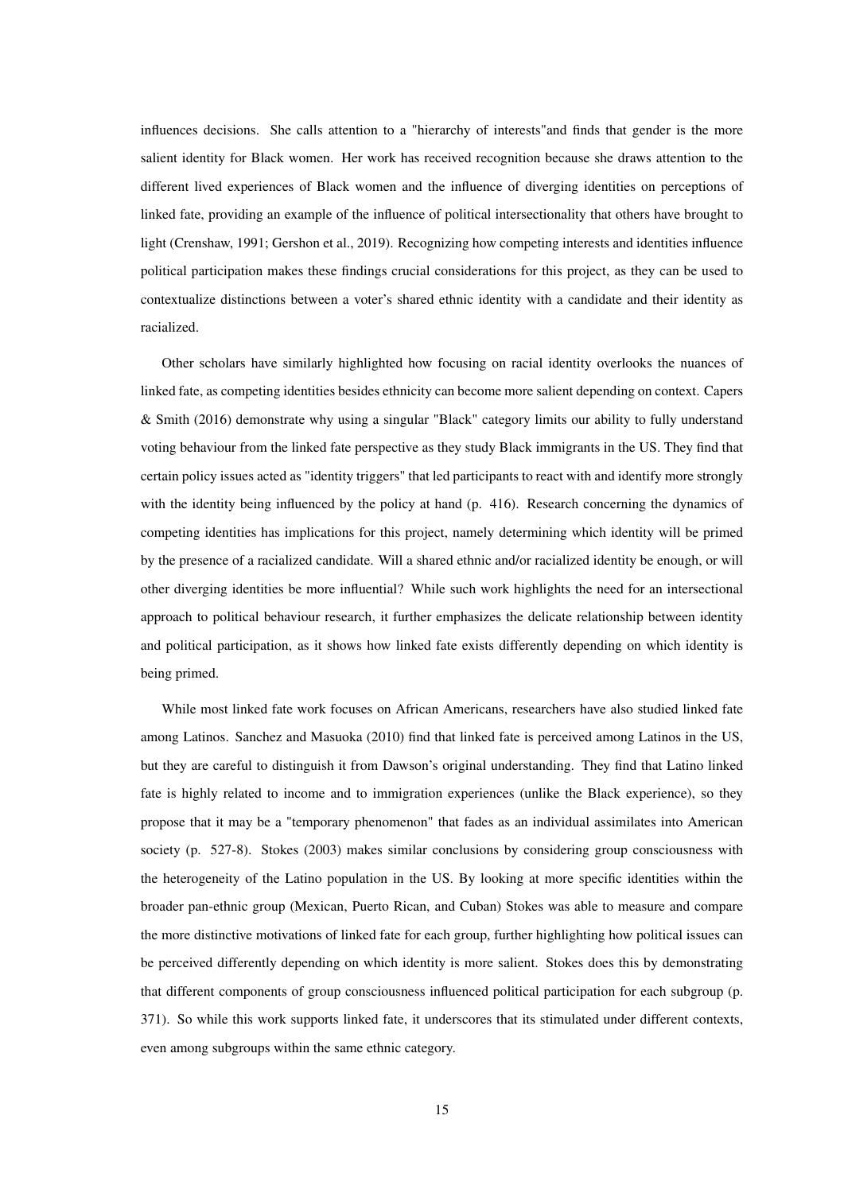influences decisions. She calls attention to a "hierarchy of interests"and finds that gender is the more salient identity for Black women. Her work has received recognition because she draws attention to the different lived experiences of Black women and the influence of diverging identities on perceptions of linked fate, providing an example of the influence of political intersectionality that others have brought to light (Crenshaw, 1991; Gershon et al., 2019). Recognizing how competing interests and identities influence political participation makes these findings crucial considerations for this project, as they can be used to contextualize distinctions between a voter's shared ethnic identity with a candidate and their identity as racialized.

Other scholars have similarly highlighted how focusing on racial identity overlooks the nuances of linked fate, as competing identities besides ethnicity can become more salient depending on context. Capers & Smith (2016) demonstrate why using a singular "Black" category limits our ability to fully understand voting behaviour from the linked fate perspective as they study Black immigrants in the US. They find that certain policy issues acted as "identity triggers" that led participants to react with and identify more strongly with the identity being influenced by the policy at hand (p. 416). Research concerning the dynamics of competing identities has implications for this project, namely determining which identity will be primed by the presence of a racialized candidate. Will a shared ethnic and/or racialized identity be enough, or will other diverging identities be more influential? While such work highlights the need for an intersectional approach to political behaviour research, it further emphasizes the delicate relationship between identity and political participation, as it shows how linked fate exists differently depending on which identity is being primed.

While most linked fate work focuses on African Americans, researchers have also studied linked fate among Latinos. Sanchez and Masuoka (2010) find that linked fate is perceived among Latinos in the US, but they are careful to distinguish it from Dawson's original understanding. They find that Latino linked fate is highly related to income and to immigration experiences (unlike the Black experience), so they propose that it may be a "temporary phenomenon" that fades as an individual assimilates into American society (p. 527-8). Stokes (2003) makes similar conclusions by considering group consciousness with the heterogeneity of the Latino population in the US. By looking at more specific identities within the broader pan-ethnic group (Mexican, Puerto Rican, and Cuban) Stokes was able to measure and compare the more distinctive motivations of linked fate for each group, further highlighting how political issues can be perceived differently depending on which identity is more salient. Stokes does this by demonstrating that different components of group consciousness influenced political participation for each subgroup (p. 371). So while this work supports linked fate, it underscores that its stimulated under different contexts, even among subgroups within the same ethnic category.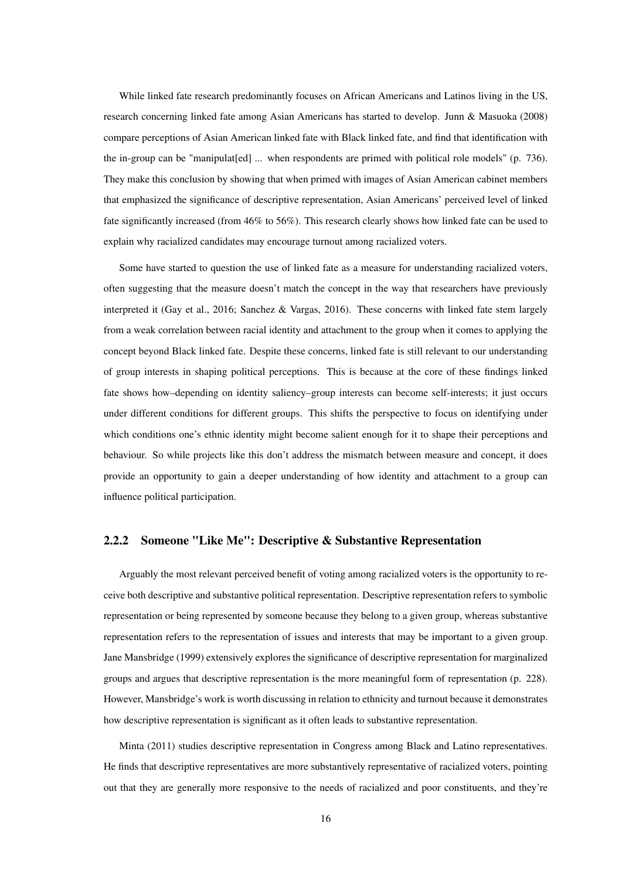While linked fate research predominantly focuses on African Americans and Latinos living in the US, research concerning linked fate among Asian Americans has started to develop. Junn & Masuoka (2008) compare perceptions of Asian American linked fate with Black linked fate, and find that identification with the in-group can be "manipulat[ed] ... when respondents are primed with political role models" (p. 736). They make this conclusion by showing that when primed with images of Asian American cabinet members that emphasized the significance of descriptive representation, Asian Americans' perceived level of linked fate significantly increased (from 46% to 56%). This research clearly shows how linked fate can be used to explain why racialized candidates may encourage turnout among racialized voters.

Some have started to question the use of linked fate as a measure for understanding racialized voters, often suggesting that the measure doesn't match the concept in the way that researchers have previously interpreted it (Gay et al., 2016; Sanchez & Vargas, 2016). These concerns with linked fate stem largely from a weak correlation between racial identity and attachment to the group when it comes to applying the concept beyond Black linked fate. Despite these concerns, linked fate is still relevant to our understanding of group interests in shaping political perceptions. This is because at the core of these findings linked fate shows how–depending on identity saliency–group interests can become self-interests; it just occurs under different conditions for different groups. This shifts the perspective to focus on identifying under which conditions one's ethnic identity might become salient enough for it to shape their perceptions and behaviour. So while projects like this don't address the mismatch between measure and concept, it does provide an opportunity to gain a deeper understanding of how identity and attachment to a group can influence political participation.

### 2.2.2 Someone "Like Me": Descriptive & Substantive Representation

Arguably the most relevant perceived benefit of voting among racialized voters is the opportunity to receive both descriptive and substantive political representation. Descriptive representation refers to symbolic representation or being represented by someone because they belong to a given group, whereas substantive representation refers to the representation of issues and interests that may be important to a given group. Jane Mansbridge (1999) extensively explores the significance of descriptive representation for marginalized groups and argues that descriptive representation is the more meaningful form of representation (p. 228). However, Mansbridge's work is worth discussing in relation to ethnicity and turnout because it demonstrates how descriptive representation is significant as it often leads to substantive representation.

Minta (2011) studies descriptive representation in Congress among Black and Latino representatives. He finds that descriptive representatives are more substantively representative of racialized voters, pointing out that they are generally more responsive to the needs of racialized and poor constituents, and they're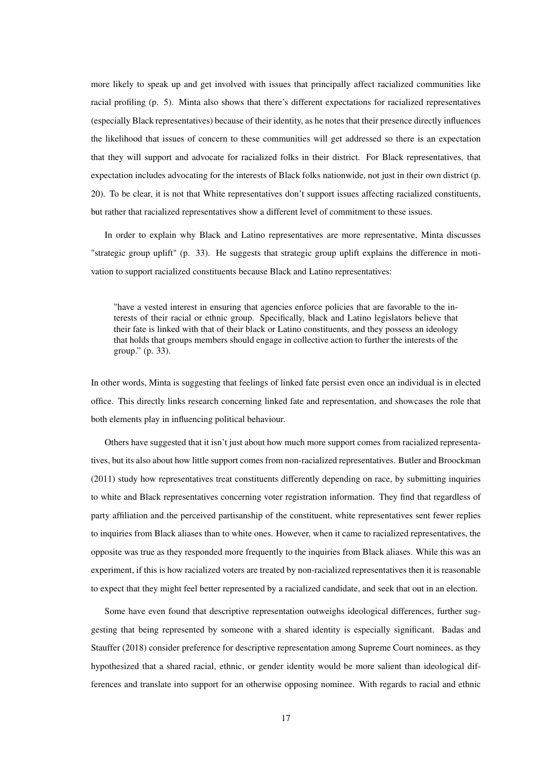more likely to speak up and get involved with issues that principally affect racialized communities like racial profiling (p. 5). Minta also shows that there's different expectations for racialized representatives (especially Black representatives) because of their identity, as he notes that their presence directly influences the likelihood that issues of concern to these communities will get addressed so there is an expectation that they will support and advocate for racialized folks in their district. For Black representatives, that expectation includes advocating for the interests of Black folks nationwide, not just in their own district (p. 20). To be clear, it is not that White representatives don't support issues affecting racialized constituents, but rather that racialized representatives show a different level of commitment to these issues.

In order to explain why Black and Latino representatives are more representative, Minta discusses "strategic group uplift" (p. 33). He suggests that strategic group uplift explains the difference in motivation to support racialized constituents because Black and Latino representatives:

> "have a vested interest in ensuring that agencies enforce policies that are favorable to the interests of their racial or ethnic group. Specifically, black and Latino legislators believe that their fate is linked with that of their black or Latino constituents, and they possess an ideology that holds that groups members should engage in collective action to further the interests of the group." (p. 33).

In other words, Minta is suggesting that feelings of linked fate persist even once an individual is in elected office. This directly links research concerning linked fate and representation, and showcases the role that both elements play in influencing political behaviour.

Others have suggested that it isn't just about how much more support comes from racialized representatives, but its also about how little support comes from non-racialized representatives. Butler and Broockman (2011) study how representatives treat constituents differently depending on race, by submitting inquiries to white and Black representatives concerning voter registration information. They find that regardless of party affiliation and the perceived partisanship of the constituent, white representatives sent fewer replies to inquiries from Black aliases than to white ones. However, when it came to racialized representatives, the opposite was true as they responded more frequently to the inquiries from Black aliases. While this was an experiment, if this is how racialized voters are treated by non-racialized representatives then it is reasonable to expect that they might feel better represented by a racialized candidate, and seek that out in an election.

Some have even found that descriptive representation outweighs ideological differences, further suggesting that being represented by someone with a shared identity is especially significant. Badas and Stauffer (2018) consider preference for descriptive representation among Supreme Court nominees, as they hypothesized that a shared racial, ethnic, or gender identity would be more salient than ideological differences and translate into support for an otherwise opposing nominee. With regards to racial and ethnic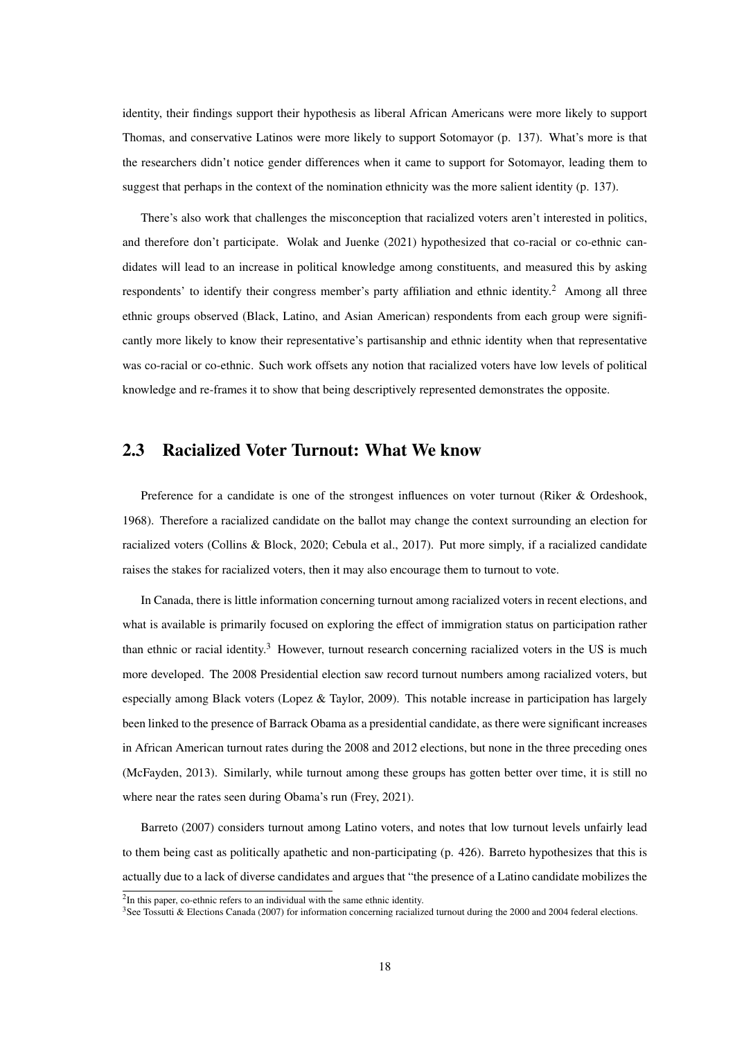identity, their findings support their hypothesis as liberal African Americans were more likely to support Thomas, and conservative Latinos were more likely to support Sotomayor (p. 137). What's more is that the researchers didn't notice gender differences when it came to support for Sotomayor, leading them to suggest that perhaps in the context of the nomination ethnicity was the more salient identity (p. 137).

There's also work that challenges the misconception that racialized voters aren't interested in politics, and therefore don't participate. Wolak and Juenke (2021) hypothesized that co-racial or co-ethnic candidates will lead to an increase in political knowledge among constituents, and measured this by asking respondents' to identify their congress member's party affiliation and ethnic identity.[2] Among all three ethnic groups observed (Black, Latino, and Asian American) respondents from each group were significantly more likely to know their representative's partisanship and ethnic identity when that representative was co-racial or co-ethnic. Such work offsets any notion that racialized voters have low levels of political knowledge and re-frames it to show that being descriptively represented demonstrates the opposite.

## 2.3 Racialized Voter Turnout: What We know

Preference for a candidate is one of the strongest influences on voter turnout (Riker & Ordeshook, 1968). Therefore a racialized candidate on the ballot may change the context surrounding an election for racialized voters (Collins & Block, 2020; Cebula et al., 2017). Put more simply, if a racialized candidate raises the stakes for racialized voters, then it may also encourage them to turnout to vote.

In Canada, there is little information concerning turnout among racialized voters in recent elections, and what is available is primarily focused on exploring the effect of immigration status on participation rather than ethnic or racial identity.[3] However, turnout research concerning racialized voters in the US is much more developed. The 2008 Presidential election saw record turnout numbers among racialized voters, but especially among Black voters (Lopez & Taylor, 2009). This notable increase in participation has largely been linked to the presence of Barrack Obama as a presidential candidate, as there were significant increases in African American turnout rates during the 2008 and 2012 elections, but none in the three preceding ones (McFayden, 2013). Similarly, while turnout among these groups has gotten better over time, it is still no where near the rates seen during Obama's run (Frey, 2021).

Barreto (2007) considers turnout among Latino voters, and notes that low turnout levels unfairly lead to them being cast as politically apathetic and non-participating (p. 426). Barreto hypothesizes that this is actually due to a lack of diverse candidates and argues that "the presence of a Latino candidate mobilizes the

[2] In this paper, co-ethnic refers to an individual with the same ethnic identity.

[3] See Tossutti & Elections Canada (2007) for information concerning racialized turnout during the 2000 and 2004 federal elections.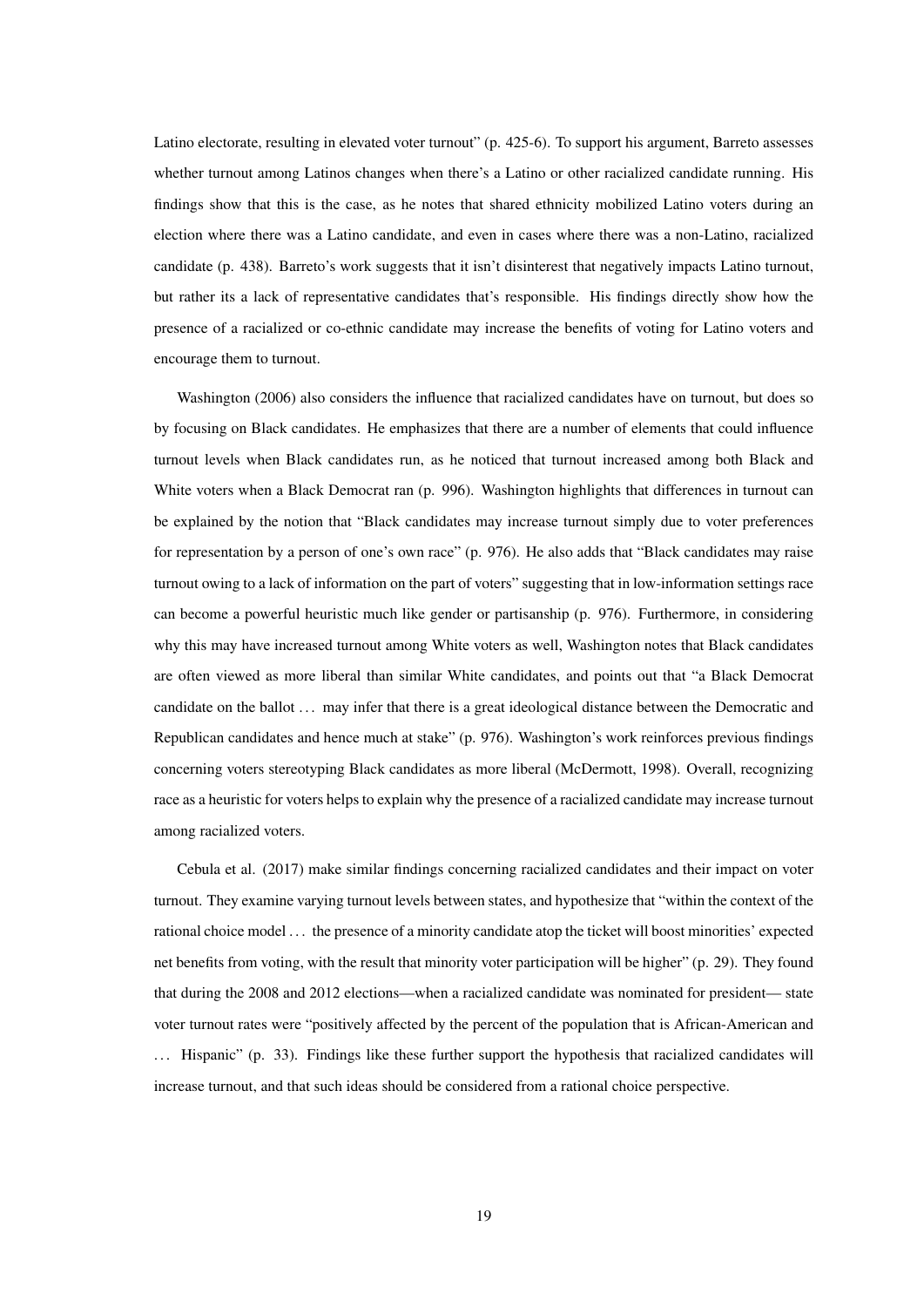Latino electorate, resulting in elevated voter turnout" (p. 425-6). To support his argument, Barreto assesses whether turnout among Latinos changes when there's a Latino or other racialized candidate running. His findings show that this is the case, as he notes that shared ethnicity mobilized Latino voters during an election where there was a Latino candidate, and even in cases where there was a non-Latino, racialized candidate (p. 438). Barreto's work suggests that it isn't disinterest that negatively impacts Latino turnout, but rather its a lack of representative candidates that's responsible. His findings directly show how the presence of a racialized or co-ethnic candidate may increase the benefits of voting for Latino voters and encourage them to turnout.

Washington (2006) also considers the influence that racialized candidates have on turnout, but does so by focusing on Black candidates. He emphasizes that there are a number of elements that could influence turnout levels when Black candidates run, as he noticed that turnout increased among both Black and White voters when a Black Democrat ran (p. 996). Washington highlights that differences in turnout can be explained by the notion that "Black candidates may increase turnout simply due to voter preferences for representation by a person of one's own race" (p. 976). He also adds that "Black candidates may raise turnout owing to a lack of information on the part of voters" suggesting that in low-information settings race can become a powerful heuristic much like gender or partisanship (p. 976). Furthermore, in considering why this may have increased turnout among White voters as well, Washington notes that Black candidates are often viewed as more liberal than similar White candidates, and points out that "a Black Democrat candidate on the ballot ... may infer that there is a great ideological distance between the Democratic and Republican candidates and hence much at stake" (p. 976). Washington's work reinforces previous findings concerning voters stereotyping Black candidates as more liberal (McDermott, 1998). Overall, recognizing race as a heuristic for voters helps to explain why the presence of a racialized candidate may increase turnout among racialized voters.

Cebula et al. (2017) make similar findings concerning racialized candidates and their impact on voter turnout. They examine varying turnout levels between states, and hypothesize that "within the context of the rational choice model ... the presence of a minority candidate atop the ticket will boost minorities' expected net benefits from voting, with the result that minority voter participation will be higher" (p. 29). They found that during the 2008 and 2012 elections—when a racialized candidate was nominated for president— state voter turnout rates were "positively affected by the percent of the population that is African-American and ... Hispanic" (p. 33). Findings like these further support the hypothesis that racialized candidates will increase turnout, and that such ideas should be considered from a rational choice perspective.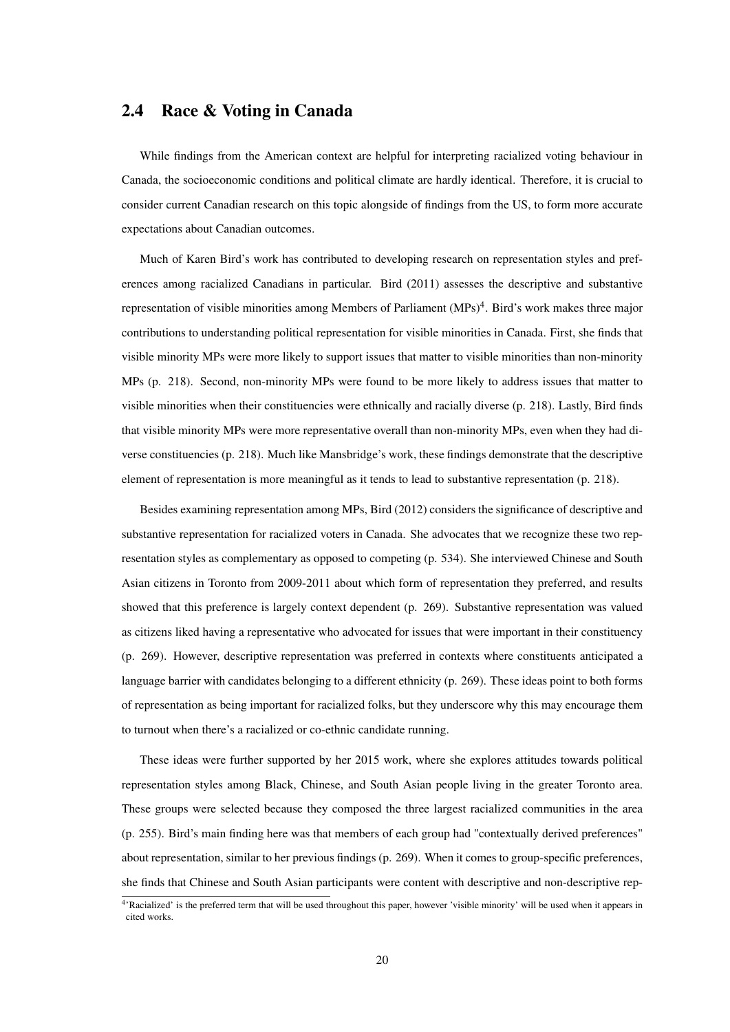## 2.4 Race & Voting in Canada

While findings from the American context are helpful for interpreting racialized voting behaviour in Canada, the socioeconomic conditions and political climate are hardly identical. Therefore, it is crucial to consider current Canadian research on this topic alongside of findings from the US, to form more accurate expectations about Canadian outcomes.

Much of Karen Bird's work has contributed to developing research on representation styles and preferences among racialized Canadians in particular. Bird (2011) assesses the descriptive and substantive representation of visible minorities among Members of Parliament (MPs)[4]. Bird's work makes three major contributions to understanding political representation for visible minorities in Canada. First, she finds that visible minority MPs were more likely to support issues that matter to visible minorities than non-minority MPs (p. 218). Second, non-minority MPs were found to be more likely to address issues that matter to visible minorities when their constituencies were ethnically and racially diverse (p. 218). Lastly, Bird finds that visible minority MPs were more representative overall than non-minority MPs, even when they had diverse constituencies (p. 218). Much like Mansbridge's work, these findings demonstrate that the descriptive element of representation is more meaningful as it tends to lead to substantive representation (p. 218).

Besides examining representation among MPs, Bird (2012) considers the significance of descriptive and substantive representation for racialized voters in Canada. She advocates that we recognize these two representation styles as complementary as opposed to competing (p. 534). She interviewed Chinese and South Asian citizens in Toronto from 2009-2011 about which form of representation they preferred, and results showed that this preference is largely context dependent (p. 269). Substantive representation was valued as citizens liked having a representative who advocated for issues that were important in their constituency (p. 269). However, descriptive representation was preferred in contexts where constituents anticipated a language barrier with candidates belonging to a different ethnicity (p. 269). These ideas point to both forms of representation as being important for racialized folks, but they underscore why this may encourage them to turnout when there's a racialized or co-ethnic candidate running.

These ideas were further supported by her 2015 work, where she explores attitudes towards political representation styles among Black, Chinese, and South Asian people living in the greater Toronto area. These groups were selected because they composed the three largest racialized communities in the area (p. 255). Bird's main finding here was that members of each group had "contextually derived preferences" about representation, similar to her previous findings (p. 269). When it comes to group-specific preferences, she finds that Chinese and South Asian participants were content with descriptive and non-descriptive rep-

[4]'Racialized' is the preferred term that will be used throughout this paper, however 'visible minority' will be used when it appears in cited works.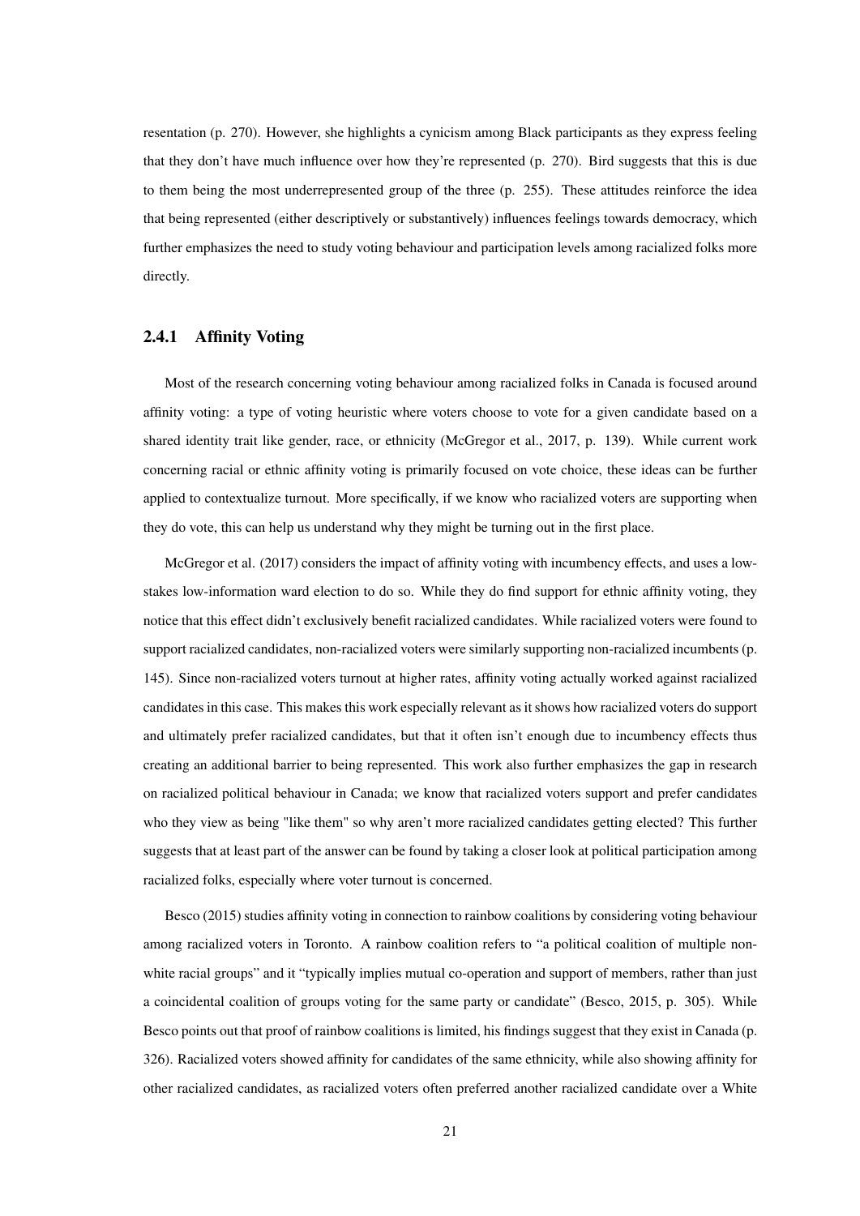resentation (p. 270). However, she highlights a cynicism among Black participants as they express feeling that they don't have much influence over how they're represented (p. 270). Bird suggests that this is due to them being the most underrepresented group of the three (p. 255). These attitudes reinforce the idea that being represented (either descriptively or substantively) influences feelings towards democracy, which further emphasizes the need to study voting behaviour and participation levels among racialized folks more directly.

### 2.4.1 Affinity Voting

Most of the research concerning voting behaviour among racialized folks in Canada is focused around affinity voting: a type of voting heuristic where voters choose to vote for a given candidate based on a shared identity trait like gender, race, or ethnicity (McGregor et al., 2017, p. 139). While current work concerning racial or ethnic affinity voting is primarily focused on vote choice, these ideas can be further applied to contextualize turnout. More specifically, if we know who racialized voters are supporting when they do vote, this can help us understand why they might be turning out in the first place.

McGregor et al. (2017) considers the impact of affinity voting with incumbency effects, and uses a low-stakes low-information ward election to do so. While they do find support for ethnic affinity voting, they notice that this effect didn't exclusively benefit racialized candidates. While racialized voters were found to support racialized candidates, non-racialized voters were similarly supporting non-racialized incumbents (p. 145). Since non-racialized voters turnout at higher rates, affinity voting actually worked against racialized candidates in this case. This makes this work especially relevant as it shows how racialized voters do support and ultimately prefer racialized candidates, but that it often isn't enough due to incumbency effects thus creating an additional barrier to being represented. This work also further emphasizes the gap in research on racialized political behaviour in Canada; we know that racialized voters support and prefer candidates who they view as being "like them" so why aren't more racialized candidates getting elected? This further suggests that at least part of the answer can be found by taking a closer look at political participation among racialized folks, especially where voter turnout is concerned.

Besco (2015) studies affinity voting in connection to rainbow coalitions by considering voting behaviour among racialized voters in Toronto. A rainbow coalition refers to "a political coalition of multiple non-white racial groups" and it "typically implies mutual co-operation and support of members, rather than just a coincidental coalition of groups voting for the same party or candidate" (Besco, 2015, p. 305). While Besco points out that proof of rainbow coalitions is limited, his findings suggest that they exist in Canada (p. 326). Racialized voters showed affinity for candidates of the same ethnicity, while also showing affinity for other racialized candidates, as racialized voters often preferred another racialized candidate over a White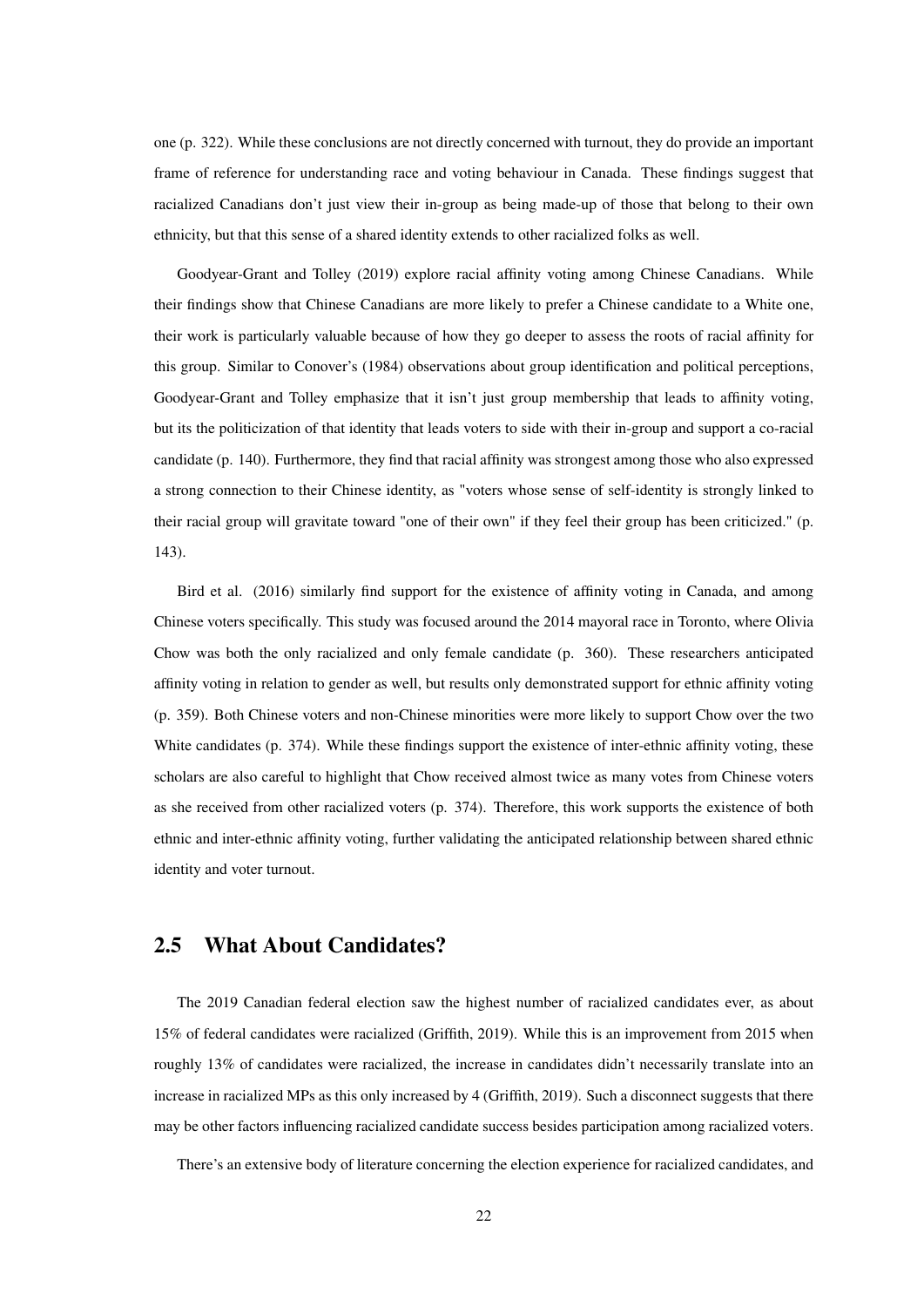one (p. 322). While these conclusions are not directly concerned with turnout, they do provide an important frame of reference for understanding race and voting behaviour in Canada. These findings suggest that racialized Canadians don't just view their in-group as being made-up of those that belong to their own ethnicity, but that this sense of a shared identity extends to other racialized folks as well.

Goodyear-Grant and Tolley (2019) explore racial affinity voting among Chinese Canadians. While their findings show that Chinese Canadians are more likely to prefer a Chinese candidate to a White one, their work is particularly valuable because of how they go deeper to assess the roots of racial affinity for this group. Similar to Conover's (1984) observations about group identification and political perceptions, Goodyear-Grant and Tolley emphasize that it isn't just group membership that leads to affinity voting, but its the politicization of that identity that leads voters to side with their in-group and support a co-racial candidate (p. 140). Furthermore, they find that racial affinity was strongest among those who also expressed a strong connection to their Chinese identity, as "voters whose sense of self-identity is strongly linked to their racial group will gravitate toward "one of their own" if they feel their group has been criticized." (p. 143).

Bird et al. (2016) similarly find support for the existence of affinity voting in Canada, and among Chinese voters specifically. This study was focused around the 2014 mayoral race in Toronto, where Olivia Chow was both the only racialized and only female candidate (p. 360). These researchers anticipated affinity voting in relation to gender as well, but results only demonstrated support for ethnic affinity voting (p. 359). Both Chinese voters and non-Chinese minorities were more likely to support Chow over the two White candidates (p. 374). While these findings support the existence of inter-ethnic affinity voting, these scholars are also careful to highlight that Chow received almost twice as many votes from Chinese voters as she received from other racialized voters (p. 374). Therefore, this work supports the existence of both ethnic and inter-ethnic affinity voting, further validating the anticipated relationship between shared ethnic identity and voter turnout.

## 2.5 What About Candidates?

The 2019 Canadian federal election saw the highest number of racialized candidates ever, as about 15% of federal candidates were racialized (Griffith, 2019). While this is an improvement from 2015 when roughly 13% of candidates were racialized, the increase in candidates didn't necessarily translate into an increase in racialized MPs as this only increased by 4 (Griffith, 2019). Such a disconnect suggests that there may be other factors influencing racialized candidate success besides participation among racialized voters.

There's an extensive body of literature concerning the election experience for racialized candidates, and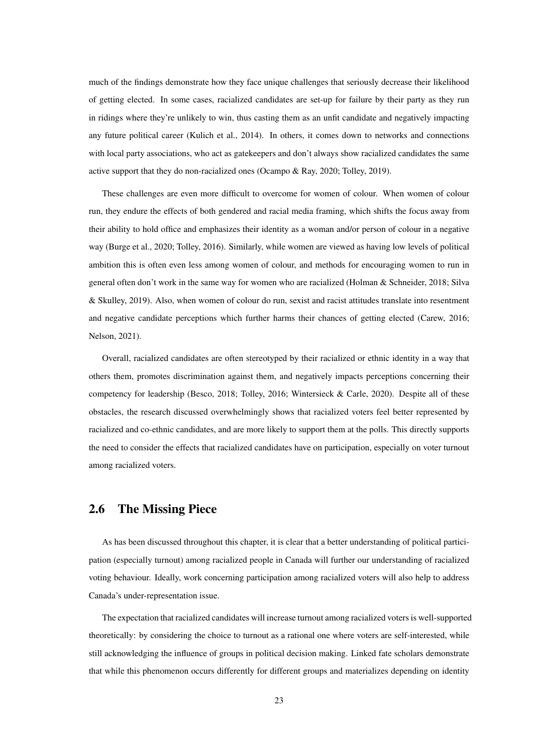much of the findings demonstrate how they face unique challenges that seriously decrease their likelihood of getting elected. In some cases, racialized candidates are set-up for failure by their party as they run in ridings where they're unlikely to win, thus casting them as an unfit candidate and negatively impacting any future political career (Kulich et al., 2014). In others, it comes down to networks and connections with local party associations, who act as gatekeepers and don't always show racialized candidates the same active support that they do non-racialized ones (Ocampo & Ray, 2020; Tolley, 2019).

These challenges are even more difficult to overcome for women of colour. When women of colour run, they endure the effects of both gendered and racial media framing, which shifts the focus away from their ability to hold office and emphasizes their identity as a woman and/or person of colour in a negative way (Burge et al., 2020; Tolley, 2016). Similarly, while women are viewed as having low levels of political ambition this is often even less among women of colour, and methods for encouraging women to run in general often don't work in the same way for women who are racialized (Holman & Schneider, 2018; Silva & Skulley, 2019). Also, when women of colour do run, sexist and racist attitudes translate into resentment and negative candidate perceptions which further harms their chances of getting elected (Carew, 2016; Nelson, 2021).

Overall, racialized candidates are often stereotyped by their racialized or ethnic identity in a way that others them, promotes discrimination against them, and negatively impacts perceptions concerning their competency for leadership (Besco, 2018; Tolley, 2016; Wintersieck & Carle, 2020). Despite all of these obstacles, the research discussed overwhelmingly shows that racialized voters feel better represented by racialized and co-ethnic candidates, and are more likely to support them at the polls. This directly supports the need to consider the effects that racialized candidates have on participation, especially on voter turnout among racialized voters.

## 2.6 The Missing Piece

As has been discussed throughout this chapter, it is clear that a better understanding of political participation (especially turnout) among racialized people in Canada will further our understanding of racialized voting behaviour. Ideally, work concerning participation among racialized voters will also help to address Canada's under-representation issue.

The expectation that racialized candidates will increase turnout among racialized voters is well-supported theoretically: by considering the choice to turnout as a rational one where voters are self-interested, while still acknowledging the influence of groups in political decision making. Linked fate scholars demonstrate that while this phenomenon occurs differently for different groups and materializes depending on identity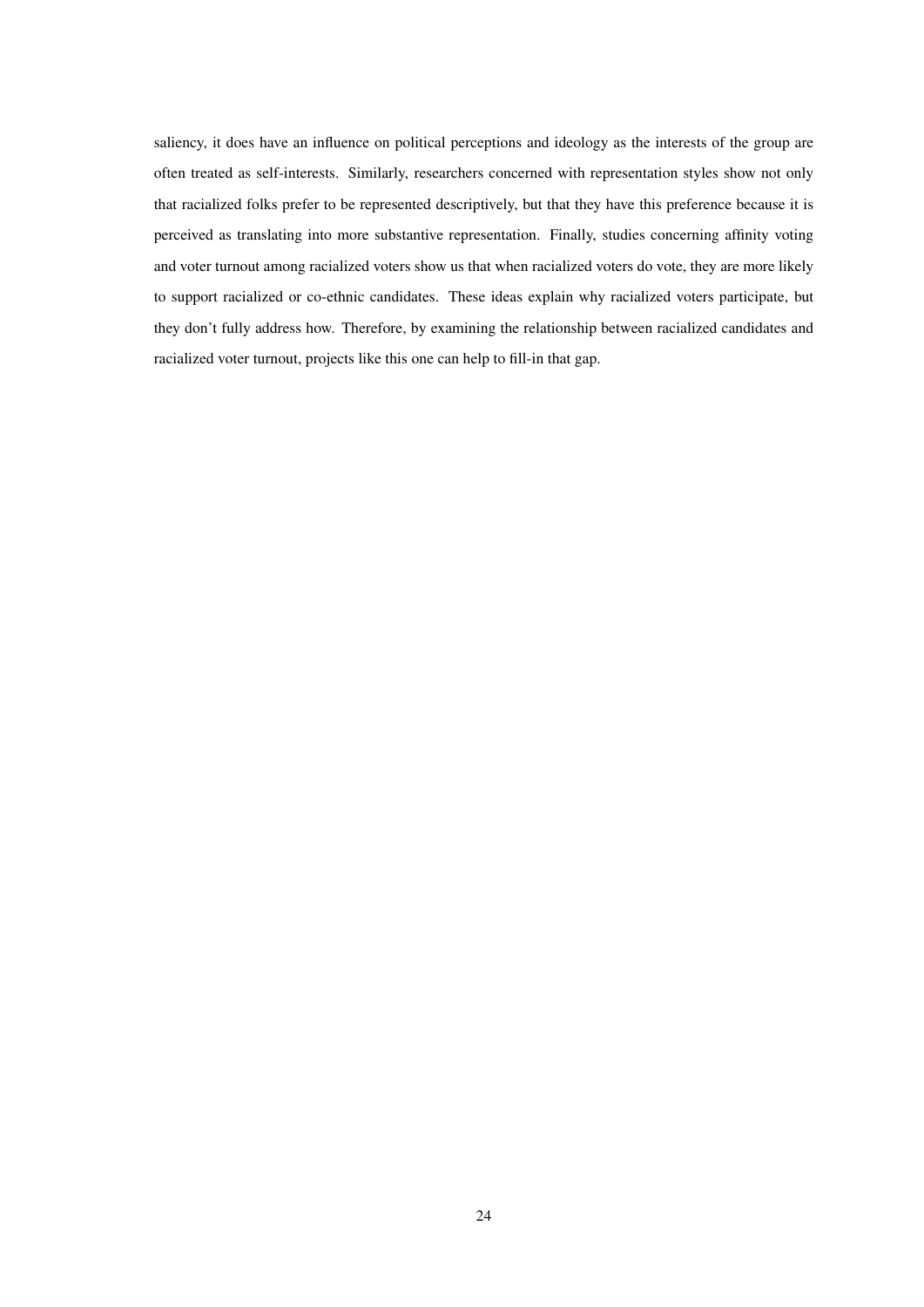saliency, it does have an influence on political perceptions and ideology as the interests of the group are often treated as self-interests. Similarly, researchers concerned with representation styles show not only that racialized folks prefer to be represented descriptively, but that they have this preference because it is perceived as translating into more substantive representation. Finally, studies concerning affinity voting and voter turnout among racialized voters show us that when racialized voters do vote, they are more likely to support racialized or co-ethnic candidates. These ideas explain why racialized voters participate, but they don't fully address how. Therefore, by examining the relationship between racialized candidates and racialized voter turnout, projects like this one can help to fill-in that gap.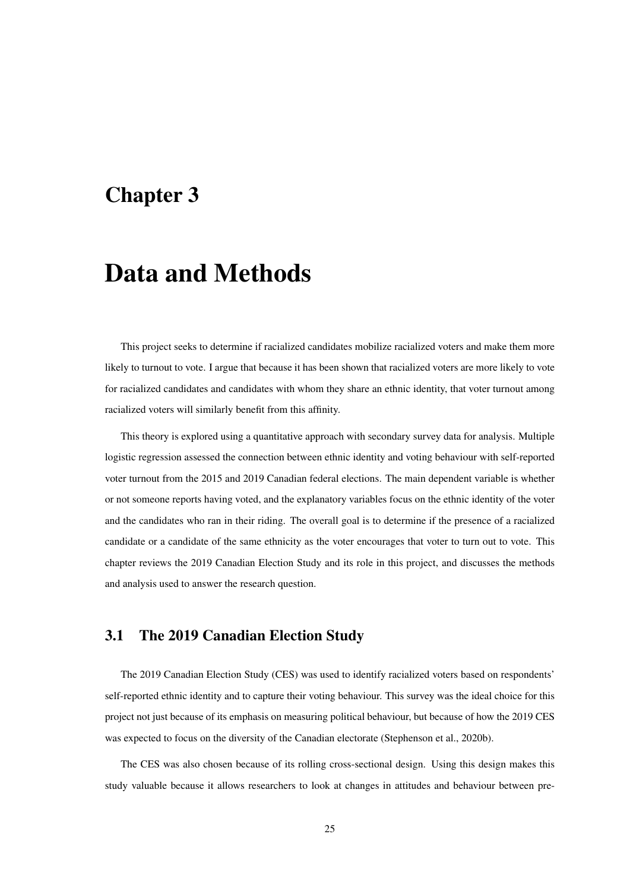# Chapter 3

# Data and Methods

This project seeks to determine if racialized candidates mobilize racialized voters and make them more likely to turnout to vote. I argue that because it has been shown that racialized voters are more likely to vote for racialized candidates and candidates with whom they share an ethnic identity, that voter turnout among racialized voters will similarly benefit from this affinity.

This theory is explored using a quantitative approach with secondary survey data for analysis. Multiple logistic regression assessed the connection between ethnic identity and voting behaviour with self-reported voter turnout from the 2015 and 2019 Canadian federal elections. The main dependent variable is whether or not someone reports having voted, and the explanatory variables focus on the ethnic identity of the voter and the candidates who ran in their riding. The overall goal is to determine if the presence of a racialized candidate or a candidate of the same ethnicity as the voter encourages that voter to turn out to vote. This chapter reviews the 2019 Canadian Election Study and its role in this project, and discusses the methods and analysis used to answer the research question.

## 3.1 The 2019 Canadian Election Study

The 2019 Canadian Election Study (CES) was used to identify racialized voters based on respondents' self-reported ethnic identity and to capture their voting behaviour. This survey was the ideal choice for this project not just because of its emphasis on measuring political behaviour, but because of how the 2019 CES was expected to focus on the diversity of the Canadian electorate (Stephenson et al., 2020b).

The CES was also chosen because of its rolling cross-sectional design. Using this design makes this study valuable because it allows researchers to look at changes in attitudes and behaviour between pre-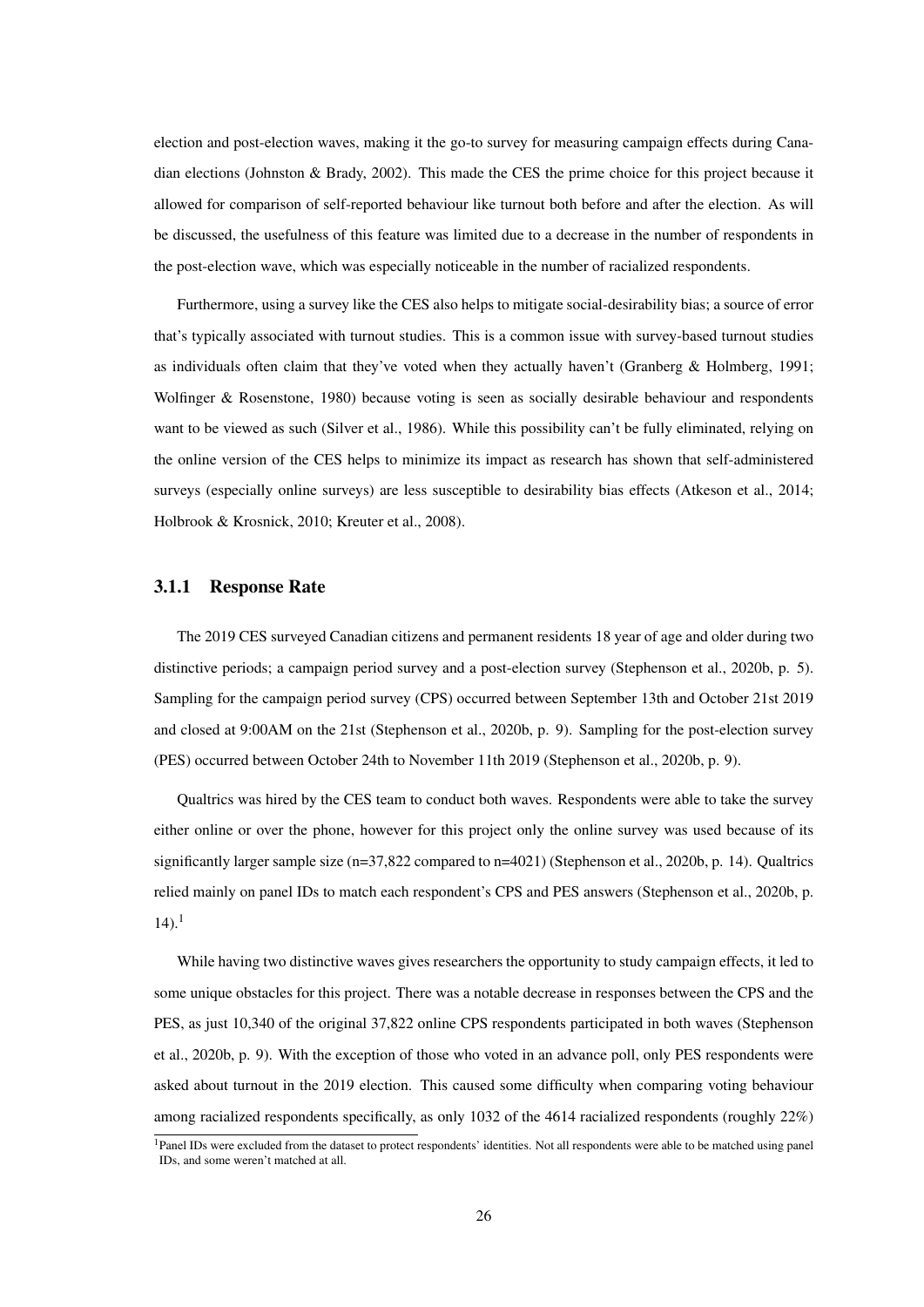election and post-election waves, making it the go-to survey for measuring campaign effects during Canadian elections (Johnston & Brady, 2002). This made the CES the prime choice for this project because it allowed for comparison of self-reported behaviour like turnout both before and after the election. As will be discussed, the usefulness of this feature was limited due to a decrease in the number of respondents in the post-election wave, which was especially noticeable in the number of racialized respondents.

Furthermore, using a survey like the CES also helps to mitigate social-desirability bias; a source of error that's typically associated with turnout studies. This is a common issue with survey-based turnout studies as individuals often claim that they've voted when they actually haven't (Granberg & Holmberg, 1991; Wolfinger & Rosenstone, 1980) because voting is seen as socially desirable behaviour and respondents want to be viewed as such (Silver et al., 1986). While this possibility can't be fully eliminated, relying on the online version of the CES helps to minimize its impact as research has shown that self-administered surveys (especially online surveys) are less susceptible to desirability bias effects (Atkeson et al., 2014; Holbrook & Krosnick, 2010; Kreuter et al., 2008).

### 3.1.1 Response Rate

The 2019 CES surveyed Canadian citizens and permanent residents 18 year of age and older during two distinctive periods; a campaign period survey and a post-election survey (Stephenson et al., 2020b, p. 5). Sampling for the campaign period survey (CPS) occurred between September 13th and October 21st 2019 and closed at 9:00AM on the 21st (Stephenson et al., 2020b, p. 9). Sampling for the post-election survey (PES) occurred between October 24th to November 11th 2019 (Stephenson et al., 2020b, p. 9).

Qualtrics was hired by the CES team to conduct both waves. Respondents were able to take the survey either online or over the phone, however for this project only the online survey was used because of its significantly larger sample size (n=37,822 compared to n=4021) (Stephenson et al., 2020b, p. 14). Qualtrics relied mainly on panel IDs to match each respondent's CPS and PES answers (Stephenson et al., 2020b, p. 14).[1]

While having two distinctive waves gives researchers the opportunity to study campaign effects, it led to some unique obstacles for this project. There was a notable decrease in responses between the CPS and the PES, as just 10,340 of the original 37,822 online CPS respondents participated in both waves (Stephenson et al., 2020b, p. 9). With the exception of those who voted in an advance poll, only PES respondents were asked about turnout in the 2019 election. This caused some difficulty when comparing voting behaviour among racialized respondents specifically, as only 1032 of the 4614 racialized respondents (roughly 22%)

[1] Panel IDs were excluded from the dataset to protect respondents' identities. Not all respondents were able to be matched using panel IDs, and some weren't matched at all.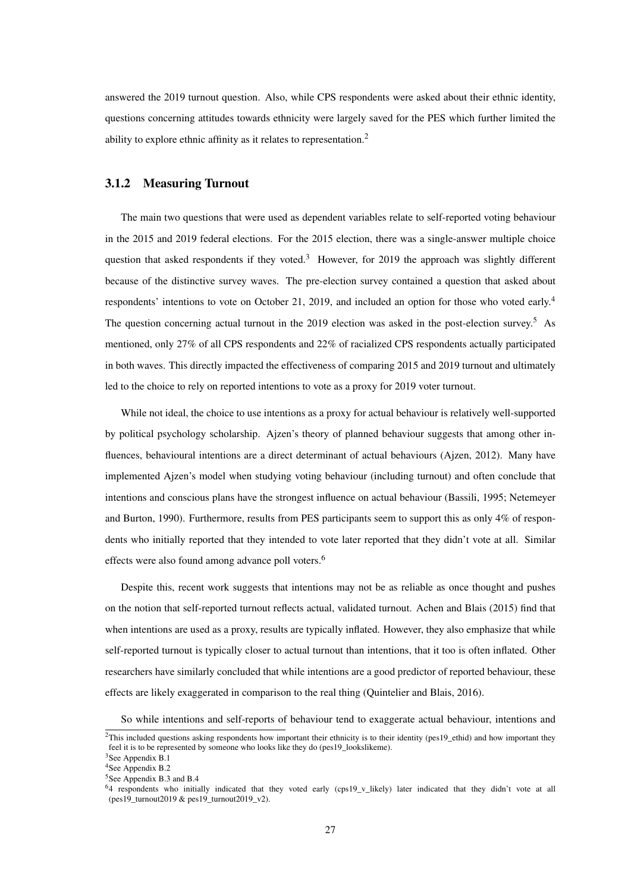answered the 2019 turnout question. Also, while CPS respondents were asked about their ethnic identity, questions concerning attitudes towards ethnicity were largely saved for the PES which further limited the ability to explore ethnic affinity as it relates to representation.[2]

### 3.1.2 Measuring Turnout

The main two questions that were used as dependent variables relate to self-reported voting behaviour in the 2015 and 2019 federal elections. For the 2015 election, there was a single-answer multiple choice question that asked respondents if they voted.[3] However, for 2019 the approach was slightly different because of the distinctive survey waves. The pre-election survey contained a question that asked about respondents' intentions to vote on October 21, 2019, and included an option for those who voted early.[4] The question concerning actual turnout in the 2019 election was asked in the post-election survey.[5] As mentioned, only 27% of all CPS respondents and 22% of racialized CPS respondents actually participated in both waves. This directly impacted the effectiveness of comparing 2015 and 2019 turnout and ultimately led to the choice to rely on reported intentions to vote as a proxy for 2019 voter turnout.

While not ideal, the choice to use intentions as a proxy for actual behaviour is relatively well-supported by political psychology scholarship. Ajzen's theory of planned behaviour suggests that among other influences, behavioural intentions are a direct determinant of actual behaviours (Ajzen, 2012). Many have implemented Ajzen's model when studying voting behaviour (including turnout) and often conclude that intentions and conscious plans have the strongest influence on actual behaviour (Bassili, 1995; Netemeyer and Burton, 1990). Furthermore, results from PES participants seem to support this as only 4% of respondents who initially reported that they intended to vote later reported that they didn't vote at all. Similar effects were also found among advance poll voters.[6]

Despite this, recent work suggests that intentions may not be as reliable as once thought and pushes on the notion that self-reported turnout reflects actual, validated turnout. Achen and Blais (2015) find that when intentions are used as a proxy, results are typically inflated. However, they also emphasize that while self-reported turnout is typically closer to actual turnout than intentions, that it too is often inflated. Other researchers have similarly concluded that while intentions are a good predictor of reported behaviour, these effects are likely exaggerated in comparison to the real thing (Quintelier and Blais, 2016).

So while intentions and self-reports of behaviour tend to exaggerate actual behaviour, intentions and

---

[2] This included questions asking respondents how important their ethnicity is to their identity (pes19_ethid) and how important they feel it is to be represented by someone who looks like they do (pes19_lookslikeme).

[3] See Appendix B.1

[4] See Appendix B.2

[5] See Appendix B.3 and B.4

[6] 4 respondents who initially indicated that they voted early (cps19_v_likely) later indicated that they didn't vote at all (pes19_turnout2019 & pes19_turnout2019_v2).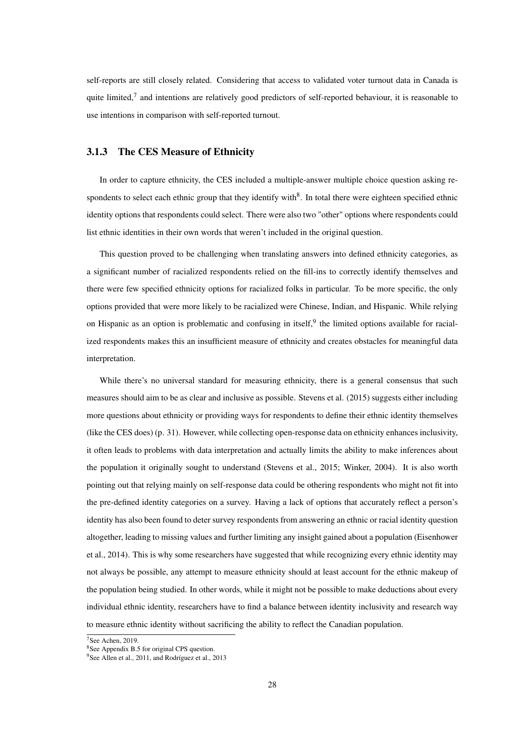self-reports are still closely related. Considering that access to validated voter turnout data in Canada is quite limited,[7] and intentions are relatively good predictors of self-reported behaviour, it is reasonable to use intentions in comparison with self-reported turnout.

### 3.1.3 The CES Measure of Ethnicity

In order to capture ethnicity, the CES included a multiple-answer multiple choice question asking respondents to select each ethnic group that they identify with[8]. In total there were eighteen specified ethnic identity options that respondents could select. There were also two "other" options where respondents could list ethnic identities in their own words that weren't included in the original question.

This question proved to be challenging when translating answers into defined ethnicity categories, as a significant number of racialized respondents relied on the fill-ins to correctly identify themselves and there were few specified ethnicity options for racialized folks in particular. To be more specific, the only options provided that were more likely to be racialized were Chinese, Indian, and Hispanic. While relying on Hispanic as an option is problematic and confusing in itself,[9] the limited options available for racialized respondents makes this an insufficient measure of ethnicity and creates obstacles for meaningful data interpretation.

While there's no universal standard for measuring ethnicity, there is a general consensus that such measures should aim to be as clear and inclusive as possible. Stevens et al. (2015) suggests either including more questions about ethnicity or providing ways for respondents to define their ethnic identity themselves (like the CES does) (p. 31). However, while collecting open-response data on ethnicity enhances inclusivity, it often leads to problems with data interpretation and actually limits the ability to make inferences about the population it originally sought to understand (Stevens et al., 2015; Winker, 2004). It is also worth pointing out that relying mainly on self-response data could be othering respondents who might not fit into the pre-defined identity categories on a survey. Having a lack of options that accurately reflect a person's identity has also been found to deter survey respondents from answering an ethnic or racial identity question altogether, leading to missing values and further limiting any insight gained about a population (Eisenhower et al., 2014). This is why some researchers have suggested that while recognizing every ethnic identity may not always be possible, any attempt to measure ethnicity should at least account for the ethnic makeup of the population being studied. In other words, while it might not be possible to make deductions about every individual ethnic identity, researchers have to find a balance between identity inclusivity and research way to measure ethnic identity without sacrificing the ability to reflect the Canadian population.

[7] See Achen, 2019.

[8] See Appendix B.5 for original CPS question.

[9] See Allen et al., 2011, and Rodríguez et al., 2013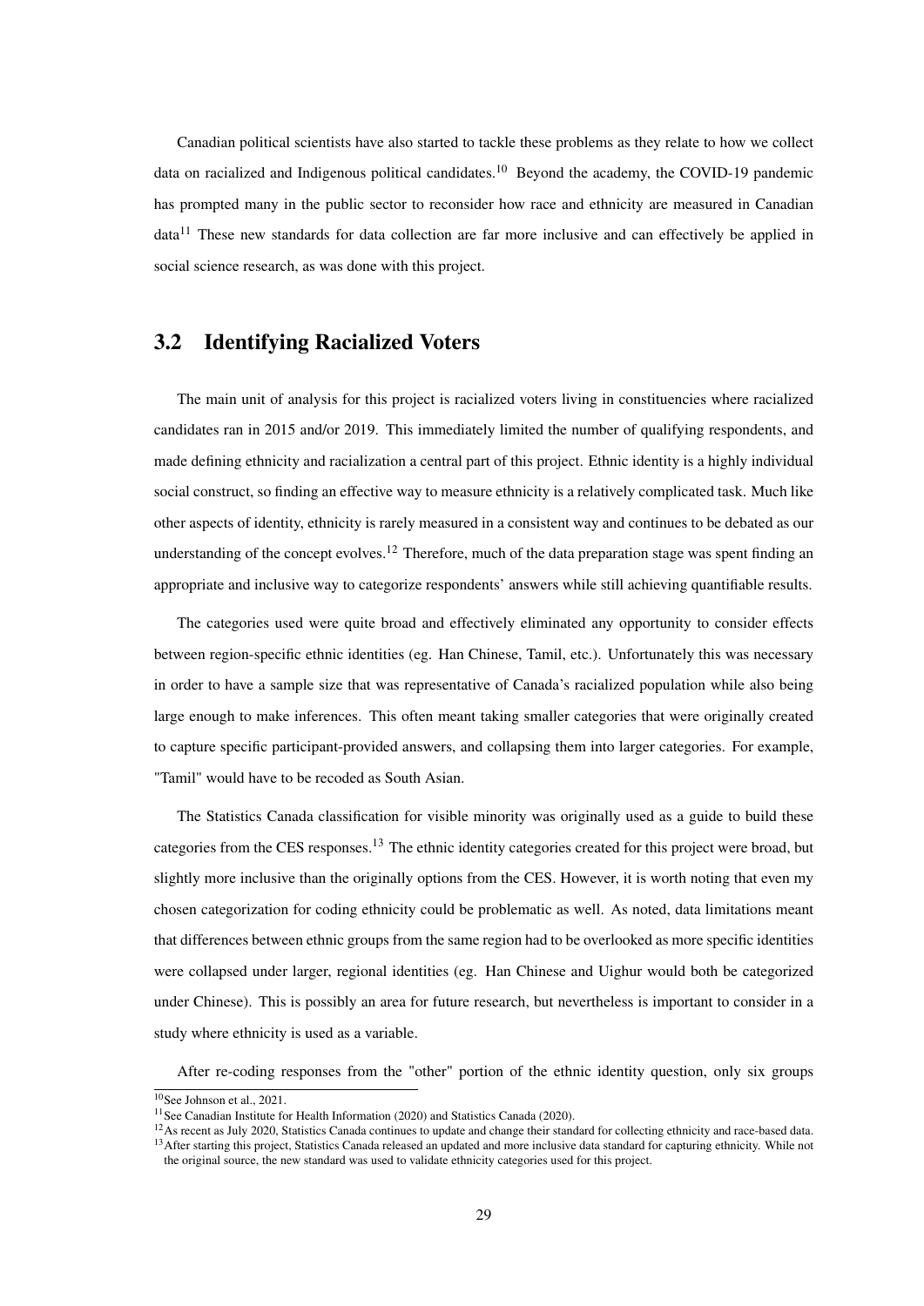Canadian political scientists have also started to tackle these problems as they relate to how we collect data on racialized and Indigenous political candidates.[10] Beyond the academy, the COVID-19 pandemic has prompted many in the public sector to reconsider how race and ethnicity are measured in Canadian data[11] These new standards for data collection are far more inclusive and can effectively be applied in social science research, as was done with this project.

## 3.2 Identifying Racialized Voters

The main unit of analysis for this project is racialized voters living in constituencies where racialized candidates ran in 2015 and/or 2019. This immediately limited the number of qualifying respondents, and made defining ethnicity and racialization a central part of this project. Ethnic identity is a highly individual social construct, so finding an effective way to measure ethnicity is a relatively complicated task. Much like other aspects of identity, ethnicity is rarely measured in a consistent way and continues to be debated as our understanding of the concept evolves.[12] Therefore, much of the data preparation stage was spent finding an appropriate and inclusive way to categorize respondents' answers while still achieving quantifiable results.

The categories used were quite broad and effectively eliminated any opportunity to consider effects between region-specific ethnic identities (eg. Han Chinese, Tamil, etc.). Unfortunately this was necessary in order to have a sample size that was representative of Canada's racialized population while also being large enough to make inferences. This often meant taking smaller categories that were originally created to capture specific participant-provided answers, and collapsing them into larger categories. For example, "Tamil" would have to be recoded as South Asian.

The Statistics Canada classification for visible minority was originally used as a guide to build these categories from the CES responses.[13] The ethnic identity categories created for this project were broad, but slightly more inclusive than the originally options from the CES. However, it is worth noting that even my chosen categorization for coding ethnicity could be problematic as well. As noted, data limitations meant that differences between ethnic groups from the same region had to be overlooked as more specific identities were collapsed under larger, regional identities (eg. Han Chinese and Uighur would both be categorized under Chinese). This is possibly an area for future research, but nevertheless is important to consider in a study where ethnicity is used as a variable.

After re-coding responses from the "other" portion of the ethnic identity question, only six groups

---

[10] See Johnson et al., 2021.

[11] See Canadian Institute for Health Information (2020) and Statistics Canada (2020).

[12] As recent as July 2020, Statistics Canada continues to update and change their standard for collecting ethnicity and race-based data.

[13] After starting this project, Statistics Canada released an updated and more inclusive data standard for capturing ethnicity. While not the original source, the new standard was used to validate ethnicity categories used for this project.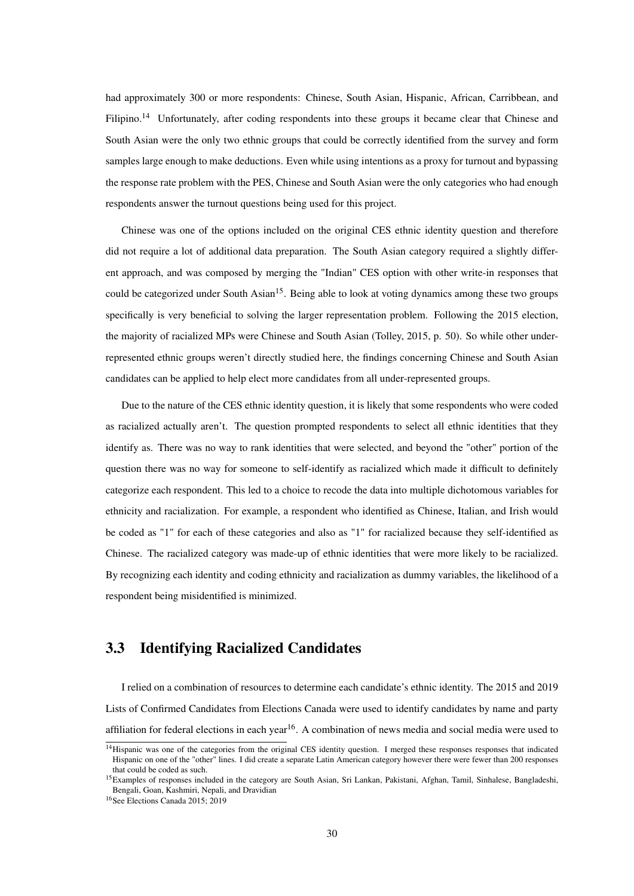had approximately 300 or more respondents: Chinese, South Asian, Hispanic, African, Carribbean, and Filipino.[14] Unfortunately, after coding respondents into these groups it became clear that Chinese and South Asian were the only two ethnic groups that could be correctly identified from the survey and form samples large enough to make deductions. Even while using intentions as a proxy for turnout and bypassing the response rate problem with the PES, Chinese and South Asian were the only categories who had enough respondents answer the turnout questions being used for this project.

Chinese was one of the options included on the original CES ethnic identity question and therefore did not require a lot of additional data preparation. The South Asian category required a slightly different approach, and was composed by merging the "Indian" CES option with other write-in responses that could be categorized under South Asian[15]. Being able to look at voting dynamics among these two groups specifically is very beneficial to solving the larger representation problem. Following the 2015 election, the majority of racialized MPs were Chinese and South Asian (Tolley, 2015, p. 50). So while other under-represented ethnic groups weren't directly studied here, the findings concerning Chinese and South Asian candidates can be applied to help elect more candidates from all under-represented groups.

Due to the nature of the CES ethnic identity question, it is likely that some respondents who were coded as racialized actually aren't. The question prompted respondents to select all ethnic identities that they identify as. There was no way to rank identities that were selected, and beyond the "other" portion of the question there was no way for someone to self-identify as racialized which made it difficult to definitely categorize each respondent. This led to a choice to recode the data into multiple dichotomous variables for ethnicity and racialization. For example, a respondent who identified as Chinese, Italian, and Irish would be coded as "1" for each of these categories and also as "1" for racialized because they self-identified as Chinese. The racialized category was made-up of ethnic identities that were more likely to be racialized. By recognizing each identity and coding ethnicity and racialization as dummy variables, the likelihood of a respondent being misidentified is minimized.

## 3.3 Identifying Racialized Candidates

I relied on a combination of resources to determine each candidate's ethnic identity. The 2015 and 2019 Lists of Confirmed Candidates from Elections Canada were used to identify candidates by name and party affiliation for federal elections in each year[16]. A combination of news media and social media were used to

---

[14] Hispanic was one of the categories from the original CES identity question. I merged these responses responses that indicated Hispanic on one of the "other" lines. I did create a separate Latin American category however there were fewer than 200 responses that could be coded as such.

[15] Examples of responses included in the category are South Asian, Sri Lankan, Pakistani, Afghan, Tamil, Sinhalese, Bangladeshi, Bengali, Goan, Kashmiri, Nepali, and Dravidian

[16] See Elections Canada 2015; 2019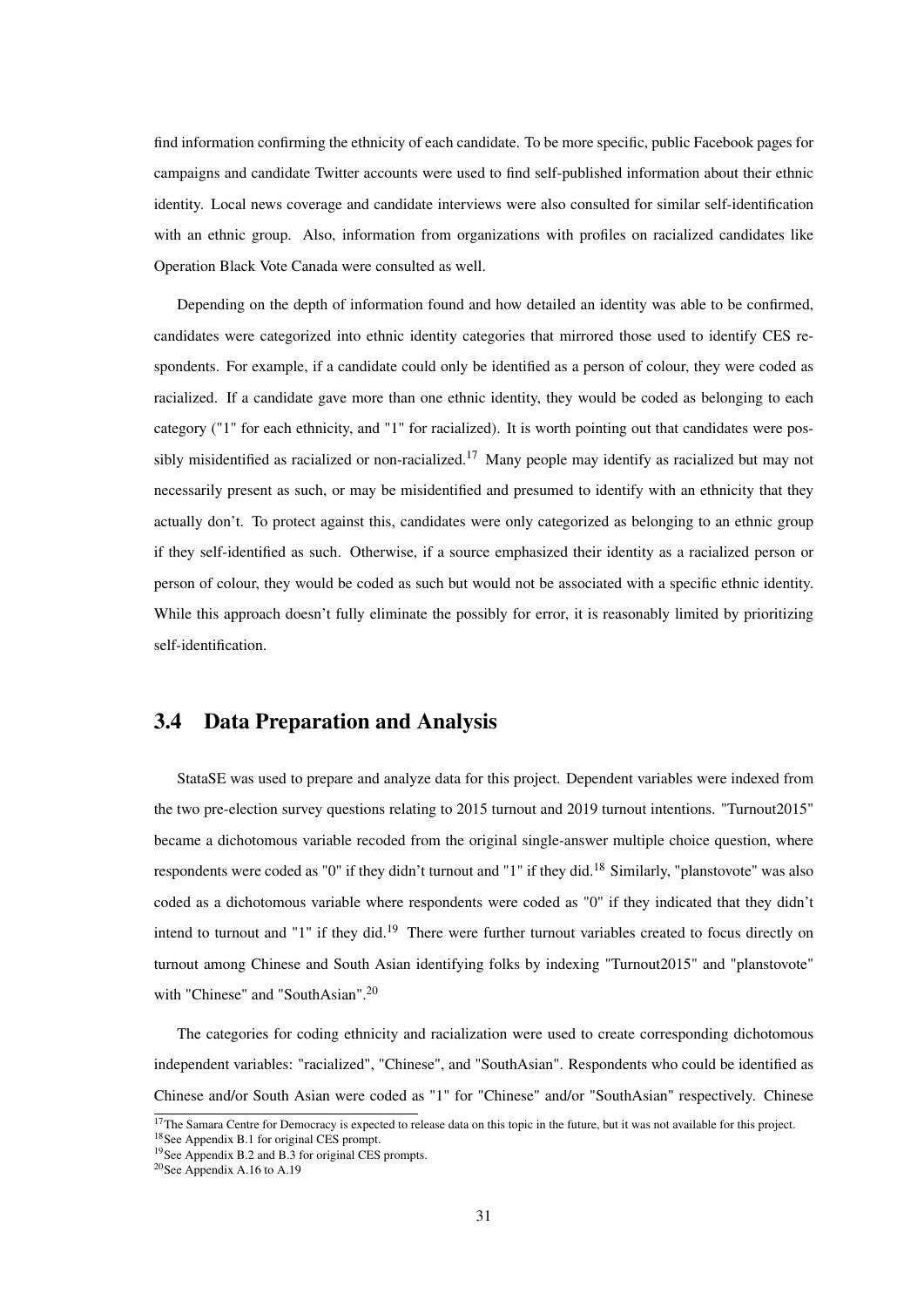find information confirming the ethnicity of each candidate. To be more specific, public Facebook pages for campaigns and candidate Twitter accounts were used to find self-published information about their ethnic identity. Local news coverage and candidate interviews were also consulted for similar self-identification with an ethnic group. Also, information from organizations with profiles on racialized candidates like Operation Black Vote Canada were consulted as well.

Depending on the depth of information found and how detailed an identity was able to be confirmed, candidates were categorized into ethnic identity categories that mirrored those used to identify CES respondents. For example, if a candidate could only be identified as a person of colour, they were coded as racialized. If a candidate gave more than one ethnic identity, they would be coded as belonging to each category ("1" for each ethnicity, and "1" for racialized). It is worth pointing out that candidates were possibly misidentified as racialized or non-racialized.[17] Many people may identify as racialized but may not necessarily present as such, or may be misidentified and presumed to identify with an ethnicity that they actually don't. To protect against this, candidates were only categorized as belonging to an ethnic group if they self-identified as such. Otherwise, if a source emphasized their identity as a racialized person or person of colour, they would be coded as such but would not be associated with a specific ethnic identity. While this approach doesn't fully eliminate the possibly for error, it is reasonably limited by prioritizing self-identification.

## 3.4 Data Preparation and Analysis

StataSE was used to prepare and analyze data for this project. Dependent variables were indexed from the two pre-election survey questions relating to 2015 turnout and 2019 turnout intentions. "Turnout2015" became a dichotomous variable recoded from the original single-answer multiple choice question, where respondents were coded as "0" if they didn't turnout and "1" if they did.[18] Similarly, "planstovote" was also coded as a dichotomous variable where respondents were coded as "0" if they indicated that they didn't intend to turnout and "1" if they did.[19] There were further turnout variables created to focus directly on turnout among Chinese and South Asian identifying folks by indexing "Turnout2015" and "planstovote" with "Chinese" and "SouthAsian".[20]

The categories for coding ethnicity and racialization were used to create corresponding dichotomous independent variables: "racialized", "Chinese", and "SouthAsian". Respondents who could be identified as Chinese and/or South Asian were coded as "1" for "Chinese" and/or "SouthAsian" respectively. Chinese

[17] The Samara Centre for Democracy is expected to release data on this topic in the future, but it was not available for this project.

[18] See Appendix B.1 for original CES prompt.

[19] See Appendix B.2 and B.3 for original CES prompts.

[20] See Appendix A.16 to A.19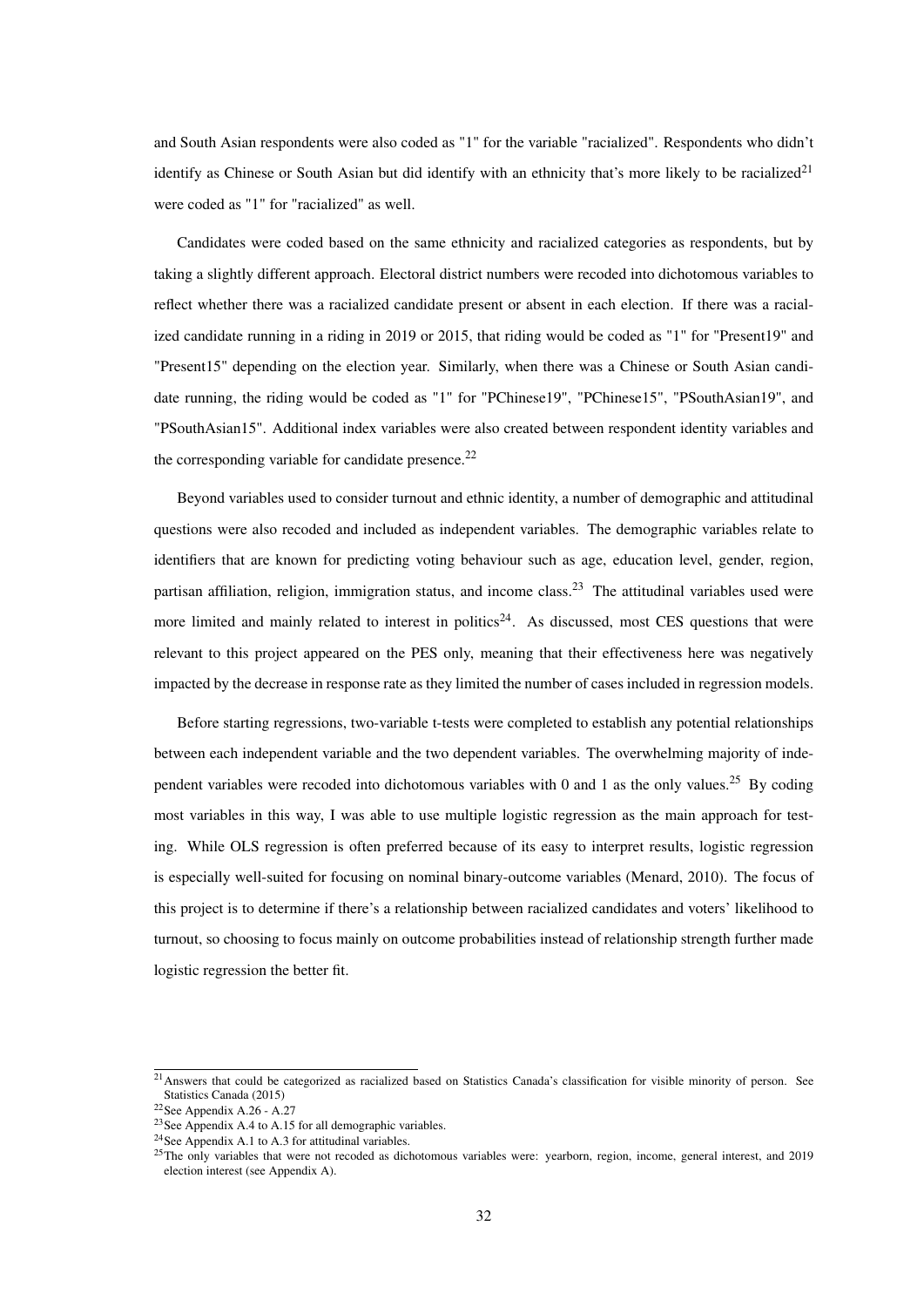and South Asian respondents were also coded as "1" for the variable "racialized". Respondents who didn't identify as Chinese or South Asian but did identify with an ethnicity that's more likely to be racialized[21] were coded as "1" for "racialized" as well.

Candidates were coded based on the same ethnicity and racialized categories as respondents, but by taking a slightly different approach. Electoral district numbers were recoded into dichotomous variables to reflect whether there was a racialized candidate present or absent in each election. If there was a racialized candidate running in a riding in 2019 or 2015, that riding would be coded as "1" for "Present19" and "Present15" depending on the election year. Similarly, when there was a Chinese or South Asian candidate running, the riding would be coded as "1" for "PChinese19", "PChinese15", "PSouthAsian19", and "PSouthAsian15". Additional index variables were also created between respondent identity variables and the corresponding variable for candidate presence.[22]

Beyond variables used to consider turnout and ethnic identity, a number of demographic and attitudinal questions were also recoded and included as independent variables. The demographic variables relate to identifiers that are known for predicting voting behaviour such as age, education level, gender, region, partisan affiliation, religion, immigration status, and income class.[23] The attitudinal variables used were more limited and mainly related to interest in politics[24]. As discussed, most CES questions that were relevant to this project appeared on the PES only, meaning that their effectiveness here was negatively impacted by the decrease in response rate as they limited the number of cases included in regression models.

Before starting regressions, two-variable t-tests were completed to establish any potential relationships between each independent variable and the two dependent variables. The overwhelming majority of independent variables were recoded into dichotomous variables with 0 and 1 as the only values.[25] By coding most variables in this way, I was able to use multiple logistic regression as the main approach for testing. While OLS regression is often preferred because of its easy to interpret results, logistic regression is especially well-suited for focusing on nominal binary-outcome variables (Menard, 2010). The focus of this project is to determine if there's a relationship between racialized candidates and voters' likelihood to turnout, so choosing to focus mainly on outcome probabilities instead of relationship strength further made logistic regression the better fit.

---

[21] Answers that could be categorized as racialized based on Statistics Canada's classification for visible minority of person. See Statistics Canada (2015)

[22] See Appendix A.26 - A.27

[23] See Appendix A.4 to A.15 for all demographic variables.

[24] See Appendix A.1 to A.3 for attitudinal variables.

[25] The only variables that were not recoded as dichotomous variables were: yearborn, region, income, general interest, and 2019 election interest (see Appendix A).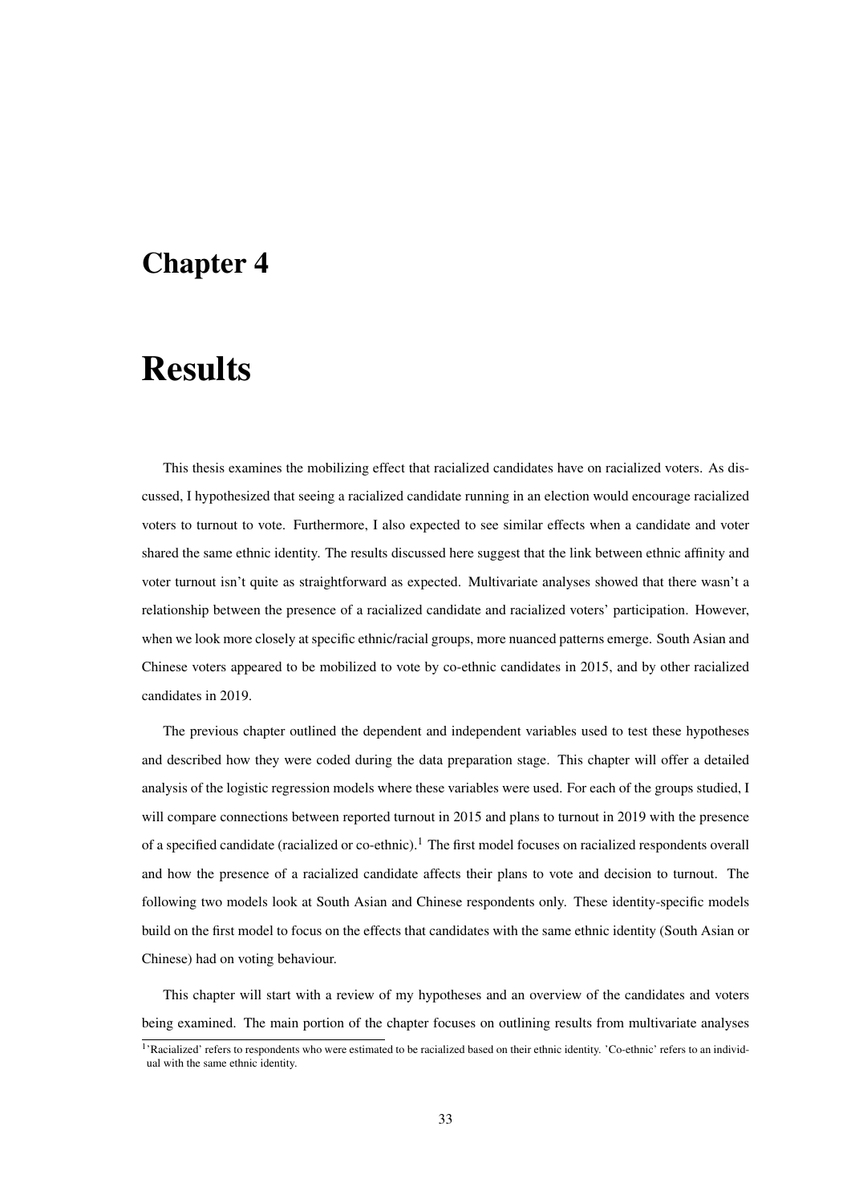# Chapter 4

# Results

This thesis examines the mobilizing effect that racialized candidates have on racialized voters. As discussed, I hypothesized that seeing a racialized candidate running in an election would encourage racialized voters to turnout to vote. Furthermore, I also expected to see similar effects when a candidate and voter shared the same ethnic identity. The results discussed here suggest that the link between ethnic affinity and voter turnout isn't quite as straightforward as expected. Multivariate analyses showed that there wasn't a relationship between the presence of a racialized candidate and racialized voters' participation. However, when we look more closely at specific ethnic/racial groups, more nuanced patterns emerge. South Asian and Chinese voters appeared to be mobilized to vote by co-ethnic candidates in 2015, and by other racialized candidates in 2019.

The previous chapter outlined the dependent and independent variables used to test these hypotheses and described how they were coded during the data preparation stage. This chapter will offer a detailed analysis of the logistic regression models where these variables were used. For each of the groups studied, I will compare connections between reported turnout in 2015 and plans to turnout in 2019 with the presence of a specified candidate (racialized or co-ethnic).[1] The first model focuses on racialized respondents overall and how the presence of a racialized candidate affects their plans to vote and decision to turnout. The following two models look at South Asian and Chinese respondents only. These identity-specific models build on the first model to focus on the effects that candidates with the same ethnic identity (South Asian or Chinese) had on voting behaviour.

This chapter will start with a review of my hypotheses and an overview of the candidates and voters being examined. The main portion of the chapter focuses on outlining results from multivariate analyses

[1] 'Racialized' refers to respondents who were estimated to be racialized based on their ethnic identity. 'Co-ethnic' refers to an individual with the same ethnic identity.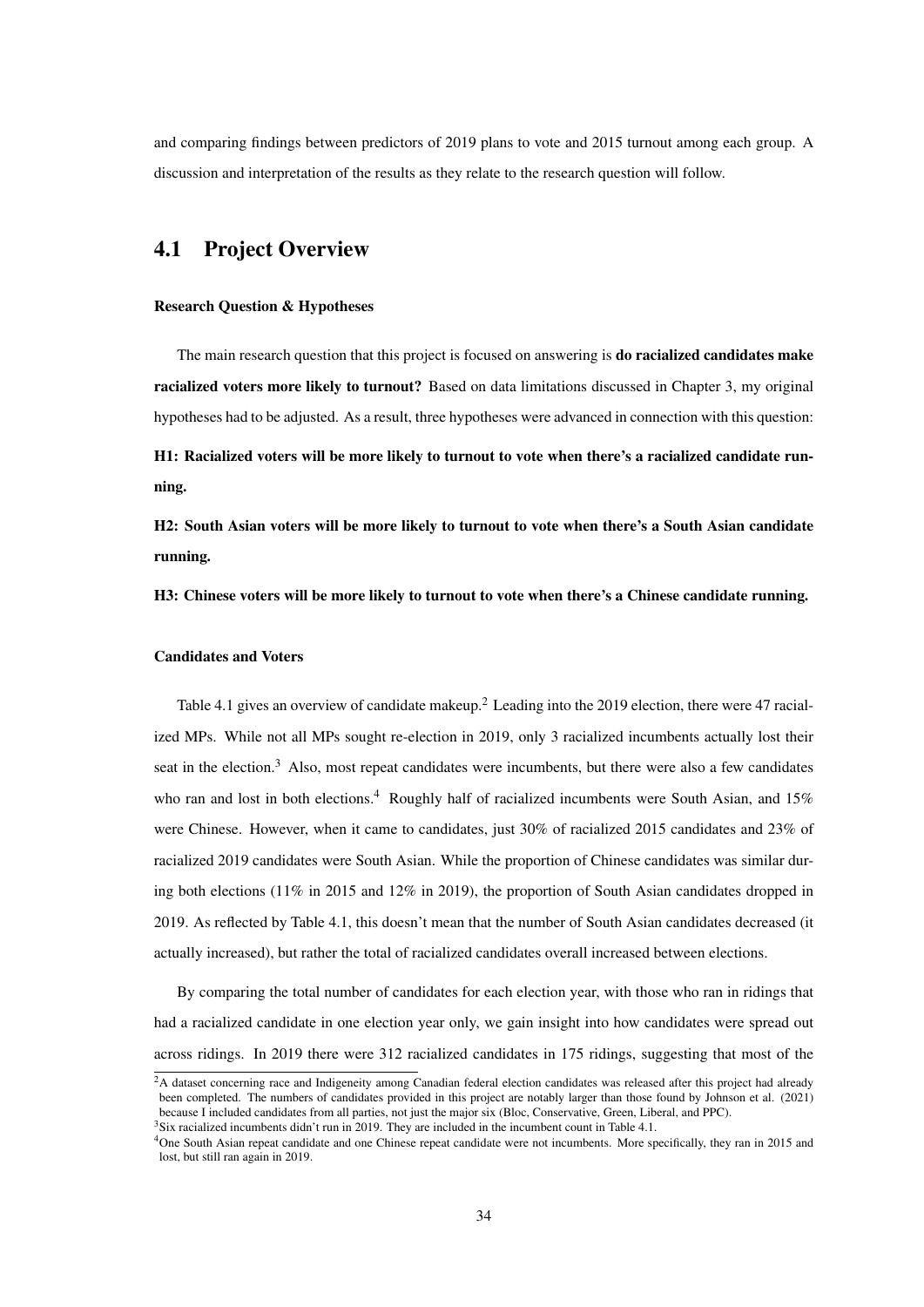and comparing findings between predictors of 2019 plans to vote and 2015 turnout among each group. A discussion and interpretation of the results as they relate to the research question will follow.

## 4.1 Project Overview

#### Research Question & Hypotheses

The main research question that this project is focused on answering is **do racialized candidates make racialized voters more likely to turnout?** Based on data limitations discussed in Chapter 3, my original hypotheses had to be adjusted. As a result, three hypotheses were advanced in connection with this question:

**H1: Racialized voters will be more likely to turnout to vote when there's a racialized candidate running.**

**H2: South Asian voters will be more likely to turnout to vote when there's a South Asian candidate running.**

**H3: Chinese voters will be more likely to turnout to vote when there's a Chinese candidate running.**

#### Candidates and Voters

Table 4.1 gives an overview of candidate makeup.[2] Leading into the 2019 election, there were 47 racialized MPs. While not all MPs sought re-election in 2019, only 3 racialized incumbents actually lost their seat in the election.[3] Also, most repeat candidates were incumbents, but there were also a few candidates who ran and lost in both elections.[4] Roughly half of racialized incumbents were South Asian, and 15% were Chinese. However, when it came to candidates, just 30% of racialized 2015 candidates and 23% of racialized 2019 candidates were South Asian. While the proportion of Chinese candidates was similar during both elections (11% in 2015 and 12% in 2019), the proportion of South Asian candidates dropped in 2019. As reflected by Table 4.1, this doesn't mean that the number of South Asian candidates decreased (it actually increased), but rather the total of racialized candidates overall increased between elections.

By comparing the total number of candidates for each election year, with those who ran in ridings that had a racialized candidate in one election year only, we gain insight into how candidates were spread out across ridings. In 2019 there were 312 racialized candidates in 175 ridings, suggesting that most of the

[2] A dataset concerning race and Indigeneity among Canadian federal election candidates was released after this project had already been completed. The numbers of candidates provided in this project are notably larger than those found by Johnson et al. (2021) because I included candidates from all parties, not just the major six (Bloc, Conservative, Green, Liberal, and PPC).

[3] Six racialized incumbents didn't run in 2019. They are included in the incumbent count in Table 4.1.

[4] One South Asian repeat candidate and one Chinese repeat candidate were not incumbents. More specifically, they ran in 2015 and lost, but still ran again in 2019.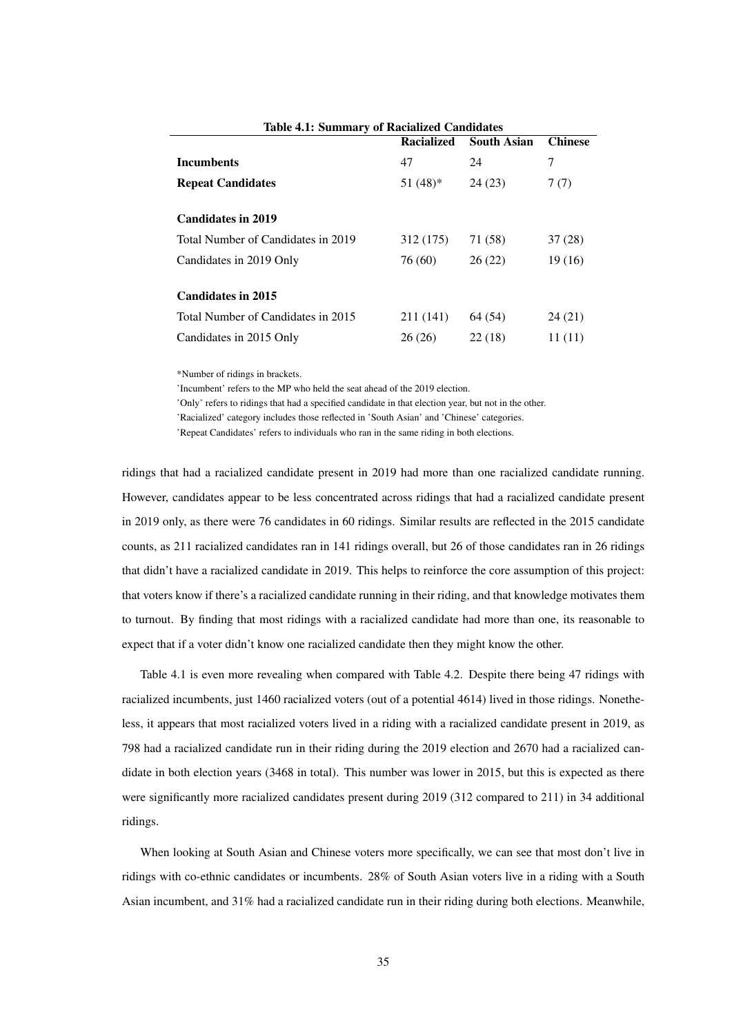**Table 4.1: Summary of Racialized Candidates**

| | Racialized | South Asian | Chinese |
|---|---|---|---|
| **Incumbents** | 47 | 24 | 7 |
| **Repeat Candidates** | 51 (48)* | 24 (23) | 7 (7) |
| **Candidates in 2019** | | | |
| Total Number of Candidates in 2019 | 312 (175) | 71 (58) | 37 (28) |
| Candidates in 2019 Only | 76 (60) | 26 (22) | 19 (16) |
| **Candidates in 2015** | | | |
| Total Number of Candidates in 2015 | 211 (141) | 64 (54) | 24 (21) |
| Candidates in 2015 Only | 26 (26) | 22 (18) | 11 (11) |

*Number of ridings in brackets.
'Incumbent' refers to the MP who held the seat ahead of the 2019 election.
'Only' refers to ridings that had a specified candidate in that election year, but not in the other.
'Racialized' category includes those reflected in 'South Asian' and 'Chinese' categories.
'Repeat Candidates' refers to individuals who ran in the same riding in both elections.

ridings that had a racialized candidate present in 2019 had more than one racialized candidate running. However, candidates appear to be less concentrated across ridings that had a racialized candidate present in 2019 only, as there were 76 candidates in 60 ridings. Similar results are reflected in the 2015 candidate counts, as 211 racialized candidates ran in 141 ridings overall, but 26 of those candidates ran in 26 ridings that didn't have a racialized candidate in 2019. This helps to reinforce the core assumption of this project: that voters know if there's a racialized candidate running in their riding, and that knowledge motivates them to turnout. By finding that most ridings with a racialized candidate had more than one, its reasonable to expect that if a voter didn't know one racialized candidate then they might know the other.

Table 4.1 is even more revealing when compared with Table 4.2. Despite there being 47 ridings with racialized incumbents, just 1460 racialized voters (out of a potential 4614) lived in those ridings. Nonetheless, it appears that most racialized voters lived in a riding with a racialized candidate present in 2019, as 798 had a racialized candidate run in their riding during the 2019 election and 2670 had a racialized candidate in both election years (3468 in total). This number was lower in 2015, but this is expected as there were significantly more racialized candidates present during 2019 (312 compared to 211) in 34 additional ridings.

When looking at South Asian and Chinese voters more specifically, we can see that most don't live in ridings with co-ethnic candidates or incumbents. 28% of South Asian voters live in a riding with a South Asian incumbent, and 31% had a racialized candidate run in their riding during both elections. Meanwhile,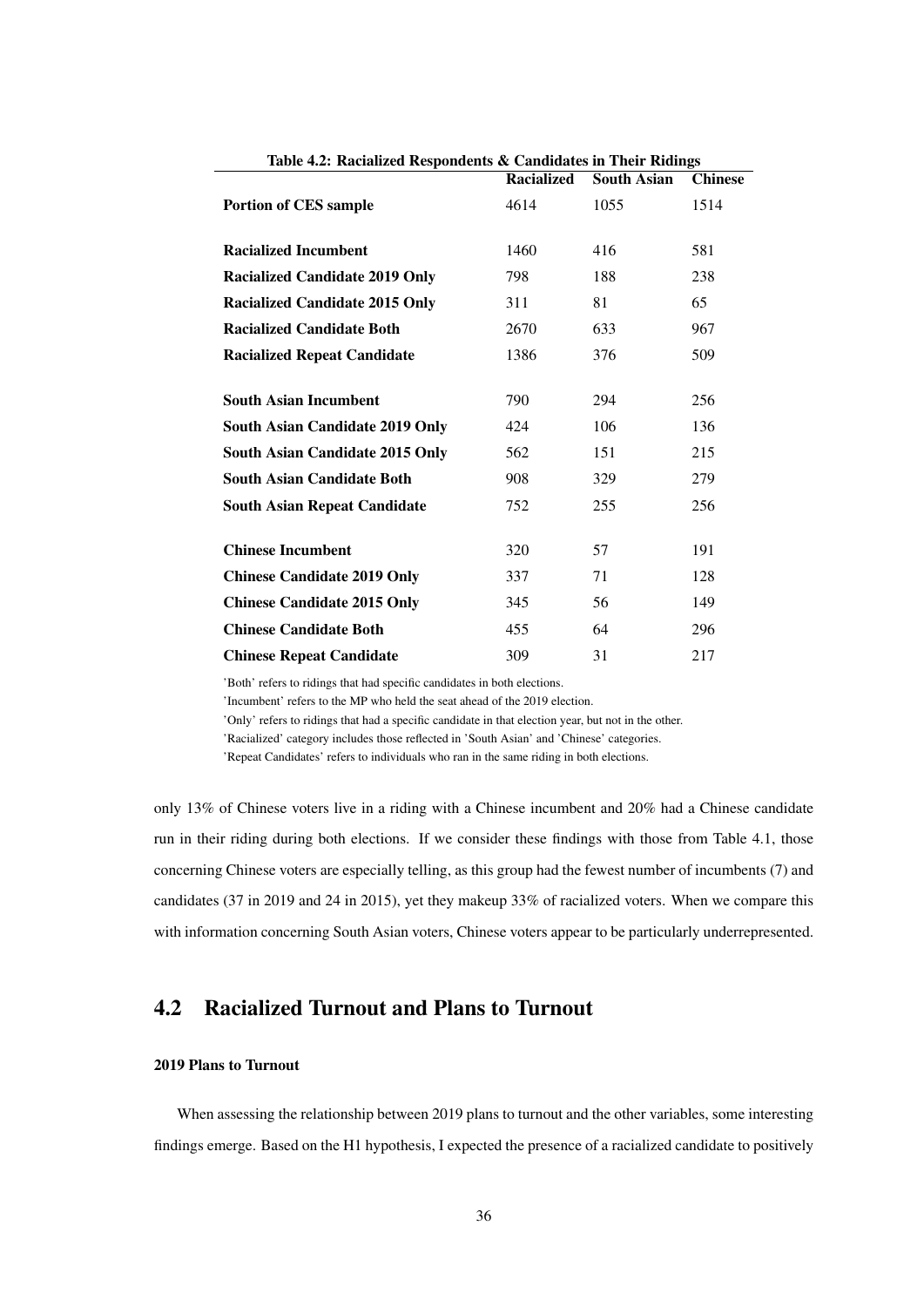**Table 4.2: Racialized Respondents & Candidates in Their Ridings**

| | Racialized | South Asian | Chinese |
|---|---|---|---|
| **Portion of CES sample** | 4614 | 1055 | 1514 |
| **Racialized Incumbent** | 1460 | 416 | 581 |
| **Racialized Candidate 2019 Only** | 798 | 188 | 238 |
| **Racialized Candidate 2015 Only** | 311 | 81 | 65 |
| **Racialized Candidate Both** | 2670 | 633 | 967 |
| **Racialized Repeat Candidate** | 1386 | 376 | 509 |
| **South Asian Incumbent** | 790 | 294 | 256 |
| **South Asian Candidate 2019 Only** | 424 | 106 | 136 |
| **South Asian Candidate 2015 Only** | 562 | 151 | 215 |
| **South Asian Candidate Both** | 908 | 329 | 279 |
| **South Asian Repeat Candidate** | 752 | 255 | 256 |
| **Chinese Incumbent** | 320 | 57 | 191 |
| **Chinese Candidate 2019 Only** | 337 | 71 | 128 |
| **Chinese Candidate 2015 Only** | 345 | 56 | 149 |
| **Chinese Candidate Both** | 455 | 64 | 296 |
| **Chinese Repeat Candidate** | 309 | 31 | 217 |

'Both' refers to ridings that had specific candidates in both elections.
'Incumbent' refers to the MP who held the seat ahead of the 2019 election.
'Only' refers to ridings that had a specific candidate in that election year, but not in the other.
'Racialized' category includes those reflected in 'South Asian' and 'Chinese' categories.
'Repeat Candidates' refers to individuals who ran in the same riding in both elections.

only 13% of Chinese voters live in a riding with a Chinese incumbent and 20% had a Chinese candidate run in their riding during both elections. If we consider these findings with those from Table 4.1, those concerning Chinese voters are especially telling, as this group had the fewest number of incumbents (7) and candidates (37 in 2019 and 24 in 2015), yet they makeup 33% of racialized voters. When we compare this with information concerning South Asian voters, Chinese voters appear to be particularly underrepresented.

## 4.2 Racialized Turnout and Plans to Turnout

#### 2019 Plans to Turnout

When assessing the relationship between 2019 plans to turnout and the other variables, some interesting findings emerge. Based on the H1 hypothesis, I expected the presence of a racialized candidate to positively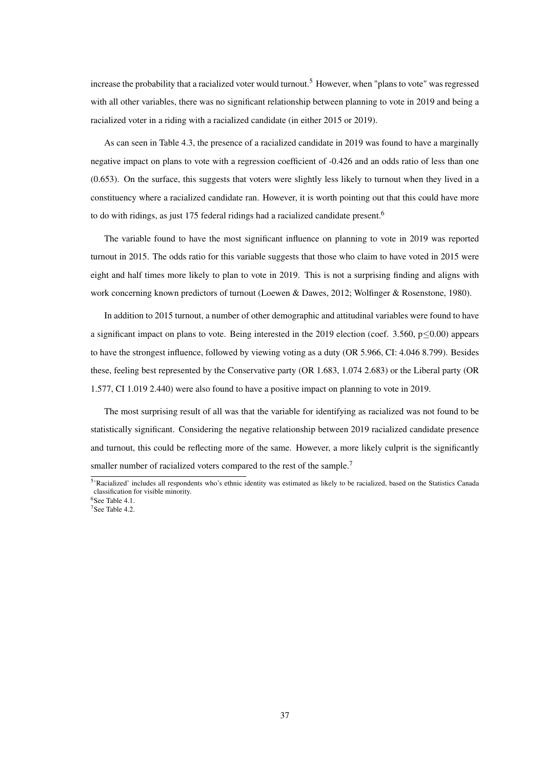increase the probability that a racialized voter would turnout.[5] However, when "plans to vote" was regressed with all other variables, there was no significant relationship between planning to vote in 2019 and being a racialized voter in a riding with a racialized candidate (in either 2015 or 2019).

As can seen in Table 4.3, the presence of a racialized candidate in 2019 was found to have a marginally negative impact on plans to vote with a regression coefficient of -0.426 and an odds ratio of less than one (0.653). On the surface, this suggests that voters were slightly less likely to turnout when they lived in a constituency where a racialized candidate ran. However, it is worth pointing out that this could have more to do with ridings, as just 175 federal ridings had a racialized candidate present.[6]

The variable found to have the most significant influence on planning to vote in 2019 was reported turnout in 2015. The odds ratio for this variable suggests that those who claim to have voted in 2015 were eight and half times more likely to plan to vote in 2019. This is not a surprising finding and aligns with work concerning known predictors of turnout (Loewen & Dawes, 2012; Wolfinger & Rosenstone, 1980).

In addition to 2015 turnout, a number of other demographic and attitudinal variables were found to have a significant impact on plans to vote. Being interested in the 2019 election (coef. 3.560, $p \leq 0.00$) appears to have the strongest influence, followed by viewing voting as a duty (OR 5.966, CI: 4.046 8.799). Besides these, feeling best represented by the Conservative party (OR 1.683, 1.074 2.683) or the Liberal party (OR 1.577, CI 1.019 2.440) were also found to have a positive impact on planning to vote in 2019.

The most surprising result of all was that the variable for identifying as racialized was not found to be statistically significant. Considering the negative relationship between 2019 racialized candidate presence and turnout, this could be reflecting more of the same. However, a more likely culprit is the significantly smaller number of racialized voters compared to the rest of the sample.[7]

---

[5] 'Racialized' includes all respondents who's ethnic identity was estimated as likely to be racialized, based on the Statistics Canada classification for visible minority.

[6] See Table 4.1.

[7] See Table 4.2.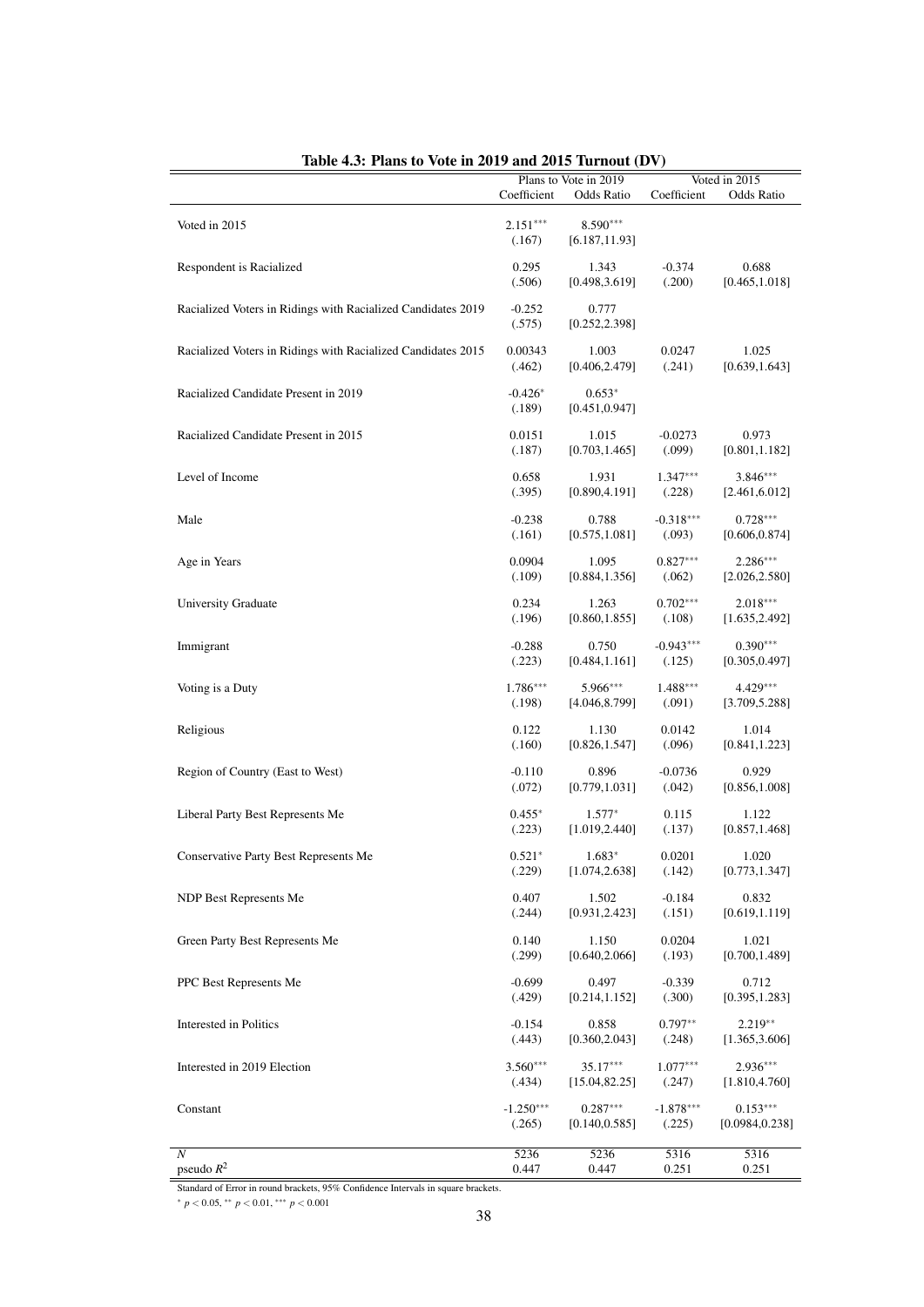**Table 4.3: Plans to Vote in 2019 and 2015 Turnout (DV)**

| | Plans to Vote in 2019 | | Voted in 2015 | |
|---|---|---|---|---|
| | Coefficient | Odds Ratio | Coefficient | Odds Ratio |
| Voted in 2015 | $2.151^{***}$ | $8.590^{***}$ | | |
| | (.167) | [6.187,11.93] | | |
| Respondent is Racialized | 0.295 | 1.343 | -0.374 | 0.688 |
| | (.506) | [0.498,3.619] | (.200) | [0.465,1.018] |
| Racialized Voters in Ridings with Racialized Candidates 2019 | -0.252 | 0.777 | | |
| | (.575) | [0.252,2.398] | | |
| Racialized Voters in Ridings with Racialized Candidates 2015 | 0.00343 | 1.003 | 0.0247 | 1.025 |
| | (.462) | [0.406,2.479] | (.241) | [0.639,1.643] |
| Racialized Candidate Present in 2019 | $-0.426^{*}$ | $0.653^{*}$ | | |
| | (.189) | [0.451,0.947] | | |
| Racialized Candidate Present in 2015 | 0.0151 | 1.015 | -0.0273 | 0.973 |
| | (.187) | [0.703,1.465] | (.099) | [0.801,1.182] |
| Level of Income | 0.658 | 1.931 | $1.347^{***}$ | $3.846^{***}$ |
| | (.395) | [0.890,4.191] | (.228) | [2.461,6.012] |
| Male | -0.238 | 0.788 | $-0.318^{***}$ | $0.728^{***}$ |
| | (.161) | [0.575,1.081] | (.093) | [0.606,0.874] |
| Age in Years | 0.0904 | 1.095 | $0.827^{***}$ | $2.286^{***}$ |
| | (.109) | [0.884,1.356] | (.062) | [2.026,2.580] |
| University Graduate | 0.234 | 1.263 | $0.702^{***}$ | $2.018^{***}$ |
| | (.196) | [0.860,1.855] | (.108) | [1.635,2.492] |
| Immigrant | -0.288 | 0.750 | $-0.943^{***}$ | $0.390^{***}$ |
| | (.223) | [0.484,1.161] | (.125) | [0.305,0.497] |
| Voting is a Duty | $1.786^{***}$ | $5.966^{***}$ | $1.488^{***}$ | $4.429^{***}$ |
| | (.198) | [4.046,8.799] | (.091) | [3.709,5.288] |
| Religious | 0.122 | 1.130 | 0.0142 | 1.014 |
| | (.160) | [0.826,1.547] | (.096) | [0.841,1.223] |
| Region of Country (East to West) | -0.110 | 0.896 | -0.0736 | 0.929 |
| | (.072) | [0.779,1.031] | (.042) | [0.856,1.008] |
| Liberal Party Best Represents Me | $0.455^{*}$ | $1.577^{*}$ | 0.115 | 1.122 |
| | (.223) | [1.019,2.440] | (.137) | [0.857,1.468] |
| Conservative Party Best Represents Me | $0.521^{*}$ | $1.683^{*}$ | 0.0201 | 1.020 |
| | (.229) | [1.074,2.638] | (.142) | [0.773,1.347] |
| NDP Best Represents Me | 0.407 | 1.502 | -0.184 | 0.832 |
| | (.244) | [0.931,2.423] | (.151) | [0.619,1.119] |
| Green Party Best Represents Me | 0.140 | 1.150 | 0.0204 | 1.021 |
| | (.299) | [0.640,2.066] | (.193) | [0.700,1.489] |
| PPC Best Represents Me | -0.699 | 0.497 | -0.339 | 0.712 |
| | (.429) | [0.214,1.152] | (.300) | [0.395,1.283] |
| Interested in Politics | -0.154 | 0.858 | $0.797^{**}$ | $2.219^{**}$ |
| | (.443) | [0.360,2.043] | (.248) | [1.365,3.606] |
| Interested in 2019 Election | $3.560^{***}$ | $35.17^{***}$ | $1.077^{***}$ | $2.936^{***}$ |
| | (.434) | [15.04,82.25] | (.247) | [1.810,4.760] |
| Constant | $-1.250^{***}$ | $0.287^{***}$ | $-1.878^{***}$ | $0.153^{***}$ |
| | (.265) | [0.140,0.585] | (.225) | [0.0984,0.238] |
| $N$ | 5236 | 5236 | 5316 | 5316 |
| pseudo $R^2$ | 0.447 | 0.447 | 0.251 | 0.251 |

Standard of Error in round brackets, 95% Confidence Intervals in square brackets.

$^{*}$ $p < 0.05$, $^{**}$ $p < 0.01$, $^{***}$ $p < 0.001$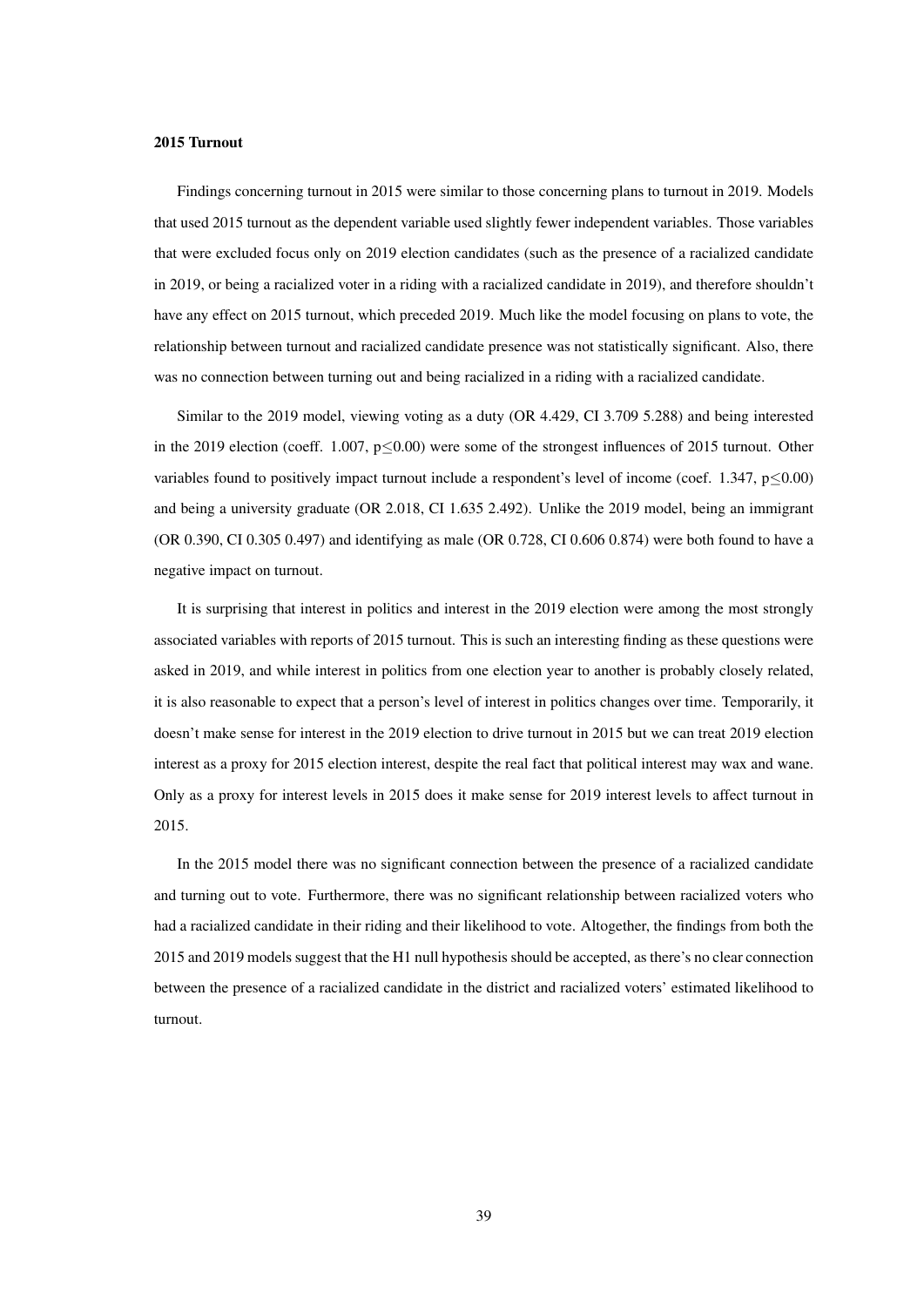**2015 Turnout**

Findings concerning turnout in 2015 were similar to those concerning plans to turnout in 2019. Models that used 2015 turnout as the dependent variable used slightly fewer independent variables. Those variables that were excluded focus only on 2019 election candidates (such as the presence of a racialized candidate in 2019, or being a racialized voter in a riding with a racialized candidate in 2019), and therefore shouldn't have any effect on 2015 turnout, which preceded 2019. Much like the model focusing on plans to vote, the relationship between turnout and racialized candidate presence was not statistically significant. Also, there was no connection between turning out and being racialized in a riding with a racialized candidate.

Similar to the 2019 model, viewing voting as a duty (OR 4.429, CI 3.709 5.288) and being interested in the 2019 election (coeff. 1.007, $p \leq 0.00$) were some of the strongest influences of 2015 turnout. Other variables found to positively impact turnout include a respondent's level of income (coef. 1.347, $p \leq 0.00$) and being a university graduate (OR 2.018, CI 1.635 2.492). Unlike the 2019 model, being an immigrant (OR 0.390, CI 0.305 0.497) and identifying as male (OR 0.728, CI 0.606 0.874) were both found to have a negative impact on turnout.

It is surprising that interest in politics and interest in the 2019 election were among the most strongly associated variables with reports of 2015 turnout. This is such an interesting finding as these questions were asked in 2019, and while interest in politics from one election year to another is probably closely related, it is also reasonable to expect that a person's level of interest in politics changes over time. Temporarily, it doesn't make sense for interest in the 2019 election to drive turnout in 2015 but we can treat 2019 election interest as a proxy for 2015 election interest, despite the real fact that political interest may wax and wane. Only as a proxy for interest levels in 2015 does it make sense for 2019 interest levels to affect turnout in 2015.

In the 2015 model there was no significant connection between the presence of a racialized candidate and turning out to vote. Furthermore, there was no significant relationship between racialized voters who had a racialized candidate in their riding and their likelihood to vote. Altogether, the findings from both the 2015 and 2019 models suggest that the H1 null hypothesis should be accepted, as there's no clear connection between the presence of a racialized candidate in the district and racialized voters' estimated likelihood to turnout.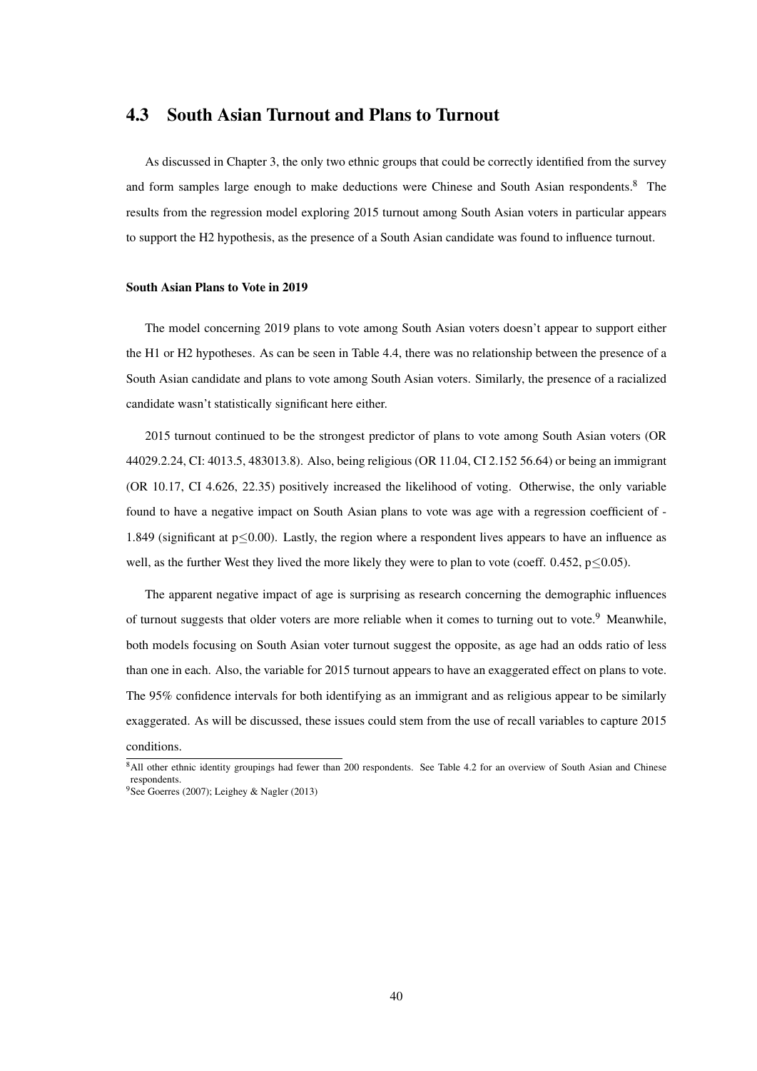## 4.3 South Asian Turnout and Plans to Turnout

As discussed in Chapter 3, the only two ethnic groups that could be correctly identified from the survey and form samples large enough to make deductions were Chinese and South Asian respondents.[8] The results from the regression model exploring 2015 turnout among South Asian voters in particular appears to support the H2 hypothesis, as the presence of a South Asian candidate was found to influence turnout.

#### South Asian Plans to Vote in 2019

The model concerning 2019 plans to vote among South Asian voters doesn't appear to support either the H1 or H2 hypotheses. As can be seen in Table 4.4, there was no relationship between the presence of a South Asian candidate and plans to vote among South Asian voters. Similarly, the presence of a racialized candidate wasn't statistically significant here either.

2015 turnout continued to be the strongest predictor of plans to vote among South Asian voters (OR 44029.2.24, CI: 4013.5, 483013.8). Also, being religious (OR 11.04, CI 2.152 56.64) or being an immigrant (OR 10.17, CI 4.626, 22.35) positively increased the likelihood of voting. Otherwise, the only variable found to have a negative impact on South Asian plans to vote was age with a regression coefficient of -1.849 (significant at $p \leq 0.00$). Lastly, the region where a respondent lives appears to have an influence as well, as the further West they lived the more likely they were to plan to vote (coeff. 0.452, $p \leq 0.05$).

The apparent negative impact of age is surprising as research concerning the demographic influences of turnout suggests that older voters are more reliable when it comes to turning out to vote.[9] Meanwhile, both models focusing on South Asian voter turnout suggest the opposite, as age had an odds ratio of less than one in each. Also, the variable for 2015 turnout appears to have an exaggerated effect on plans to vote. The 95% confidence intervals for both identifying as an immigrant and as religious appear to be similarly exaggerated. As will be discussed, these issues could stem from the use of recall variables to capture 2015 conditions.

[8] All other ethnic identity groupings had fewer than 200 respondents. See Table 4.2 for an overview of South Asian and Chinese respondents.

[9] See Goerres (2007); Leighey & Nagler (2013)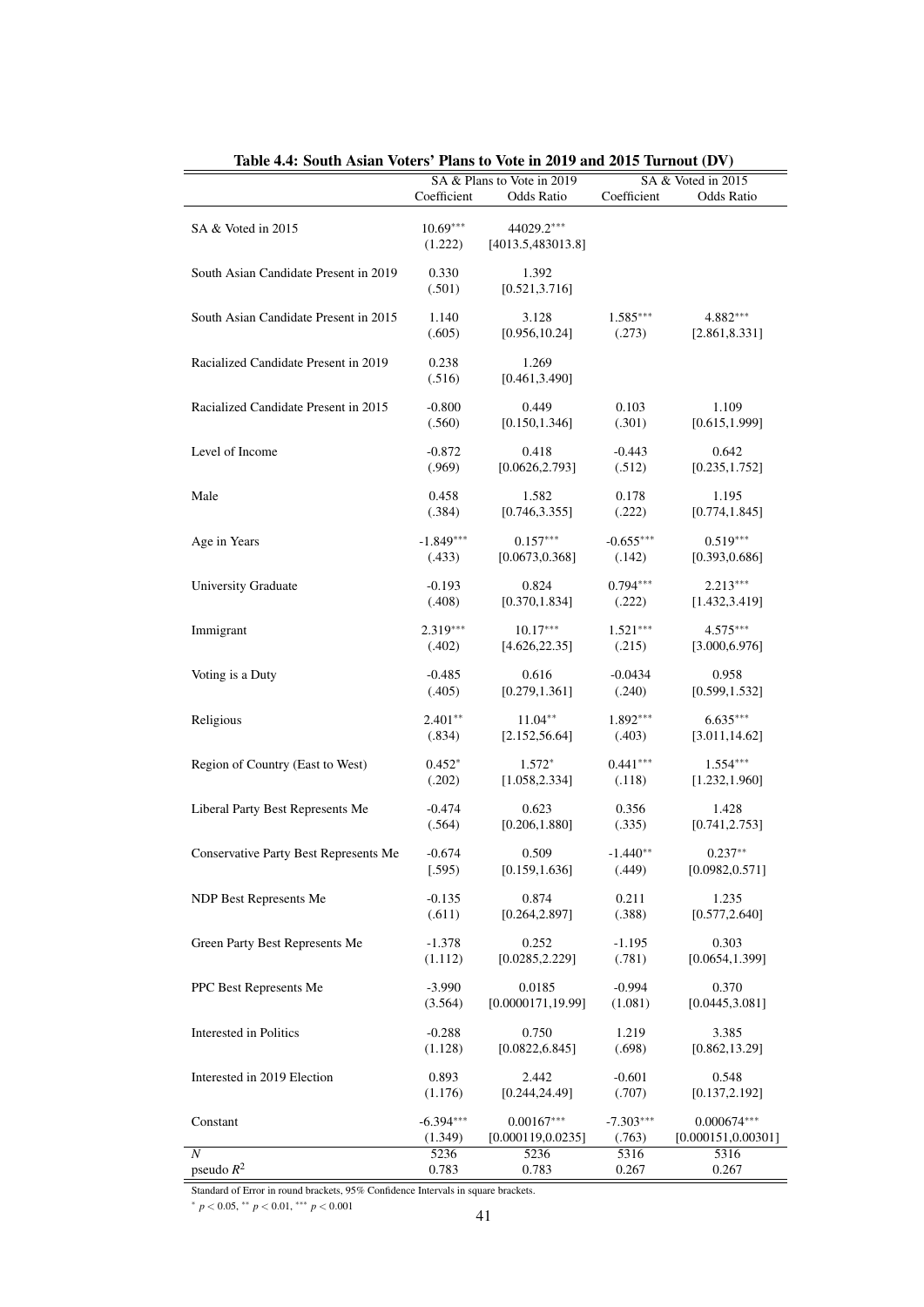**Table 4.4: South Asian Voters' Plans to Vote in 2019 and 2015 Turnout (DV)**

| | SA & Plans to Vote in 2019 | | SA & Voted in 2015 | |
|---|---|---|---|---|
| | Coefficient | Odds Ratio | Coefficient | Odds Ratio |
| SA & Voted in 2015 | $10.69^{***}$ | $44029.2^{***}$ | | |
| | (1.222) | [4013.5,483013.8] | | |
| South Asian Candidate Present in 2019 | 0.330 | 1.392 | | |
| | (.501) | [0.521,3.716] | | |
| South Asian Candidate Present in 2015 | 1.140 | 3.128 | $1.585^{***}$ | $4.882^{***}$ |
| | (.605) | [0.956,10.24] | (.273) | [2.861,8.331] |
| Racialized Candidate Present in 2019 | 0.238 | 1.269 | | |
| | (.516) | [0.461,3.490] | | |
| Racialized Candidate Present in 2015 | -0.800 | 0.449 | 0.103 | 1.109 |
| | (.560) | [0.150,1.346] | (.301) | [0.615,1.999] |
| Level of Income | -0.872 | 0.418 | -0.443 | 0.642 |
| | (.969) | [0.0626,2.793] | (.512) | [0.235,1.752] |
| Male | 0.458 | 1.582 | 0.178 | 1.195 |
| | (.384) | [0.746,3.355] | (.222) | [0.774,1.845] |
| Age in Years | $-1.849^{***}$ | $0.157^{***}$ | $-0.655^{***}$ | $0.519^{***}$ |
| | (.433) | [0.0673,0.368] | (.142) | [0.393,0.686] |
| University Graduate | -0.193 | 0.824 | $0.794^{***}$ | $2.213^{***}$ |
| | (.408) | [0.370,1.834] | (.222) | [1.432,3.419] |
| Immigrant | $2.319^{***}$ | $10.17^{***}$ | $1.521^{***}$ | $4.575^{***}$ |
| | (.402) | [4.626,22.35] | (.215) | [3.000,6.976] |
| Voting is a Duty | -0.485 | 0.616 | -0.0434 | 0.958 |
| | (.405) | [0.279,1.361] | (.240) | [0.599,1.532] |
| Religious | $2.401^{**}$ | $11.04^{**}$ | $1.892^{***}$ | $6.635^{***}$ |
| | (.834) | [2.152,56.64] | (.403) | [3.011,14.62] |
| Region of Country (East to West) | $0.452^{*}$ | $1.572^{*}$ | $0.441^{***}$ | $1.554^{***}$ |
| | (.202) | [1.058,2.334] | (.118) | [1.232,1.960] |
| Liberal Party Best Represents Me | -0.474 | 0.623 | 0.356 | 1.428 |
| | (.564) | [0.206,1.880] | (.335) | [0.741,2.753] |
| Conservative Party Best Represents Me | -0.674 | 0.509 | $-1.440^{**}$ | $0.237^{**}$ |
| | [.595) | [0.159,1.636] | (.449) | [0.0982,0.571] |
| NDP Best Represents Me | -0.135 | 0.874 | 0.211 | 1.235 |
| | (.611) | [0.264,2.897] | (.388) | [0.577,2.640] |
| Green Party Best Represents Me | -1.378 | 0.252 | -1.195 | 0.303 |
| | (1.112) | [0.0285,2.229] | (.781) | [0.0654,1.399] |
| PPC Best Represents Me | -3.990 | 0.0185 | -0.994 | 0.370 |
| | (3.564) | [0.0000171,19.99] | (1.081) | [0.0445,3.081] |
| Interested in Politics | -0.288 | 0.750 | 1.219 | 3.385 |
| | (1.128) | [0.0822,6.845] | (.698) | [0.862,13.29] |
| Interested in 2019 Election | 0.893 | 2.442 | -0.601 | 0.548 |
| | (1.176) | [0.244,24.49] | (.707) | [0.137,2.192] |
| Constant | $-6.394^{***}$ | $0.00167^{***}$ | $-7.303^{***}$ | $0.000674^{***}$ |
| | (1.349) | [0.000119,0.0235] | (.763) | [0.000151,0.00301] |
| $N$ | 5236 | 5236 | 5316 | 5316 |
| pseudo $R^2$ | 0.783 | 0.783 | 0.267 | 0.267 |

Standard of Error in round brackets, 95% Confidence Intervals in square brackets.

$^{*}$ $p < 0.05$, $^{**}$ $p < 0.01$, $^{***}$ $p < 0.001$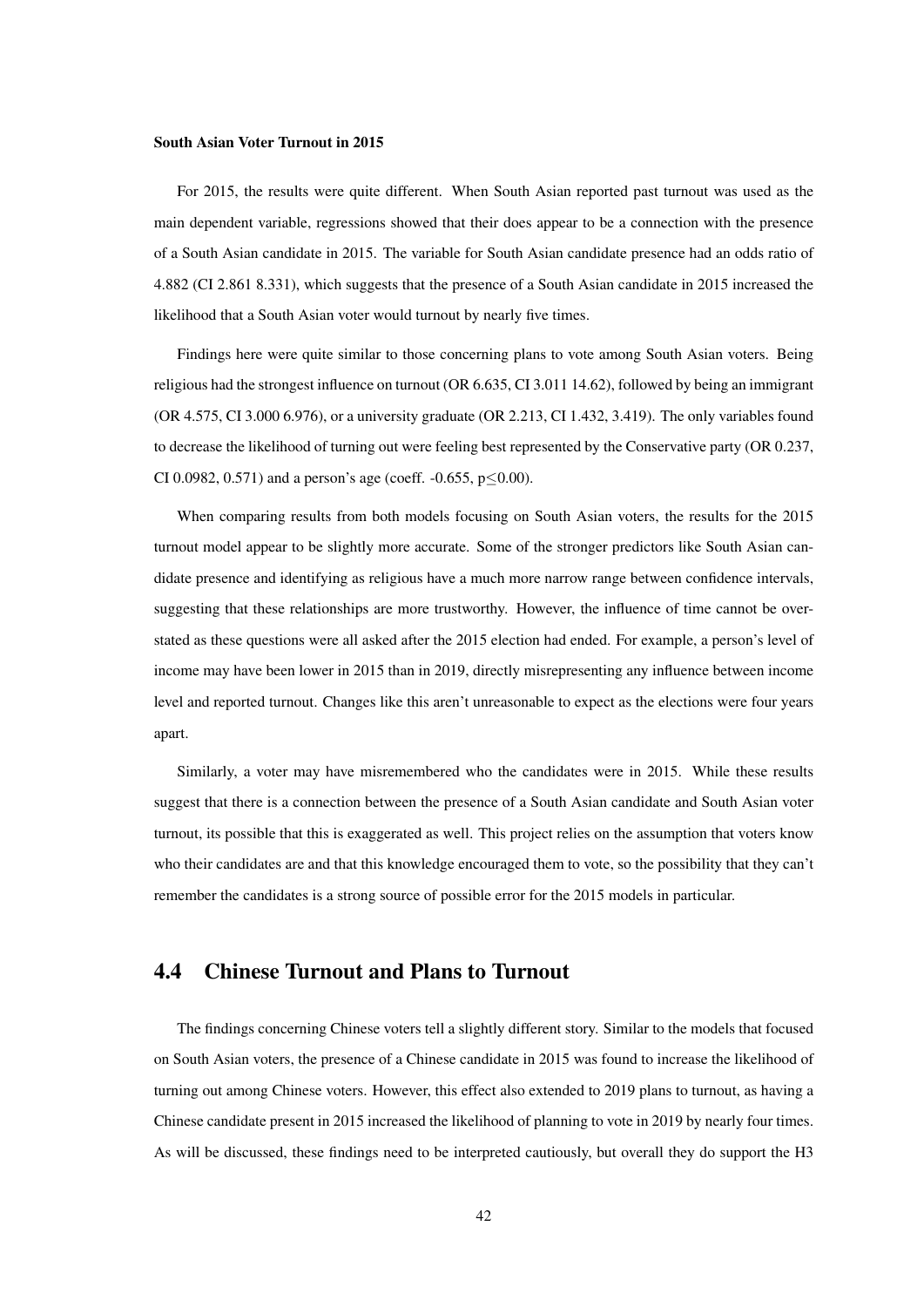**South Asian Voter Turnout in 2015**

For 2015, the results were quite different. When South Asian reported past turnout was used as the main dependent variable, regressions showed that their does appear to be a connection with the presence of a South Asian candidate in 2015. The variable for South Asian candidate presence had an odds ratio of 4.882 (CI 2.861 8.331), which suggests that the presence of a South Asian candidate in 2015 increased the likelihood that a South Asian voter would turnout by nearly five times.

Findings here were quite similar to those concerning plans to vote among South Asian voters. Being religious had the strongest influence on turnout (OR 6.635, CI 3.011 14.62), followed by being an immigrant (OR 4.575, CI 3.000 6.976), or a university graduate (OR 2.213, CI 1.432, 3.419). The only variables found to decrease the likelihood of turning out were feeling best represented by the Conservative party (OR 0.237, CI 0.0982, 0.571) and a person's age (coeff. -0.655, $p \leq 0.00$).

When comparing results from both models focusing on South Asian voters, the results for the 2015 turnout model appear to be slightly more accurate. Some of the stronger predictors like South Asian candidate presence and identifying as religious have a much more narrow range between confidence intervals, suggesting that these relationships are more trustworthy. However, the influence of time cannot be overstated as these questions were all asked after the 2015 election had ended. For example, a person's level of income may have been lower in 2015 than in 2019, directly misrepresenting any influence between income level and reported turnout. Changes like this aren't unreasonable to expect as the elections were four years apart.

Similarly, a voter may have misremembered who the candidates were in 2015. While these results suggest that there is a connection between the presence of a South Asian candidate and South Asian voter turnout, its possible that this is exaggerated as well. This project relies on the assumption that voters know who their candidates are and that this knowledge encouraged them to vote, so the possibility that they can't remember the candidates is a strong source of possible error for the 2015 models in particular.

## 4.4 Chinese Turnout and Plans to Turnout

The findings concerning Chinese voters tell a slightly different story. Similar to the models that focused on South Asian voters, the presence of a Chinese candidate in 2015 was found to increase the likelihood of turning out among Chinese voters. However, this effect also extended to 2019 plans to turnout, as having a Chinese candidate present in 2015 increased the likelihood of planning to vote in 2019 by nearly four times. As will be discussed, these findings need to be interpreted cautiously, but overall they do support the H3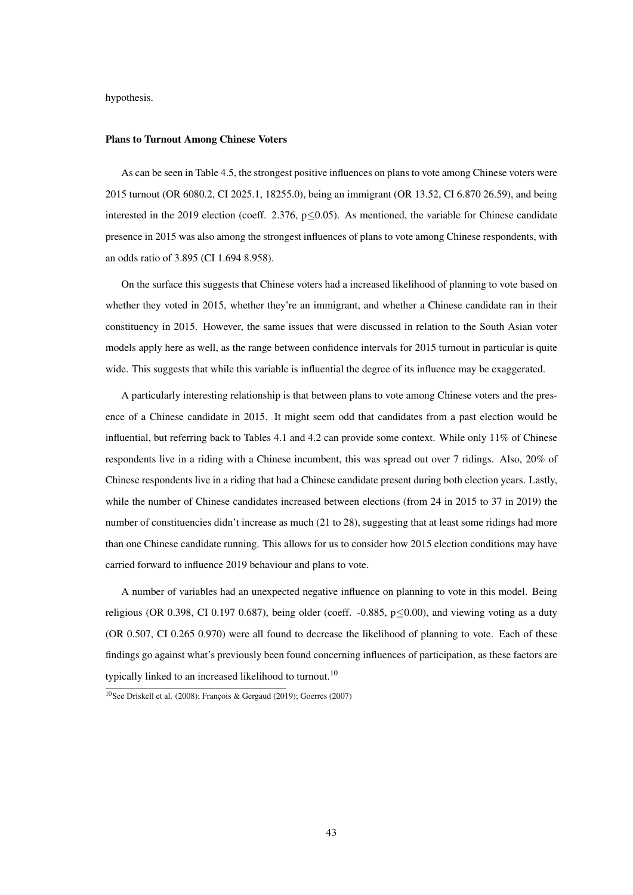hypothesis.

**Plans to Turnout Among Chinese Voters**

As can be seen in Table 4.5, the strongest positive influences on plans to vote among Chinese voters were 2015 turnout (OR 6080.2, CI 2025.1, 18255.0), being an immigrant (OR 13.52, CI 6.870 26.59), and being interested in the 2019 election (coeff. 2.376, $p \leq 0.05$). As mentioned, the variable for Chinese candidate presence in 2015 was also among the strongest influences of plans to vote among Chinese respondents, with an odds ratio of 3.895 (CI 1.694 8.958).

On the surface this suggests that Chinese voters had a increased likelihood of planning to vote based on whether they voted in 2015, whether they're an immigrant, and whether a Chinese candidate ran in their constituency in 2015. However, the same issues that were discussed in relation to the South Asian voter models apply here as well, as the range between confidence intervals for 2015 turnout in particular is quite wide. This suggests that while this variable is influential the degree of its influence may be exaggerated.

A particularly interesting relationship is that between plans to vote among Chinese voters and the presence of a Chinese candidate in 2015. It might seem odd that candidates from a past election would be influential, but referring back to Tables 4.1 and 4.2 can provide some context. While only 11% of Chinese respondents live in a riding with a Chinese incumbent, this was spread out over 7 ridings. Also, 20% of Chinese respondents live in a riding that had a Chinese candidate present during both election years. Lastly, while the number of Chinese candidates increased between elections (from 24 in 2015 to 37 in 2019) the number of constituencies didn't increase as much (21 to 28), suggesting that at least some ridings had more than one Chinese candidate running. This allows for us to consider how 2015 election conditions may have carried forward to influence 2019 behaviour and plans to vote.

A number of variables had an unexpected negative influence on planning to vote in this model. Being religious (OR 0.398, CI 0.197 0.687), being older (coeff. -0.885, $p \leq 0.00$), and viewing voting as a duty (OR 0.507, CI 0.265 0.970) were all found to decrease the likelihood of planning to vote. Each of these findings go against what's previously been found concerning influences of participation, as these factors are typically linked to an increased likelihood to turnout.[10]

[10] See Driskell et al. (2008); François & Gergaud (2019); Goerres (2007)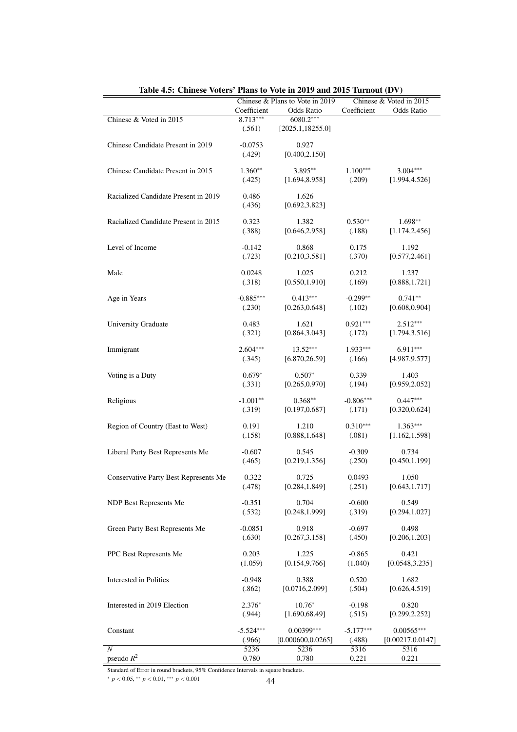**Table 4.5: Chinese Voters' Plans to Vote in 2019 and 2015 Turnout (DV)**

| | Chinese & Plans to Vote in 2019 | | Chinese & Voted in 2015 | |
|---|---|---|---|---|
| | Coefficient | Odds Ratio | Coefficient | Odds Ratio |
| Chinese & Voted in 2015 | 8.713*** | 6080.2*** | | |
| | (.561) | [2025.1,18255.0] | | |
| Chinese Candidate Present in 2019 | -0.0753 | 0.927 | | |
| | (.429) | [0.400,2.150] | | |
| Chinese Candidate Present in 2015 | 1.360** | 3.895** | 1.100*** | 3.004*** |
| | (.425) | [1.694,8.958] | (.209) | [1.994,4.526] |
| Racialized Candidate Present in 2019 | 0.486 | 1.626 | | |
| | (.436) | [0.692,3.823] | | |
| Racialized Candidate Present in 2015 | 0.323 | 1.382 | 0.530** | 1.698** |
| | (.388) | [0.646,2.958] | (.188) | [1.174,2.456] |
| Level of Income | -0.142 | 0.868 | 0.175 | 1.192 |
| | (.723) | [0.210,3.581] | (.370) | [0.577,2.461] |
| Male | 0.0248 | 1.025 | 0.212 | 1.237 |
| | (.318) | [0.550,1.910] | (.169) | [0.888,1.721] |
| Age in Years | -0.885*** | 0.413*** | -0.299** | 0.741** |
| | (.230) | [0.263,0.648] | (.102) | [0.608,0.904] |
| University Graduate | 0.483 | 1.621 | 0.921*** | 2.512*** |
| | (.321) | [0.864,3.043] | (.172) | [1.794,3.516] |
| Immigrant | 2.604*** | 13.52*** | 1.933*** | 6.911*** |
| | (.345) | [6.870,26.59] | (.166) | [4.987,9.577] |
| Voting is a Duty | -0.679* | 0.507* | 0.339 | 1.403 |
| | (.331) | [0.265,0.970] | (.194) | [0.959,2.052] |
| Religious | -1.001** | 0.368** | -0.806*** | 0.447*** |
| | (.319) | [0.197,0.687] | (.171) | [0.320,0.624] |
| Region of Country (East to West) | 0.191 | 1.210 | 0.310*** | 1.363*** |
| | (.158) | [0.888,1.648] | (.081) | [1.162,1.598] |
| Liberal Party Best Represents Me | -0.607 | 0.545 | -0.309 | 0.734 |
| | (.465) | [0.219,1.356] | (.250) | [0.450,1.199] |
| Conservative Party Best Represents Me | -0.322 | 0.725 | 0.0493 | 1.050 |
| | (.478) | [0.284,1.849] | (.251) | [0.643,1.717] |
| NDP Best Represents Me | -0.351 | 0.704 | -0.600 | 0.549 |
| | (.532) | [0.248,1.999] | (.319) | [0.294,1.027] |
| Green Party Best Represents Me | -0.0851 | 0.918 | -0.697 | 0.498 |
| | (.630) | [0.267,3.158] | (.450) | [0.206,1.203] |
| PPC Best Represents Me | 0.203 | 1.225 | -0.865 | 0.421 |
| | (1.059) | [0.154,9.766] | (1.040) | [0.0548,3.235] |
| Interested in Politics | -0.948 | 0.388 | 0.520 | 1.682 |
| | (.862) | [0.0716,2.099] | (.504) | [0.626,4.519] |
| Interested in 2019 Election | 2.376* | 10.76* | -0.198 | 0.820 |
| | (.944) | [1.690,68.49] | (.515) | [0.299,2.252] |
| Constant | -5.524*** | 0.00399*** | -5.177*** | 0.00565*** |
| | (.966) | [0.000600,0.0265] | (.488) | [0.00217,0.0147] |
| $N$ | 5236 | 5236 | 5316 | 5316 |
| pseudo $R^2$ | 0.780 | 0.780 | 0.221 | 0.221 |

Standard of Error in round brackets, 95% Confidence Intervals in square brackets.

* $p < 0.05$, ** $p < 0.01$, *** $p < 0.001$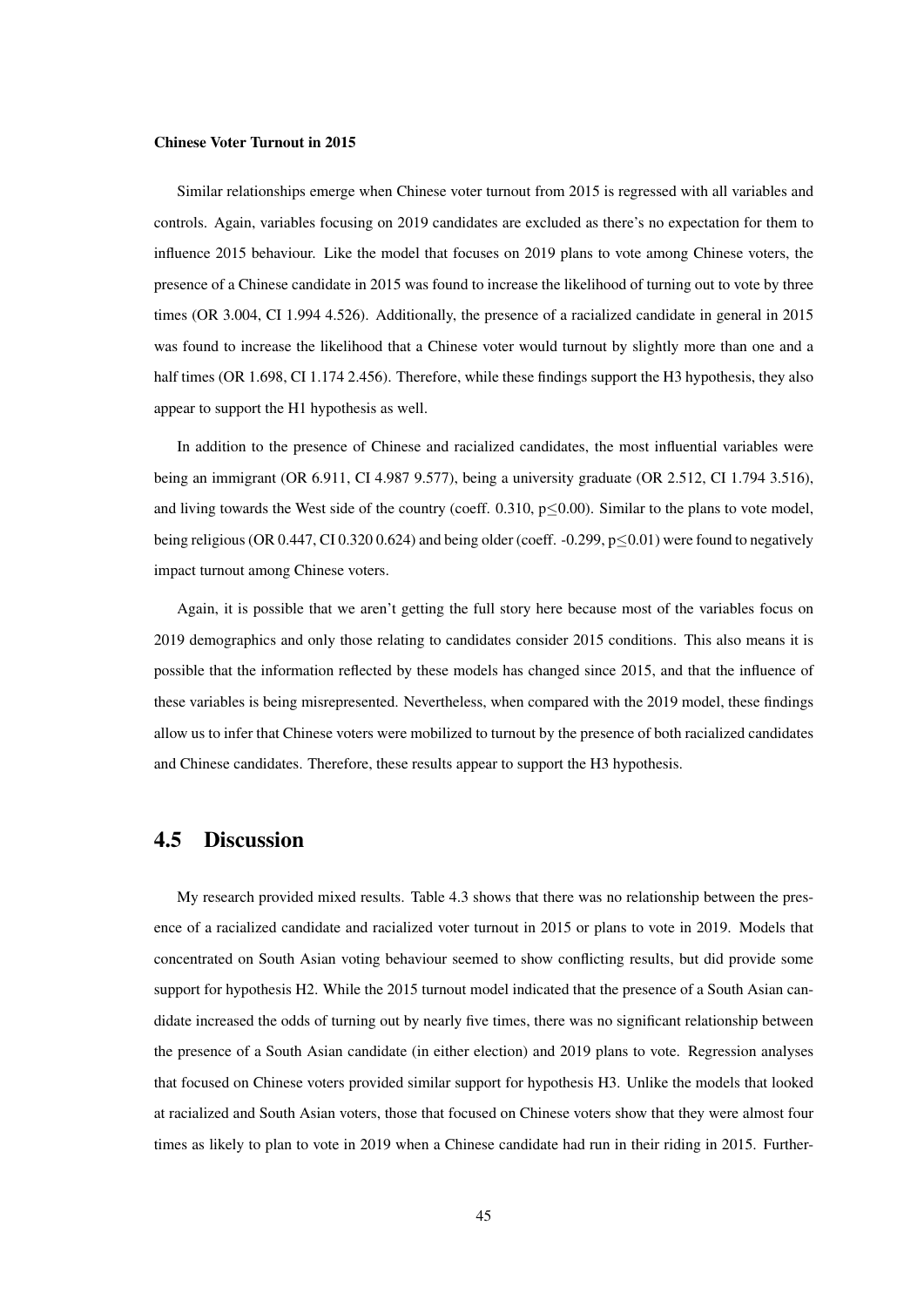**Chinese Voter Turnout in 2015**

Similar relationships emerge when Chinese voter turnout from 2015 is regressed with all variables and controls. Again, variables focusing on 2019 candidates are excluded as there's no expectation for them to influence 2015 behaviour. Like the model that focuses on 2019 plans to vote among Chinese voters, the presence of a Chinese candidate in 2015 was found to increase the likelihood of turning out to vote by three times (OR 3.004, CI 1.994 4.526). Additionally, the presence of a racialized candidate in general in 2015 was found to increase the likelihood that a Chinese voter would turnout by slightly more than one and a half times (OR 1.698, CI 1.174 2.456). Therefore, while these findings support the H3 hypothesis, they also appear to support the H1 hypothesis as well.

In addition to the presence of Chinese and racialized candidates, the most influential variables were being an immigrant (OR 6.911, CI 4.987 9.577), being a university graduate (OR 2.512, CI 1.794 3.516), and living towards the West side of the country (coeff. 0.310, $p \leq 0.00$). Similar to the plans to vote model, being religious (OR 0.447, CI 0.320 0.624) and being older (coeff. -0.299, $p \leq 0.01$) were found to negatively impact turnout among Chinese voters.

Again, it is possible that we aren't getting the full story here because most of the variables focus on 2019 demographics and only those relating to candidates consider 2015 conditions. This also means it is possible that the information reflected by these models has changed since 2015, and that the influence of these variables is being misrepresented. Nevertheless, when compared with the 2019 model, these findings allow us to infer that Chinese voters were mobilized to turnout by the presence of both racialized candidates and Chinese candidates. Therefore, these results appear to support the H3 hypothesis.

## 4.5 Discussion

My research provided mixed results. Table 4.3 shows that there was no relationship between the presence of a racialized candidate and racialized voter turnout in 2015 or plans to vote in 2019. Models that concentrated on South Asian voting behaviour seemed to show conflicting results, but did provide some support for hypothesis H2. While the 2015 turnout model indicated that the presence of a South Asian candidate increased the odds of turning out by nearly five times, there was no significant relationship between the presence of a South Asian candidate (in either election) and 2019 plans to vote. Regression analyses that focused on Chinese voters provided similar support for hypothesis H3. Unlike the models that looked at racialized and South Asian voters, those that focused on Chinese voters show that they were almost four times as likely to plan to vote in 2019 when a Chinese candidate had run in their riding in 2015. Further-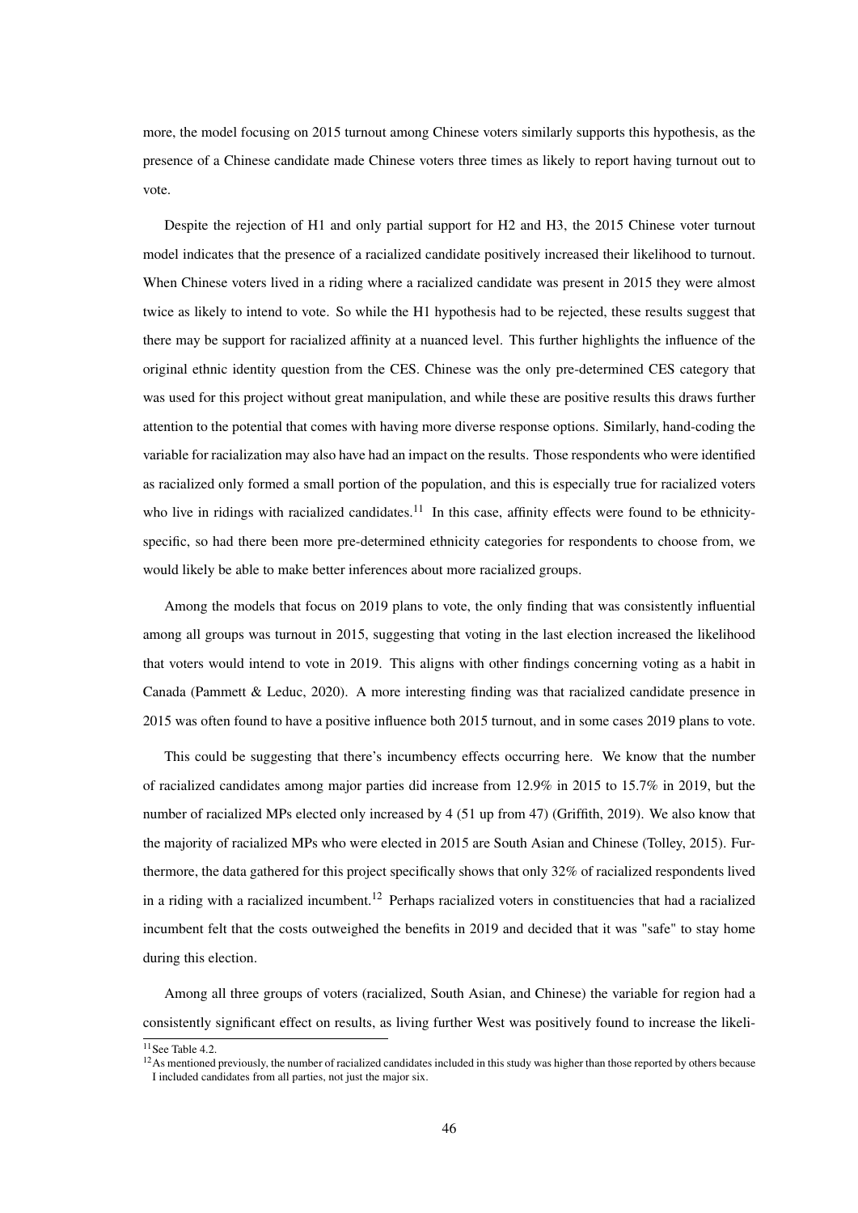more, the model focusing on 2015 turnout among Chinese voters similarly supports this hypothesis, as the presence of a Chinese candidate made Chinese voters three times as likely to report having turnout out to vote.

Despite the rejection of H1 and only partial support for H2 and H3, the 2015 Chinese voter turnout model indicates that the presence of a racialized candidate positively increased their likelihood to turnout. When Chinese voters lived in a riding where a racialized candidate was present in 2015 they were almost twice as likely to intend to vote. So while the H1 hypothesis had to be rejected, these results suggest that there may be support for racialized affinity at a nuanced level. This further highlights the influence of the original ethnic identity question from the CES. Chinese was the only pre-determined CES category that was used for this project without great manipulation, and while these are positive results this draws further attention to the potential that comes with having more diverse response options. Similarly, hand-coding the variable for racialization may also have had an impact on the results. Those respondents who were identified as racialized only formed a small portion of the population, and this is especially true for racialized voters who live in ridings with racialized candidates.[11] In this case, affinity effects were found to be ethnicity-specific, so had there been more pre-determined ethnicity categories for respondents to choose from, we would likely be able to make better inferences about more racialized groups.

Among the models that focus on 2019 plans to vote, the only finding that was consistently influential among all groups was turnout in 2015, suggesting that voting in the last election increased the likelihood that voters would intend to vote in 2019. This aligns with other findings concerning voting as a habit in Canada (Pammett & Leduc, 2020). A more interesting finding was that racialized candidate presence in 2015 was often found to have a positive influence both 2015 turnout, and in some cases 2019 plans to vote.

This could be suggesting that there's incumbency effects occurring here. We know that the number of racialized candidates among major parties did increase from 12.9% in 2015 to 15.7% in 2019, but the number of racialized MPs elected only increased by 4 (51 up from 47) (Griffith, 2019). We also know that the majority of racialized MPs who were elected in 2015 are South Asian and Chinese (Tolley, 2015). Furthermore, the data gathered for this project specifically shows that only 32% of racialized respondents lived in a riding with a racialized incumbent.[12] Perhaps racialized voters in constituencies that had a racialized incumbent felt that the costs outweighed the benefits in 2019 and decided that it was "safe" to stay home during this election.

Among all three groups of voters (racialized, South Asian, and Chinese) the variable for region had a consistently significant effect on results, as living further West was positively found to increase the likeli-

[11] See Table 4.2.

[12] As mentioned previously, the number of racialized candidates included in this study was higher than those reported by others because I included candidates from all parties, not just the major six.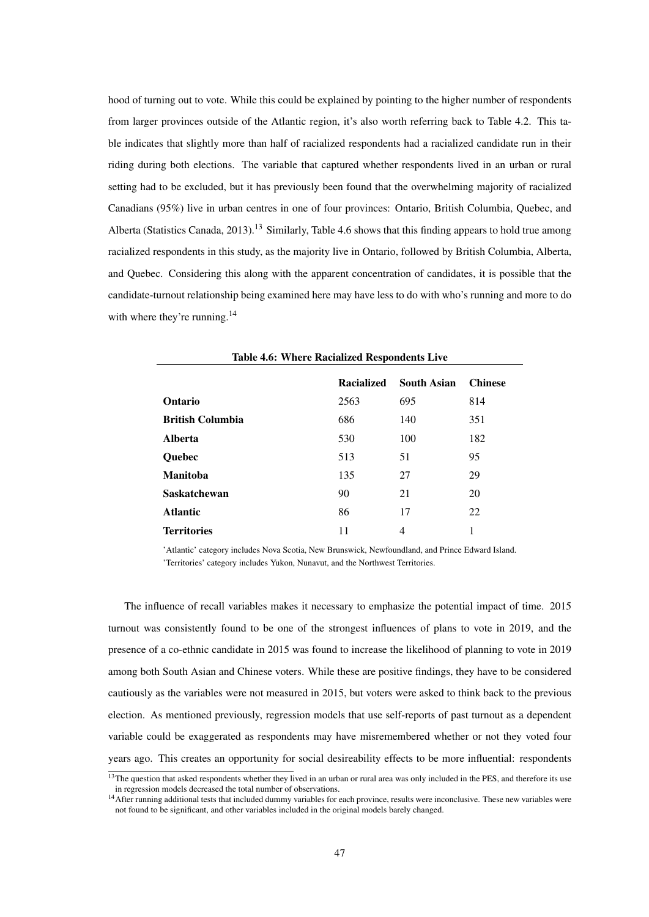hood of turning out to vote. While this could be explained by pointing to the higher number of respondents from larger provinces outside of the Atlantic region, it's also worth referring back to Table 4.2. This table indicates that slightly more than half of racialized respondents had a racialized candidate run in their riding during both elections. The variable that captured whether respondents lived in an urban or rural setting had to be excluded, but it has previously been found that the overwhelming majority of racialized Canadians (95%) live in urban centres in one of four provinces: Ontario, British Columbia, Quebec, and Alberta (Statistics Canada, 2013).[13] Similarly, Table 4.6 shows that this finding appears to hold true among racialized respondents in this study, as the majority live in Ontario, followed by British Columbia, Alberta, and Quebec. Considering this along with the apparent concentration of candidates, it is possible that the candidate-turnout relationship being examined here may have less to do with who's running and more to do with where they're running.[14]

**Table 4.6: Where Racialized Respondents Live**

| | Racialized | South Asian | Chinese |
|---|---|---|---|
| **Ontario** | 2563 | 695 | 814 |
| **British Columbia** | 686 | 140 | 351 |
| **Alberta** | 530 | 100 | 182 |
| **Quebec** | 513 | 51 | 95 |
| **Manitoba** | 135 | 27 | 29 |
| **Saskatchewan** | 90 | 21 | 20 |
| **Atlantic** | 86 | 17 | 22 |
| **Territories** | 11 | 4 | 1 |

'Atlantic' category includes Nova Scotia, New Brunswick, Newfoundland, and Prince Edward Island.
'Territories' category includes Yukon, Nunavut, and the Northwest Territories.

The influence of recall variables makes it necessary to emphasize the potential impact of time. 2015 turnout was consistently found to be one of the strongest influences of plans to vote in 2019, and the presence of a co-ethnic candidate in 2015 was found to increase the likelihood of planning to vote in 2019 among both South Asian and Chinese voters. While these are positive findings, they have to be considered cautiously as the variables were not measured in 2015, but voters were asked to think back to the previous election. As mentioned previously, regression models that use self-reports of past turnout as a dependent variable could be exaggerated as respondents may have misremembered whether or not they voted four years ago. This creates an opportunity for social desireability effects to be more influential: respondents

[13] The question that asked respondents whether they lived in an urban or rural area was only included in the PES, and therefore its use in regression models decreased the total number of observations.

[14] After running additional tests that included dummy variables for each province, results were inconclusive. These new variables were not found to be significant, and other variables included in the original models barely changed.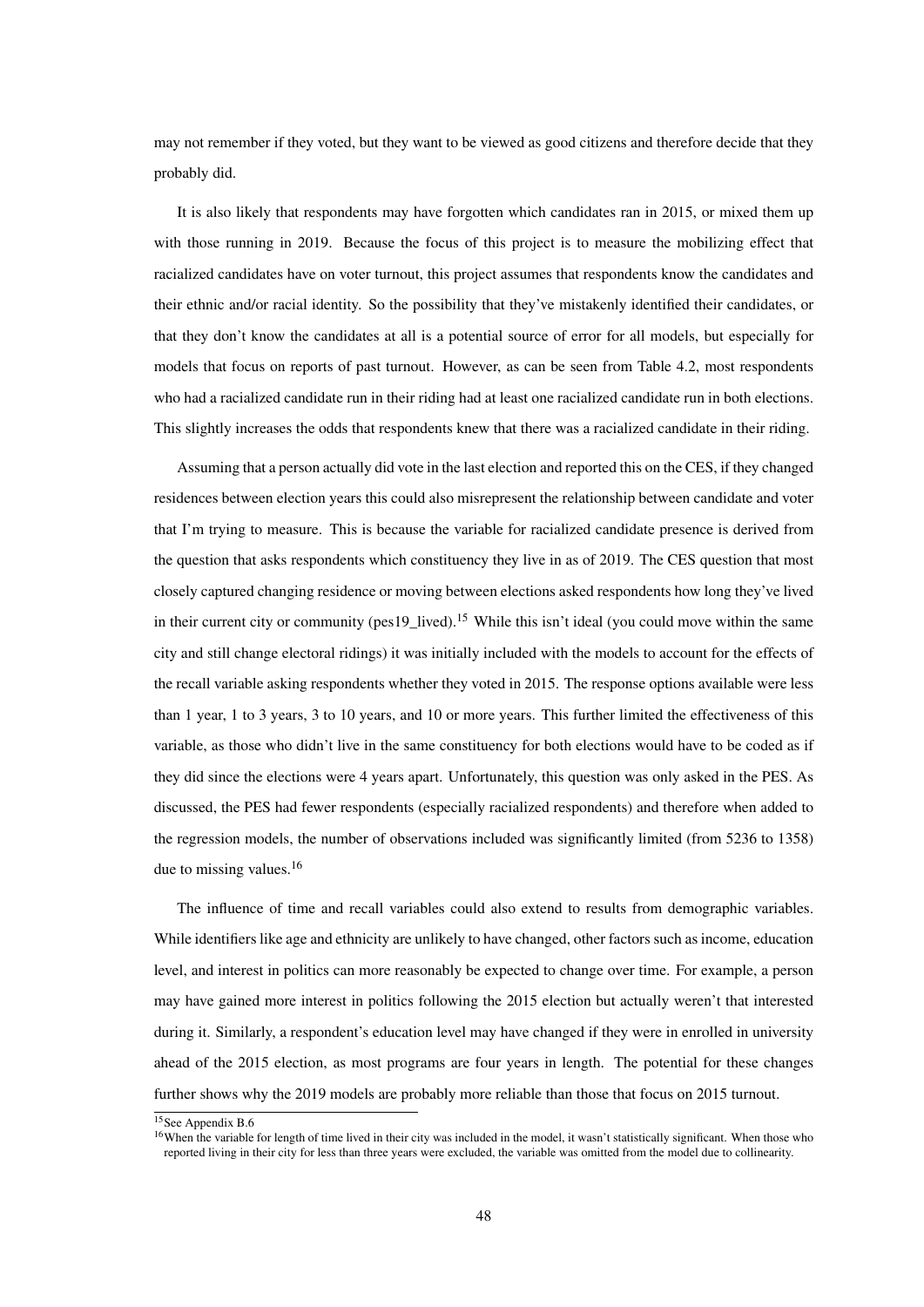may not remember if they voted, but they want to be viewed as good citizens and therefore decide that they probably did.

It is also likely that respondents may have forgotten which candidates ran in 2015, or mixed them up with those running in 2019. Because the focus of this project is to measure the mobilizing effect that racialized candidates have on voter turnout, this project assumes that respondents know the candidates and their ethnic and/or racial identity. So the possibility that they've mistakenly identified their candidates, or that they don't know the candidates at all is a potential source of error for all models, but especially for models that focus on reports of past turnout. However, as can be seen from Table 4.2, most respondents who had a racialized candidate run in their riding had at least one racialized candidate run in both elections. This slightly increases the odds that respondents knew that there was a racialized candidate in their riding.

Assuming that a person actually did vote in the last election and reported this on the CES, if they changed residences between election years this could also misrepresent the relationship between candidate and voter that I'm trying to measure. This is because the variable for racialized candidate presence is derived from the question that asks respondents which constituency they live in as of 2019. The CES question that most closely captured changing residence or moving between elections asked respondents how long they've lived in their current city or community (pes19_lived).[15] While this isn't ideal (you could move within the same city and still change electoral ridings) it was initially included with the models to account for the effects of the recall variable asking respondents whether they voted in 2015. The response options available were less than 1 year, 1 to 3 years, 3 to 10 years, and 10 or more years. This further limited the effectiveness of this variable, as those who didn't live in the same constituency for both elections would have to be coded as if they did since the elections were 4 years apart. Unfortunately, this question was only asked in the PES. As discussed, the PES had fewer respondents (especially racialized respondents) and therefore when added to the regression models, the number of observations included was significantly limited (from 5236 to 1358) due to missing values.[16]

The influence of time and recall variables could also extend to results from demographic variables. While identifiers like age and ethnicity are unlikely to have changed, other factors such as income, education level, and interest in politics can more reasonably be expected to change over time. For example, a person may have gained more interest in politics following the 2015 election but actually weren't that interested during it. Similarly, a respondent's education level may have changed if they were in enrolled in university ahead of the 2015 election, as most programs are four years in length. The potential for these changes further shows why the 2019 models are probably more reliable than those that focus on 2015 turnout.

[15] See Appendix B.6

[16] When the variable for length of time lived in their city was included in the model, it wasn't statistically significant. When those who reported living in their city for less than three years were excluded, the variable was omitted from the model due to collinearity.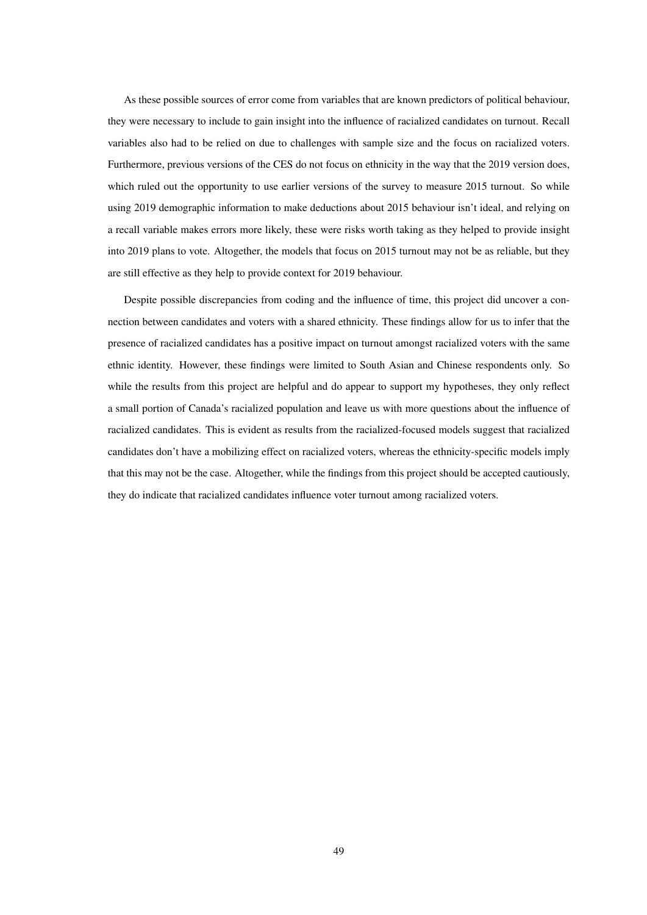As these possible sources of error come from variables that are known predictors of political behaviour, they were necessary to include to gain insight into the influence of racialized candidates on turnout. Recall variables also had to be relied on due to challenges with sample size and the focus on racialized voters. Furthermore, previous versions of the CES do not focus on ethnicity in the way that the 2019 version does, which ruled out the opportunity to use earlier versions of the survey to measure 2015 turnout. So while using 2019 demographic information to make deductions about 2015 behaviour isn't ideal, and relying on a recall variable makes errors more likely, these were risks worth taking as they helped to provide insight into 2019 plans to vote. Altogether, the models that focus on 2015 turnout may not be as reliable, but they are still effective as they help to provide context for 2019 behaviour.

Despite possible discrepancies from coding and the influence of time, this project did uncover a connection between candidates and voters with a shared ethnicity. These findings allow for us to infer that the presence of racialized candidates has a positive impact on turnout amongst racialized voters with the same ethnic identity. However, these findings were limited to South Asian and Chinese respondents only. So while the results from this project are helpful and do appear to support my hypotheses, they only reflect a small portion of Canada's racialized population and leave us with more questions about the influence of racialized candidates. This is evident as results from the racialized-focused models suggest that racialized candidates don't have a mobilizing effect on racialized voters, whereas the ethnicity-specific models imply that this may not be the case. Altogether, while the findings from this project should be accepted cautiously, they do indicate that racialized candidates influence voter turnout among racialized voters.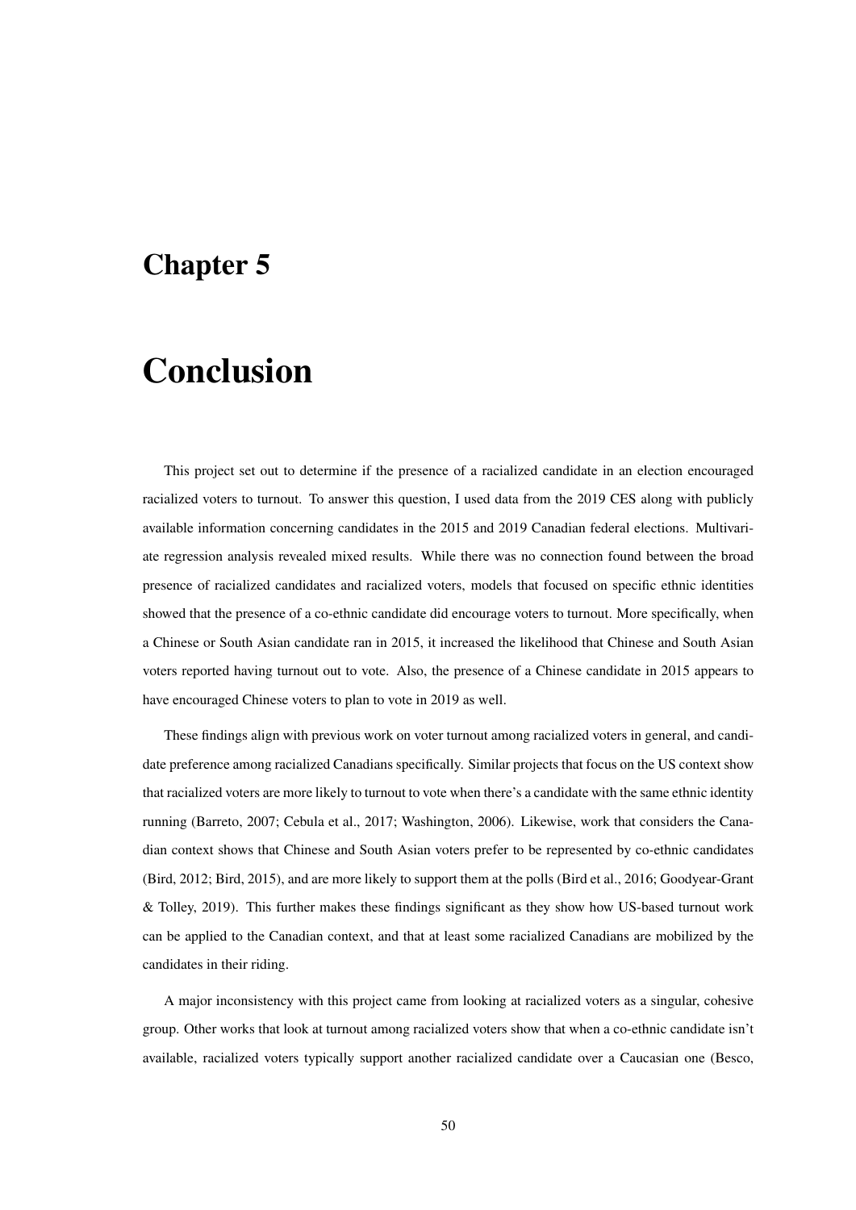# Chapter 5

# Conclusion

This project set out to determine if the presence of a racialized candidate in an election encouraged racialized voters to turnout. To answer this question, I used data from the 2019 CES along with publicly available information concerning candidates in the 2015 and 2019 Canadian federal elections. Multivariate regression analysis revealed mixed results. While there was no connection found between the broad presence of racialized candidates and racialized voters, models that focused on specific ethnic identities showed that the presence of a co-ethnic candidate did encourage voters to turnout. More specifically, when a Chinese or South Asian candidate ran in 2015, it increased the likelihood that Chinese and South Asian voters reported having turnout out to vote. Also, the presence of a Chinese candidate in 2015 appears to have encouraged Chinese voters to plan to vote in 2019 as well.

These findings align with previous work on voter turnout among racialized voters in general, and candidate preference among racialized Canadians specifically. Similar projects that focus on the US context show that racialized voters are more likely to turnout to vote when there's a candidate with the same ethnic identity running (Barreto, 2007; Cebula et al., 2017; Washington, 2006). Likewise, work that considers the Canadian context shows that Chinese and South Asian voters prefer to be represented by co-ethnic candidates (Bird, 2012; Bird, 2015), and are more likely to support them at the polls (Bird et al., 2016; Goodyear-Grant & Tolley, 2019). This further makes these findings significant as they show how US-based turnout work can be applied to the Canadian context, and that at least some racialized Canadians are mobilized by the candidates in their riding.

A major inconsistency with this project came from looking at racialized voters as a singular, cohesive group. Other works that look at turnout among racialized voters show that when a co-ethnic candidate isn't available, racialized voters typically support another racialized candidate over a Caucasian one (Besco,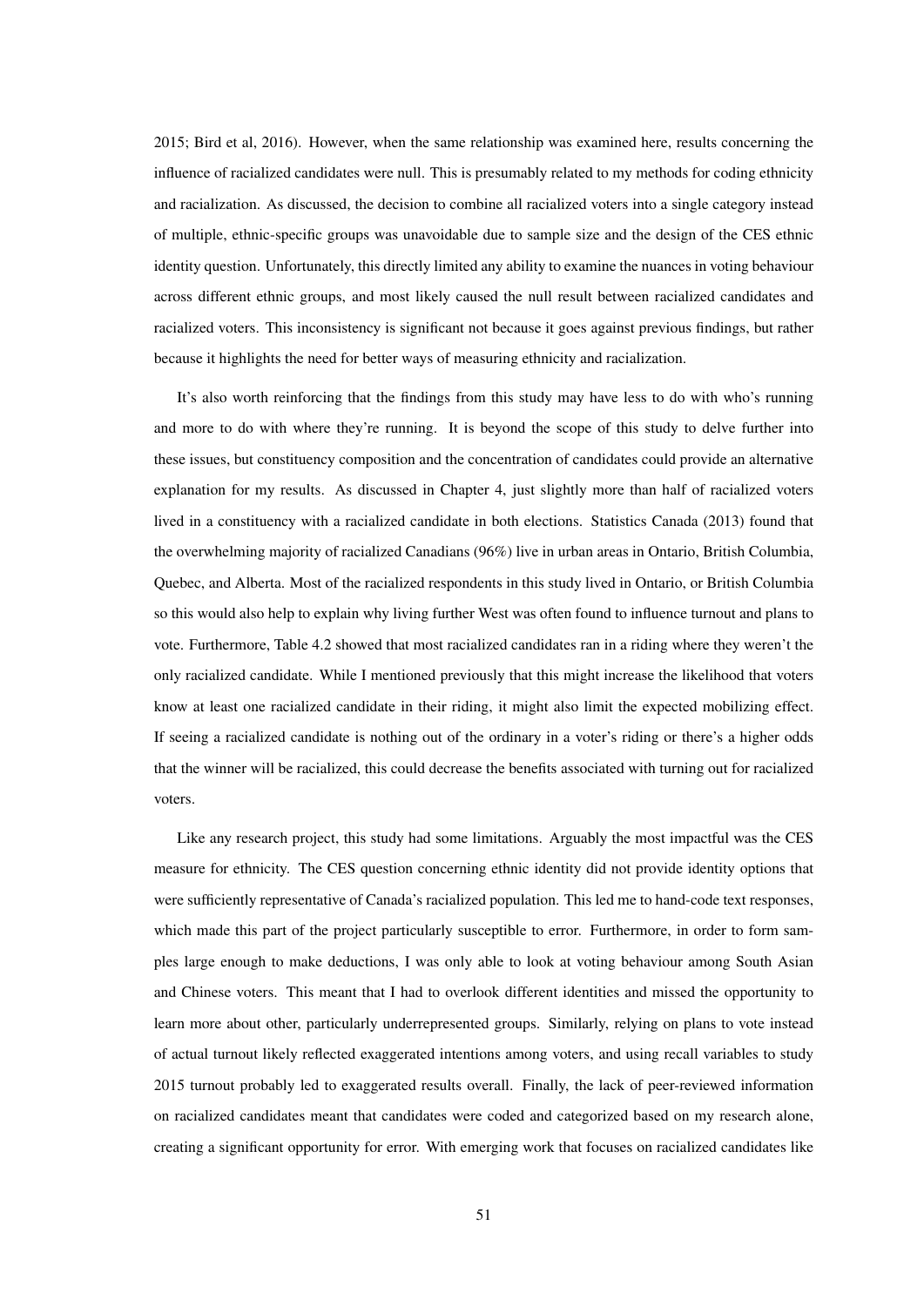2015; Bird et al, 2016). However, when the same relationship was examined here, results concerning the influence of racialized candidates were null. This is presumably related to my methods for coding ethnicity and racialization. As discussed, the decision to combine all racialized voters into a single category instead of multiple, ethnic-specific groups was unavoidable due to sample size and the design of the CES ethnic identity question. Unfortunately, this directly limited any ability to examine the nuances in voting behaviour across different ethnic groups, and most likely caused the null result between racialized candidates and racialized voters. This inconsistency is significant not because it goes against previous findings, but rather because it highlights the need for better ways of measuring ethnicity and racialization.

It's also worth reinforcing that the findings from this study may have less to do with who's running and more to do with where they're running. It is beyond the scope of this study to delve further into these issues, but constituency composition and the concentration of candidates could provide an alternative explanation for my results. As discussed in Chapter 4, just slightly more than half of racialized voters lived in a constituency with a racialized candidate in both elections. Statistics Canada (2013) found that the overwhelming majority of racialized Canadians (96%) live in urban areas in Ontario, British Columbia, Quebec, and Alberta. Most of the racialized respondents in this study lived in Ontario, or British Columbia so this would also help to explain why living further West was often found to influence turnout and plans to vote. Furthermore, Table 4.2 showed that most racialized candidates ran in a riding where they weren't the only racialized candidate. While I mentioned previously that this might increase the likelihood that voters know at least one racialized candidate in their riding, it might also limit the expected mobilizing effect. If seeing a racialized candidate is nothing out of the ordinary in a voter's riding or there's a higher odds that the winner will be racialized, this could decrease the benefits associated with turning out for racialized voters.

Like any research project, this study had some limitations. Arguably the most impactful was the CES measure for ethnicity. The CES question concerning ethnic identity did not provide identity options that were sufficiently representative of Canada's racialized population. This led me to hand-code text responses, which made this part of the project particularly susceptible to error. Furthermore, in order to form samples large enough to make deductions, I was only able to look at voting behaviour among South Asian and Chinese voters. This meant that I had to overlook different identities and missed the opportunity to learn more about other, particularly underrepresented groups. Similarly, relying on plans to vote instead of actual turnout likely reflected exaggerated intentions among voters, and using recall variables to study 2015 turnout probably led to exaggerated results overall. Finally, the lack of peer-reviewed information on racialized candidates meant that candidates were coded and categorized based on my research alone, creating a significant opportunity for error. With emerging work that focuses on racialized candidates like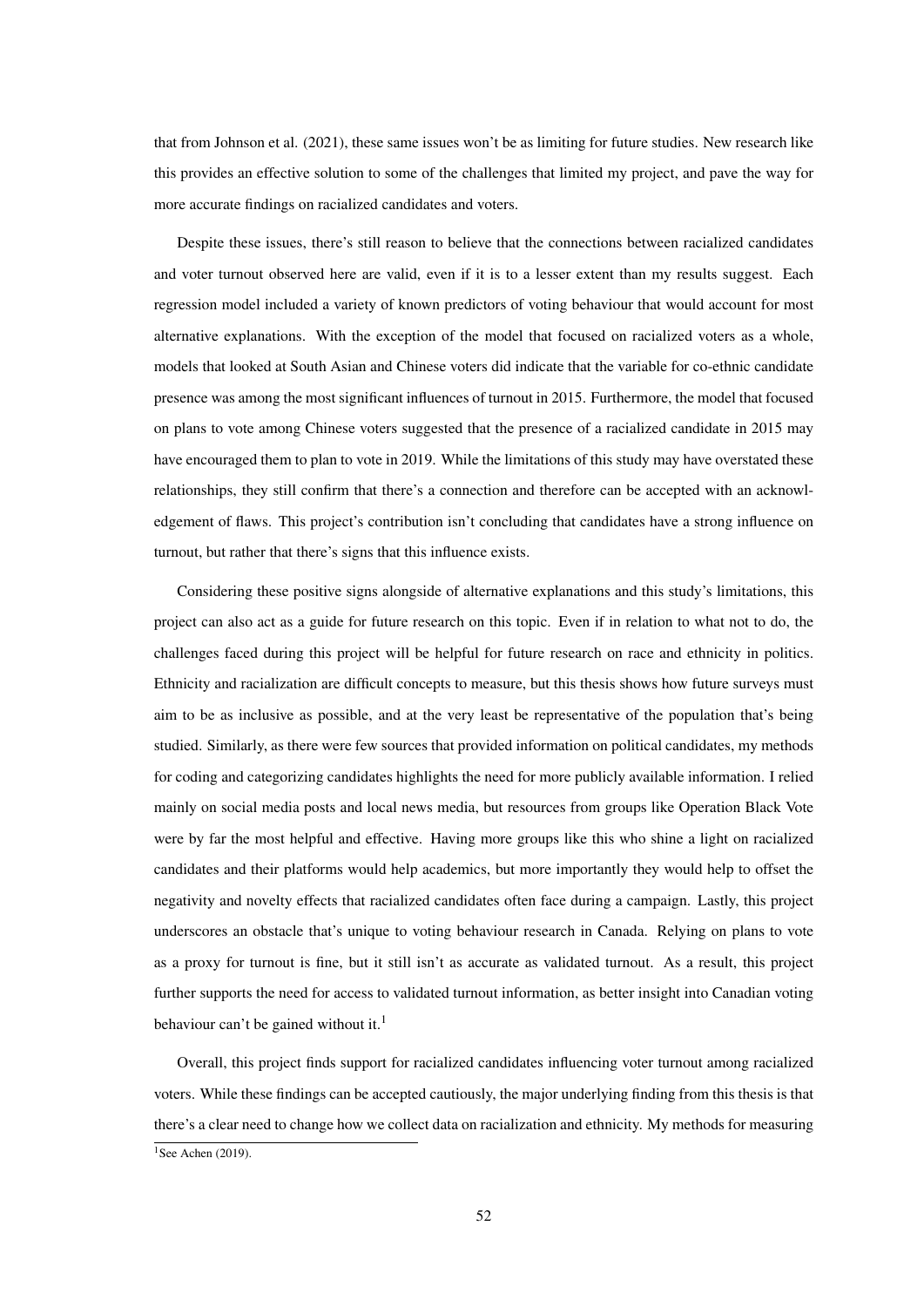that from Johnson et al. (2021), these same issues won't be as limiting for future studies. New research like this provides an effective solution to some of the challenges that limited my project, and pave the way for more accurate findings on racialized candidates and voters.

Despite these issues, there's still reason to believe that the connections between racialized candidates and voter turnout observed here are valid, even if it is to a lesser extent than my results suggest. Each regression model included a variety of known predictors of voting behaviour that would account for most alternative explanations. With the exception of the model that focused on racialized voters as a whole, models that looked at South Asian and Chinese voters did indicate that the variable for co-ethnic candidate presence was among the most significant influences of turnout in 2015. Furthermore, the model that focused on plans to vote among Chinese voters suggested that the presence of a racialized candidate in 2015 may have encouraged them to plan to vote in 2019. While the limitations of this study may have overstated these relationships, they still confirm that there's a connection and therefore can be accepted with an acknowledgement of flaws. This project's contribution isn't concluding that candidates have a strong influence on turnout, but rather that there's signs that this influence exists.

Considering these positive signs alongside of alternative explanations and this study's limitations, this project can also act as a guide for future research on this topic. Even if in relation to what not to do, the challenges faced during this project will be helpful for future research on race and ethnicity in politics. Ethnicity and racialization are difficult concepts to measure, but this thesis shows how future surveys must aim to be as inclusive as possible, and at the very least be representative of the population that's being studied. Similarly, as there were few sources that provided information on political candidates, my methods for coding and categorizing candidates highlights the need for more publicly available information. I relied mainly on social media posts and local news media, but resources from groups like Operation Black Vote were by far the most helpful and effective. Having more groups like this who shine a light on racialized candidates and their platforms would help academics, but more importantly they would help to offset the negativity and novelty effects that racialized candidates often face during a campaign. Lastly, this project underscores an obstacle that's unique to voting behaviour research in Canada. Relying on plans to vote as a proxy for turnout is fine, but it still isn't as accurate as validated turnout. As a result, this project further supports the need for access to validated turnout information, as better insight into Canadian voting behaviour can't be gained without it.[1]

Overall, this project finds support for racialized candidates influencing voter turnout among racialized voters. While these findings can be accepted cautiously, the major underlying finding from this thesis is that there's a clear need to change how we collect data on racialization and ethnicity. My methods for measuring

[1] See Achen (2019).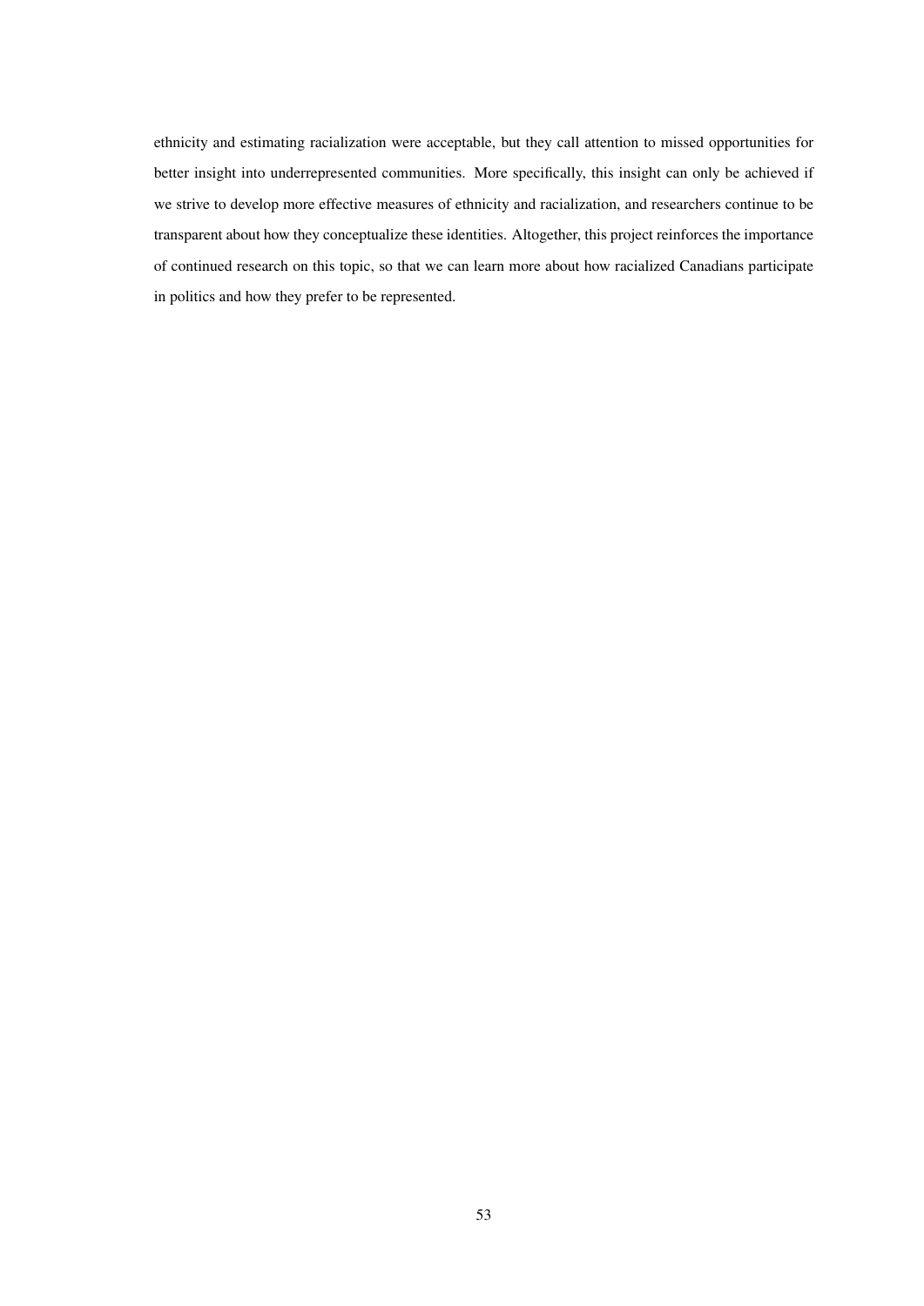ethnicity and estimating racialization were acceptable, but they call attention to missed opportunities for better insight into underrepresented communities. More specifically, this insight can only be achieved if we strive to develop more effective measures of ethnicity and racialization, and researchers continue to be transparent about how they conceptualize these identities. Altogether, this project reinforces the importance of continued research on this topic, so that we can learn more about how racialized Canadians participate in politics and how they prefer to be represented.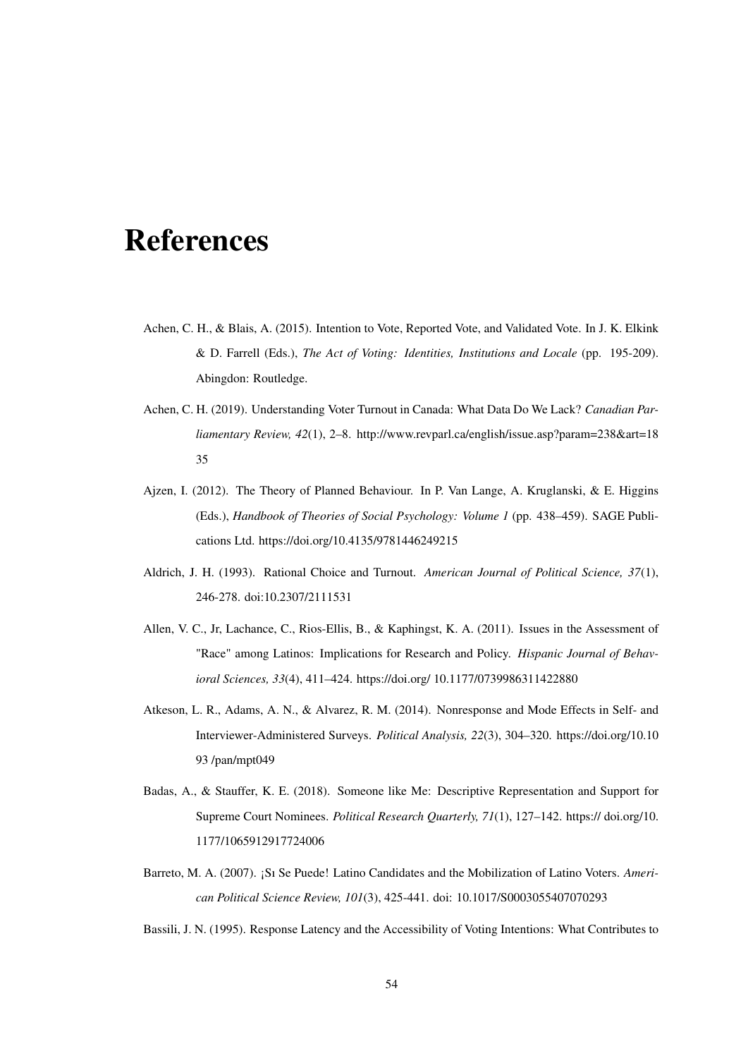# References

Achen, C. H., & Blais, A. (2015). Intention to Vote, Reported Vote, and Validated Vote. In J. K. Elkink & D. Farrell (Eds.), *The Act of Voting: Identities, Institutions and Locale* (pp. 195-209). Abingdon: Routledge.

Achen, C. H. (2019). Understanding Voter Turnout in Canada: What Data Do We Lack? *Canadian Parliamentary Review, 42*(1), 2–8. http://www.revparl.ca/english/issue.asp?param=238&art=1835

Ajzen, I. (2012). The Theory of Planned Behaviour. In P. Van Lange, A. Kruglanski, & E. Higgins (Eds.), *Handbook of Theories of Social Psychology: Volume 1* (pp. 438–459). SAGE Publications Ltd. https://doi.org/10.4135/9781446249215

Aldrich, J. H. (1993). Rational Choice and Turnout. *American Journal of Political Science, 37*(1), 246-278. doi:10.2307/2111531

Allen, V. C., Jr, Lachance, C., Rios-Ellis, B., & Kaphingst, K. A. (2011). Issues in the Assessment of "Race" among Latinos: Implications for Research and Policy. *Hispanic Journal of Behavioral Sciences, 33*(4), 411–424. https://doi.org/ 10.1177/0739986311422880

Atkeson, L. R., Adams, A. N., & Alvarez, R. M. (2014). Nonresponse and Mode Effects in Self- and Interviewer-Administered Surveys. *Political Analysis, 22*(3), 304–320. https://doi.org/10.1093 /pan/mpt049

Badas, A., & Stauffer, K. E. (2018). Someone like Me: Descriptive Representation and Support for Supreme Court Nominees. *Political Research Quarterly, 71*(1), 127–142. https:// doi.org/10.1177/1065912917724006

Barreto, M. A. (2007). ¡Sı Se Puede! Latino Candidates and the Mobilization of Latino Voters. *American Political Science Review, 101*(3), 425-441. doi: 10.1017/S0003055407070293

Bassili, J. N. (1995). Response Latency and the Accessibility of Voting Intentions: What Contributes to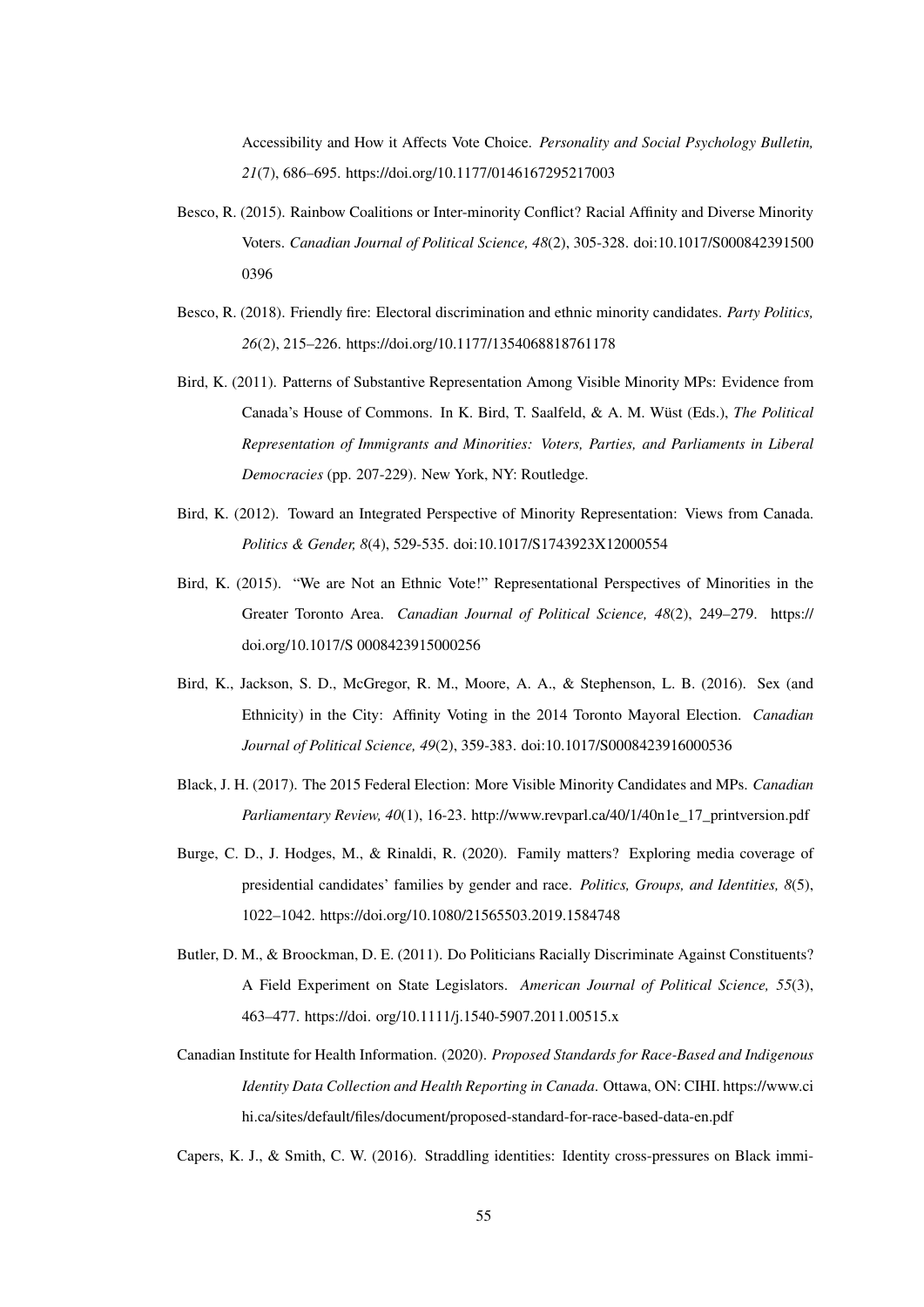Accessibility and How it Affects Vote Choice. *Personality and Social Psychology Bulletin, 21*(7), 686–695. https://doi.org/10.1177/0146167295217003

Besco, R. (2015). Rainbow Coalitions or Inter-minority Conflict? Racial Affinity and Diverse Minority Voters. *Canadian Journal of Political Science, 48*(2), 305-328. doi:10.1017/S000842391500 0396

Besco, R. (2018). Friendly fire: Electoral discrimination and ethnic minority candidates. *Party Politics, 26*(2), 215–226. https://doi.org/10.1177/1354068818761178

Bird, K. (2011). Patterns of Substantive Representation Among Visible Minority MPs: Evidence from Canada's House of Commons. In K. Bird, T. Saalfeld, & A. M. Wüst (Eds.), *The Political Representation of Immigrants and Minorities: Voters, Parties, and Parliaments in Liberal Democracies* (pp. 207-229). New York, NY: Routledge.

Bird, K. (2012). Toward an Integrated Perspective of Minority Representation: Views from Canada. *Politics & Gender, 8*(4), 529-535. doi:10.1017/S1743923X12000554

Bird, K. (2015). "We are Not an Ethnic Vote!" Representational Perspectives of Minorities in the Greater Toronto Area. *Canadian Journal of Political Science, 48*(2), 249–279. https:// doi.org/10.1017/S 0008423915000256

Bird, K., Jackson, S. D., McGregor, R. M., Moore, A. A., & Stephenson, L. B. (2016). Sex (and Ethnicity) in the City: Affinity Voting in the 2014 Toronto Mayoral Election. *Canadian Journal of Political Science, 49*(2), 359-383. doi:10.1017/S0008423916000536

Black, J. H. (2017). The 2015 Federal Election: More Visible Minority Candidates and MPs. *Canadian Parliamentary Review, 40*(1), 16-23. http://www.revparl.ca/40/1/40n1e_17_printversion.pdf

Burge, C. D., J. Hodges, M., & Rinaldi, R. (2020). Family matters? Exploring media coverage of presidential candidates' families by gender and race. *Politics, Groups, and Identities, 8*(5), 1022–1042. https://doi.org/10.1080/21565503.2019.1584748

Butler, D. M., & Broockman, D. E. (2011). Do Politicians Racially Discriminate Against Constituents? A Field Experiment on State Legislators. *American Journal of Political Science, 55*(3), 463–477. https://doi. org/10.1111/j.1540-5907.2011.00515.x

Canadian Institute for Health Information. (2020). *Proposed Standards for Race-Based and Indigenous Identity Data Collection and Health Reporting in Canada*. Ottawa, ON: CIHI. https://www.ci hi.ca/sites/default/files/document/proposed-standard-for-race-based-data-en.pdf

Capers, K. J., & Smith, C. W. (2016). Straddling identities: Identity cross-pressures on Black immi-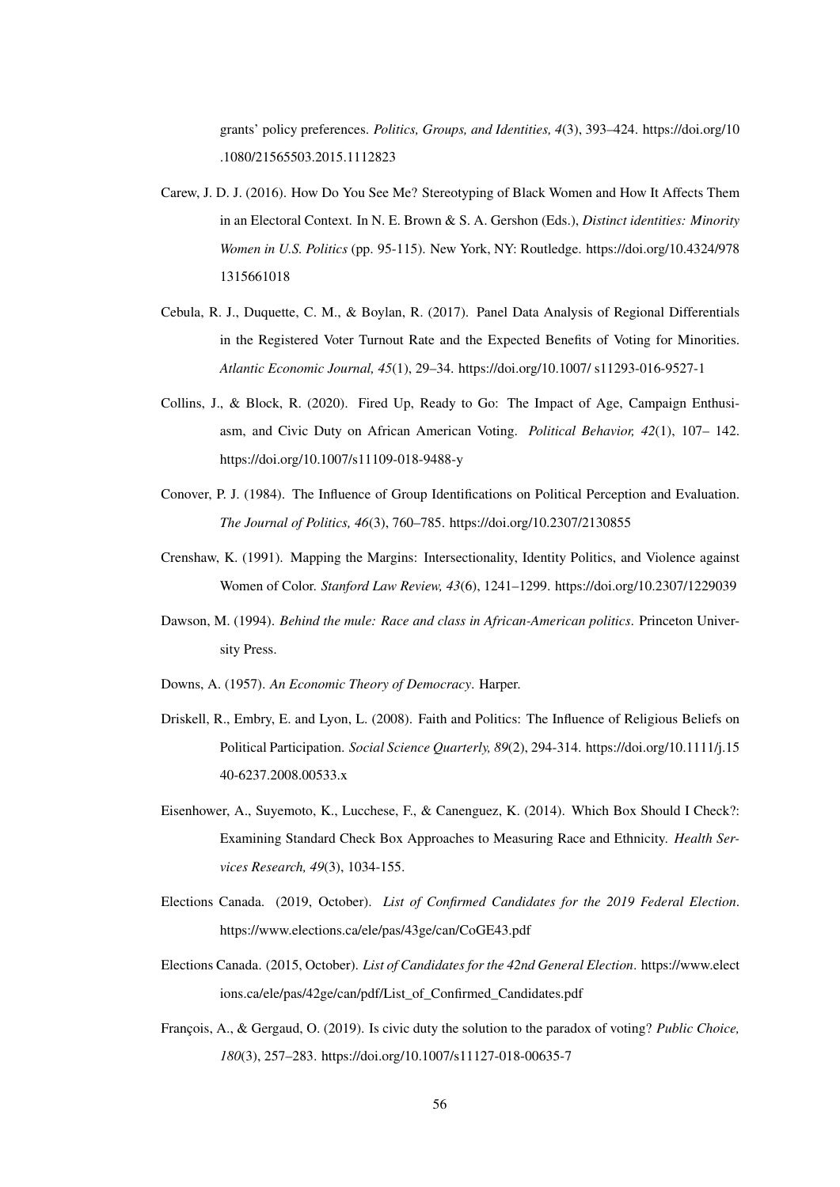grants' policy preferences. *Politics, Groups, and Identities, 4*(3), 393–424. https://doi.org/10.1080/21565503.2015.1112823

Carew, J. D. J. (2016). How Do You See Me? Stereotyping of Black Women and How It Affects Them in an Electoral Context. In N. E. Brown & S. A. Gershon (Eds.), *Distinct identities: Minority Women in U.S. Politics* (pp. 95-115). New York, NY: Routledge. https://doi.org/10.4324/9781315661018

Cebula, R. J., Duquette, C. M., & Boylan, R. (2017). Panel Data Analysis of Regional Differentials in the Registered Voter Turnout Rate and the Expected Benefits of Voting for Minorities. *Atlantic Economic Journal, 45*(1), 29–34. https://doi.org/10.1007/ s11293-016-9527-1

Collins, J., & Block, R. (2020). Fired Up, Ready to Go: The Impact of Age, Campaign Enthusiasm, and Civic Duty on African American Voting. *Political Behavior, 42*(1), 107– 142. https://doi.org/10.1007/s11109-018-9488-y

Conover, P. J. (1984). The Influence of Group Identifications on Political Perception and Evaluation. *The Journal of Politics, 46*(3), 760–785. https://doi.org/10.2307/2130855

Crenshaw, K. (1991). Mapping the Margins: Intersectionality, Identity Politics, and Violence against Women of Color. *Stanford Law Review, 43*(6), 1241–1299. https://doi.org/10.2307/1229039

Dawson, M. (1994). *Behind the mule: Race and class in African-American politics*. Princeton University Press.

Downs, A. (1957). *An Economic Theory of Democracy*. Harper.

Driskell, R., Embry, E. and Lyon, L. (2008). Faith and Politics: The Influence of Religious Beliefs on Political Participation. *Social Science Quarterly, 89*(2), 294-314. https://doi.org/10.1111/j.1540-6237.2008.00533.x

Eisenhower, A., Suyemoto, K., Lucchese, F., & Canenguez, K. (2014). Which Box Should I Check?: Examining Standard Check Box Approaches to Measuring Race and Ethnicity. *Health Services Research, 49*(3), 1034-155.

Elections Canada. (2019, October). *List of Confirmed Candidates for the 2019 Federal Election*. https://www.elections.ca/ele/pas/43ge/can/CoGE43.pdf

Elections Canada. (2015, October). *List of Candidates for the 42nd General Election*. https://www.elections.ca/ele/pas/42ge/can/pdf/List_of_Confirmed_Candidates.pdf

François, A., & Gergaud, O. (2019). Is civic duty the solution to the paradox of voting? *Public Choice, 180*(3), 257–283. https://doi.org/10.1007/s11127-018-00635-7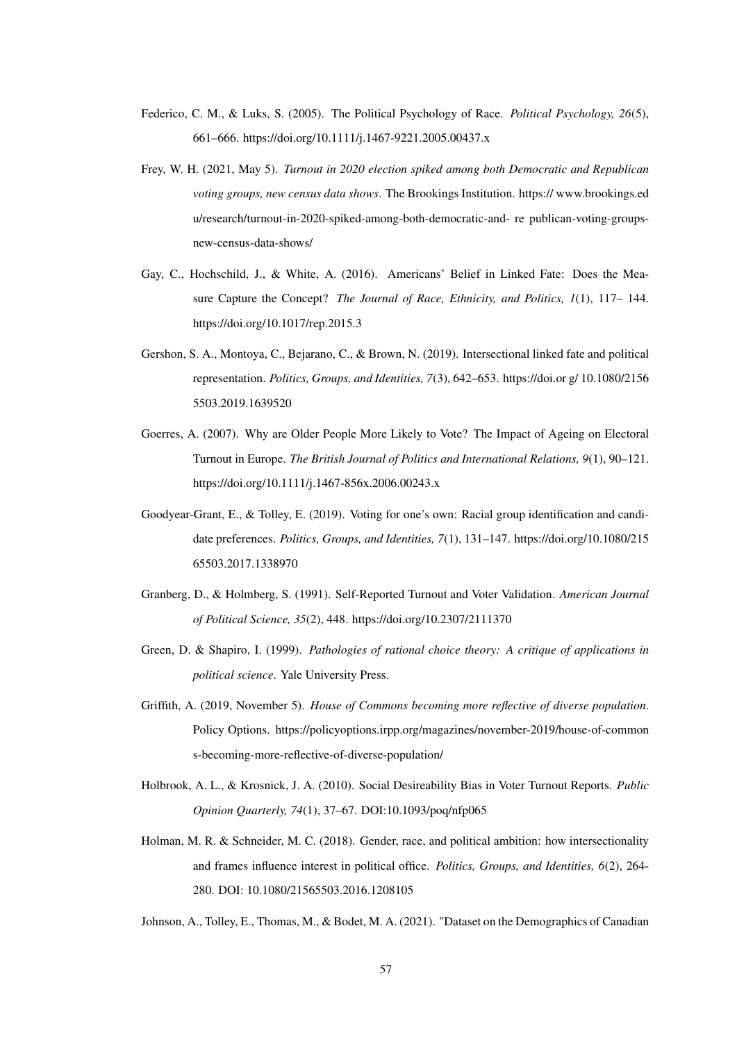Federico, C. M., & Luks, S. (2005). The Political Psychology of Race. *Political Psychology, 26*(5), 661–666. https://doi.org/10.1111/j.1467-9221.2005.00437.x

Frey, W. H. (2021, May 5). *Turnout in 2020 election spiked among both Democratic and Republican voting groups, new census data shows*. The Brookings Institution. https:// www.brookings.ed u/research/turnout-in-2020-spiked-among-both-democratic-and- re publican-voting-groups-new-census-data-shows/

Gay, C., Hochschild, J., & White, A. (2016). Americans' Belief in Linked Fate: Does the Measure Capture the Concept? *The Journal of Race, Ethnicity, and Politics, 1*(1), 117– 144. https://doi.org/10.1017/rep.2015.3

Gershon, S. A., Montoya, C., Bejarano, C., & Brown, N. (2019). Intersectional linked fate and political representation. *Politics, Groups, and Identities, 7*(3), 642–653. https://doi.or g/ 10.1080/2156 5503.2019.1639520

Goerres, A. (2007). Why are Older People More Likely to Vote? The Impact of Ageing on Electoral Turnout in Europe. *The British Journal of Politics and International Relations, 9*(1), 90–121. https://doi.org/10.1111/j.1467-856x.2006.00243.x

Goodyear-Grant, E., & Tolley, E. (2019). Voting for one's own: Racial group identification and candidate preferences. *Politics, Groups, and Identities, 7*(1), 131–147. https://doi.org/10.1080/215 65503.2017.1338970

Granberg, D., & Holmberg, S. (1991). Self-Reported Turnout and Voter Validation. *American Journal of Political Science, 35*(2), 448. https://doi.org/10.2307/2111370

Green, D. & Shapiro, I. (1999). *Pathologies of rational choice theory: A critique of applications in political science*. Yale University Press.

Griffith, A. (2019, November 5). *House of Commons becoming more reflective of diverse population*. Policy Options. https://policyoptions.irpp.org/magazines/november-2019/house-of-common s-becoming-more-reflective-of-diverse-population/

Holbrook, A. L., & Krosnick, J. A. (2010). Social Desireability Bias in Voter Turnout Reports. *Public Opinion Quarterly, 74*(1), 37–67. DOI:10.1093/poq/nfp065

Holman, M. R. & Schneider, M. C. (2018). Gender, race, and political ambition: how intersectionality and frames influence interest in political office. *Politics, Groups, and Identities, 6*(2), 264-280. DOI: 10.1080/21565503.2016.1208105

Johnson, A., Tolley, E., Thomas, M., & Bodet, M. A. (2021). "Dataset on the Demographics of Canadian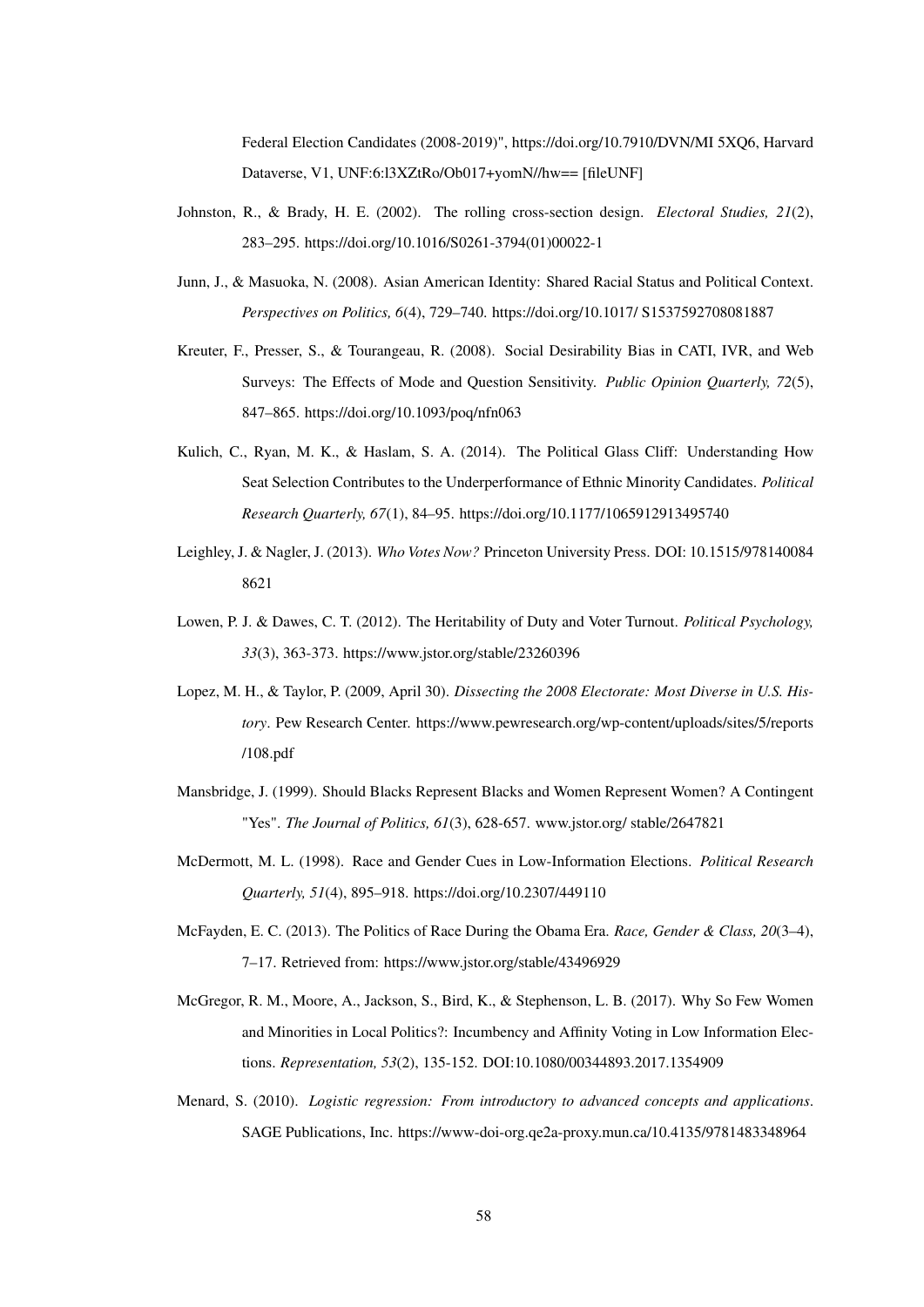Federal Election Candidates (2008-2019)", https://doi.org/10.7910/DVN/MI 5XQ6, Harvard Dataverse, V1, UNF:6:l3XZtRo/Ob017+yomN//hw== [fileUNF]

Johnston, R., & Brady, H. E. (2002). The rolling cross-section design. *Electoral Studies, 21*(2), 283–295. https://doi.org/10.1016/S0261-3794(01)00022-1

Junn, J., & Masuoka, N. (2008). Asian American Identity: Shared Racial Status and Political Context. *Perspectives on Politics, 6*(4), 729–740. https://doi.org/10.1017/ S1537592708081887

Kreuter, F., Presser, S., & Tourangeau, R. (2008). Social Desirability Bias in CATI, IVR, and Web Surveys: The Effects of Mode and Question Sensitivity. *Public Opinion Quarterly, 72*(5), 847–865. https://doi.org/10.1093/poq/nfn063

Kulich, C., Ryan, M. K., & Haslam, S. A. (2014). The Political Glass Cliff: Understanding How Seat Selection Contributes to the Underperformance of Ethnic Minority Candidates. *Political Research Quarterly, 67*(1), 84–95. https://doi.org/10.1177/1065912913495740

Leighley, J. & Nagler, J. (2013). *Who Votes Now?* Princeton University Press. DOI: 10.1515/978140084 8621

Lowen, P. J. & Dawes, C. T. (2012). The Heritability of Duty and Voter Turnout. *Political Psychology, 33*(3), 363-373. https://www.jstor.org/stable/23260396

Lopez, M. H., & Taylor, P. (2009, April 30). *Dissecting the 2008 Electorate: Most Diverse in U.S. History*. Pew Research Center. https://www.pewresearch.org/wp-content/uploads/sites/5/reports /108.pdf

Mansbridge, J. (1999). Should Blacks Represent Blacks and Women Represent Women? A Contingent "Yes". *The Journal of Politics, 61*(3), 628-657. www.jstor.org/ stable/2647821

McDermott, M. L. (1998). Race and Gender Cues in Low-Information Elections. *Political Research Quarterly, 51*(4), 895–918. https://doi.org/10.2307/449110

McFayden, E. C. (2013). The Politics of Race During the Obama Era. *Race, Gender & Class, 20*(3–4), 7–17. Retrieved from: https://www.jstor.org/stable/43496929

McGregor, R. M., Moore, A., Jackson, S., Bird, K., & Stephenson, L. B. (2017). Why So Few Women and Minorities in Local Politics?: Incumbency and Affinity Voting in Low Information Elections. *Representation, 53*(2), 135-152. DOI:10.1080/00344893.2017.1354909

Menard, S. (2010). *Logistic regression: From introductory to advanced concepts and applications*. SAGE Publications, Inc. https://www-doi-org.qe2a-proxy.mun.ca/10.4135/9781483348964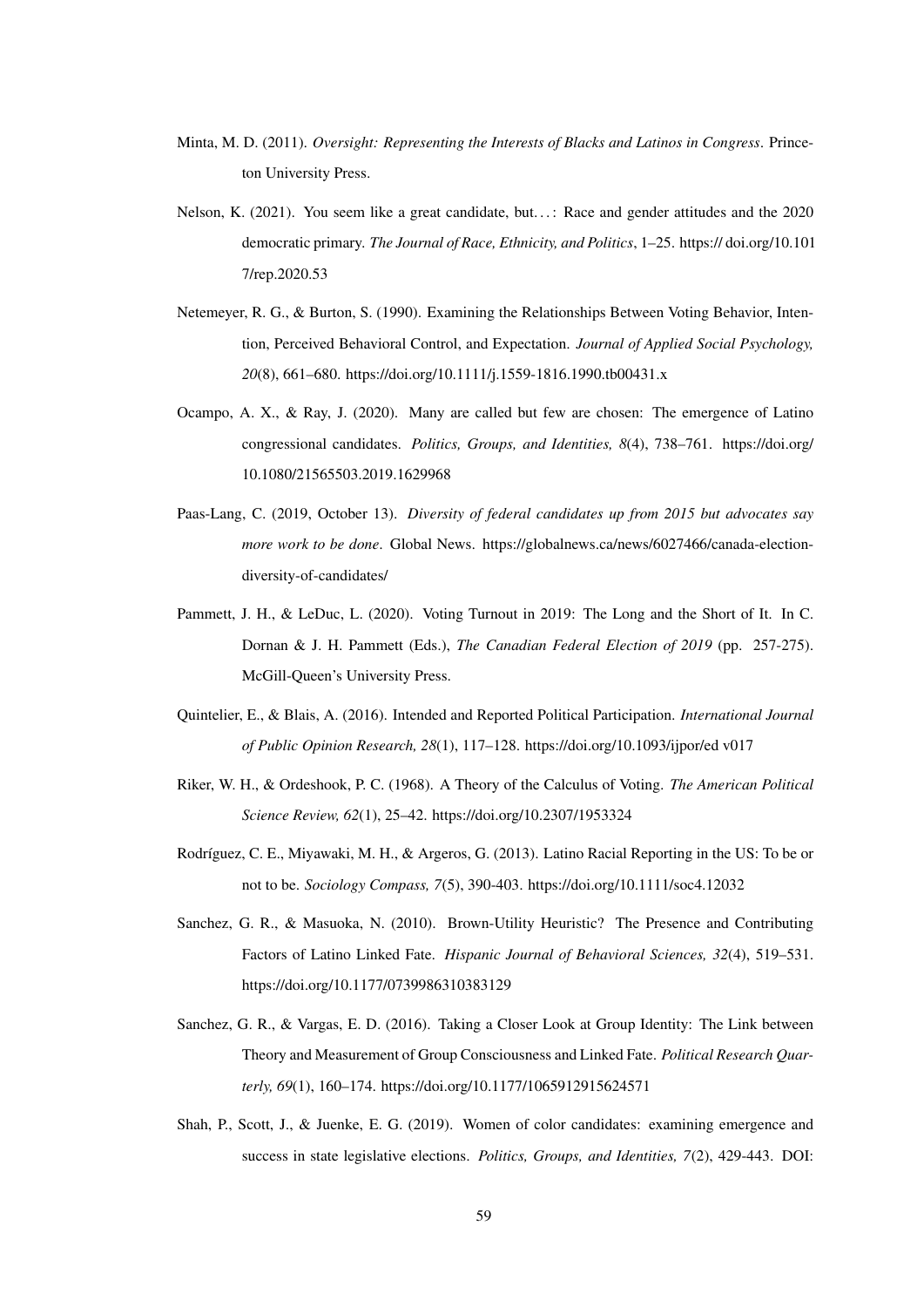Minta, M. D. (2011). *Oversight: Representing the Interests of Blacks and Latinos in Congress*. Princeton University Press.

Nelson, K. (2021). You seem like a great candidate, but…: Race and gender attitudes and the 2020 democratic primary. *The Journal of Race, Ethnicity, and Politics*, 1–25. https:// doi.org/10.1017/rep.2020.53

Netemeyer, R. G., & Burton, S. (1990). Examining the Relationships Between Voting Behavior, Intention, Perceived Behavioral Control, and Expectation. *Journal of Applied Social Psychology, 20*(8), 661–680. https://doi.org/10.1111/j.1559-1816.1990.tb00431.x

Ocampo, A. X., & Ray, J. (2020). Many are called but few are chosen: The emergence of Latino congressional candidates. *Politics, Groups, and Identities, 8*(4), 738–761. https://doi.org/10.1080/21565503.2019.1629968

Paas-Lang, C. (2019, October 13). *Diversity of federal candidates up from 2015 but advocates say more work to be done*. Global News. https://globalnews.ca/news/6027466/canada-election-diversity-of-candidates/

Pammett, J. H., & LeDuc, L. (2020). Voting Turnout in 2019: The Long and the Short of It. In C. Dornan & J. H. Pammett (Eds.), *The Canadian Federal Election of 2019* (pp. 257-275). McGill-Queen's University Press.

Quintelier, E., & Blais, A. (2016). Intended and Reported Political Participation. *International Journal of Public Opinion Research, 28*(1), 117–128. https://doi.org/10.1093/ijpor/ed v017

Riker, W. H., & Ordeshook, P. C. (1968). A Theory of the Calculus of Voting. *The American Political Science Review, 62*(1), 25–42. https://doi.org/10.2307/1953324

Rodríguez, C. E., Miyawaki, M. H., & Argeros, G. (2013). Latino Racial Reporting in the US: To be or not to be. *Sociology Compass, 7*(5), 390-403. https://doi.org/10.1111/soc4.12032

Sanchez, G. R., & Masuoka, N. (2010). Brown-Utility Heuristic? The Presence and Contributing Factors of Latino Linked Fate. *Hispanic Journal of Behavioral Sciences, 32*(4), 519–531. https://doi.org/10.1177/0739986310383129

Sanchez, G. R., & Vargas, E. D. (2016). Taking a Closer Look at Group Identity: The Link between Theory and Measurement of Group Consciousness and Linked Fate. *Political Research Quarterly, 69*(1), 160–174. https://doi.org/10.1177/1065912915624571

Shah, P., Scott, J., & Juenke, E. G. (2019). Women of color candidates: examining emergence and success in state legislative elections. *Politics, Groups, and Identities, 7*(2), 429-443. DOI: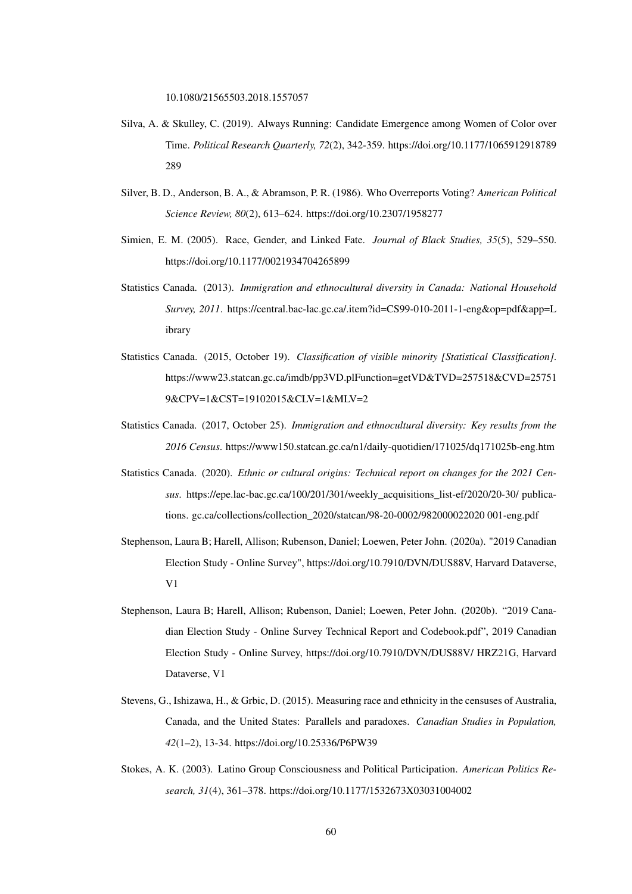10.1080/21565503.2018.1557057

Silva, A. & Skulley, C. (2019). Always Running: Candidate Emergence among Women of Color over Time. *Political Research Quarterly, 72*(2), 342-359. https://doi.org/10.1177/1065912918789289

Silver, B. D., Anderson, B. A., & Abramson, P. R. (1986). Who Overreports Voting? *American Political Science Review, 80*(2), 613–624. https://doi.org/10.2307/1958277

Simien, E. M. (2005). Race, Gender, and Linked Fate. *Journal of Black Studies, 35*(5), 529–550. https://doi.org/10.1177/0021934704265899

Statistics Canada. (2013). *Immigration and ethnocultural diversity in Canada: National Household Survey, 2011*. https://central.bac-lac.gc.ca/.item?id=CS99-010-2011-1-eng&op=pdf&app=Library

Statistics Canada. (2015, October 19). *Classification of visible minority [Statistical Classification]*. https://www23.statcan.gc.ca/imdb/pp3VD.plFunction=getVD&TVD=257518&CVD=257519&CPV=1&CST=19102015&CLV=1&MLV=2

Statistics Canada. (2017, October 25). *Immigration and ethnocultural diversity: Key results from the 2016 Census*. https://www150.statcan.gc.ca/n1/daily-quotidien/171025/dq171025b-eng.htm

Statistics Canada. (2020). *Ethnic or cultural origins: Technical report on changes for the 2021 Census*. https://epe.lac-bac.gc.ca/100/201/301/weekly_acquisitions_list-ef/2020/20-30/ publications. gc.ca/collections/collection_2020/statcan/98-20-0002/982000022020 001-eng.pdf

Stephenson, Laura B; Harell, Allison; Rubenson, Daniel; Loewen, Peter John. (2020a). "2019 Canadian Election Study - Online Survey", https://doi.org/10.7910/DVN/DUS88V, Harvard Dataverse, V1

Stephenson, Laura B; Harell, Allison; Rubenson, Daniel; Loewen, Peter John. (2020b). "2019 Canadian Election Study - Online Survey Technical Report and Codebook.pdf", 2019 Canadian Election Study - Online Survey, https://doi.org/10.7910/DVN/DUS88V/ HRZ21G, Harvard Dataverse, V1

Stevens, G., Ishizawa, H., & Grbic, D. (2015). Measuring race and ethnicity in the censuses of Australia, Canada, and the United States: Parallels and paradoxes. *Canadian Studies in Population, 42*(1–2), 13-34. https://doi.org/10.25336/P6PW39

Stokes, A. K. (2003). Latino Group Consciousness and Political Participation. *American Politics Research, 31*(4), 361–378. https://doi.org/10.1177/1532673X03031004002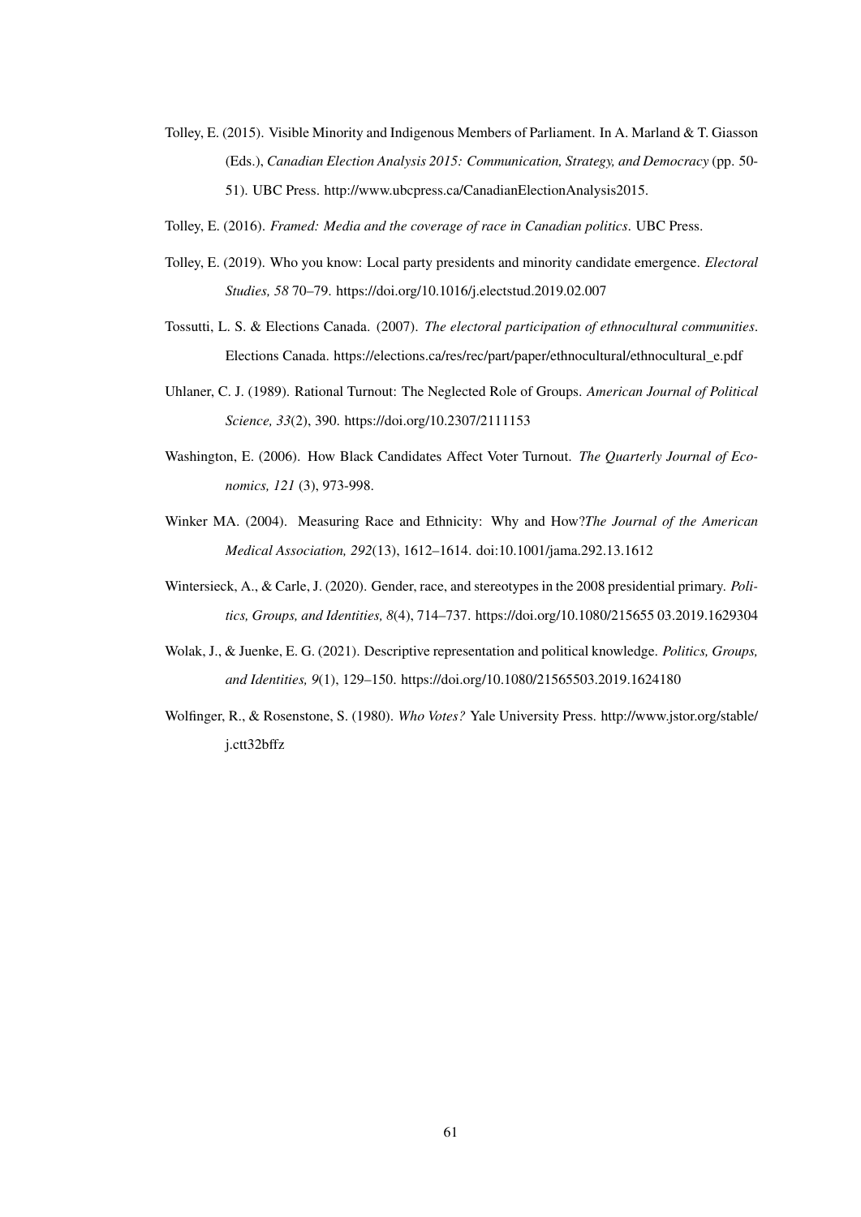Tolley, E. (2015). Visible Minority and Indigenous Members of Parliament. In A. Marland & T. Giasson (Eds.), *Canadian Election Analysis 2015: Communication, Strategy, and Democracy* (pp. 50-51). UBC Press. http://www.ubcpress.ca/CanadianElectionAnalysis2015.

Tolley, E. (2016). *Framed: Media and the coverage of race in Canadian politics*. UBC Press.

Tolley, E. (2019). Who you know: Local party presidents and minority candidate emergence. *Electoral Studies, 58* 70–79. https://doi.org/10.1016/j.electstud.2019.02.007

Tossutti, L. S. & Elections Canada. (2007). *The electoral participation of ethnocultural communities*. Elections Canada. https://elections.ca/res/rec/part/paper/ethnocultural/ethnocultural_e.pdf

Uhlaner, C. J. (1989). Rational Turnout: The Neglected Role of Groups. *American Journal of Political Science, 33*(2), 390. https://doi.org/10.2307/2111153

Washington, E. (2006). How Black Candidates Affect Voter Turnout. *The Quarterly Journal of Economics, 121* (3), 973-998.

Winker MA. (2004). Measuring Race and Ethnicity: Why and How?*The Journal of the American Medical Association, 292*(13), 1612–1614. doi:10.1001/jama.292.13.1612

Wintersieck, A., & Carle, J. (2020). Gender, race, and stereotypes in the 2008 presidential primary. *Politics, Groups, and Identities, 8*(4), 714–737. https://doi.org/10.1080/215655 03.2019.1629304

Wolak, J., & Juenke, E. G. (2021). Descriptive representation and political knowledge. *Politics, Groups, and Identities, 9*(1), 129–150. https://doi.org/10.1080/21565503.2019.1624180

Wolfinger, R., & Rosenstone, S. (1980). *Who Votes?* Yale University Press. http://www.jstor.org/stable/j.ctt32bffz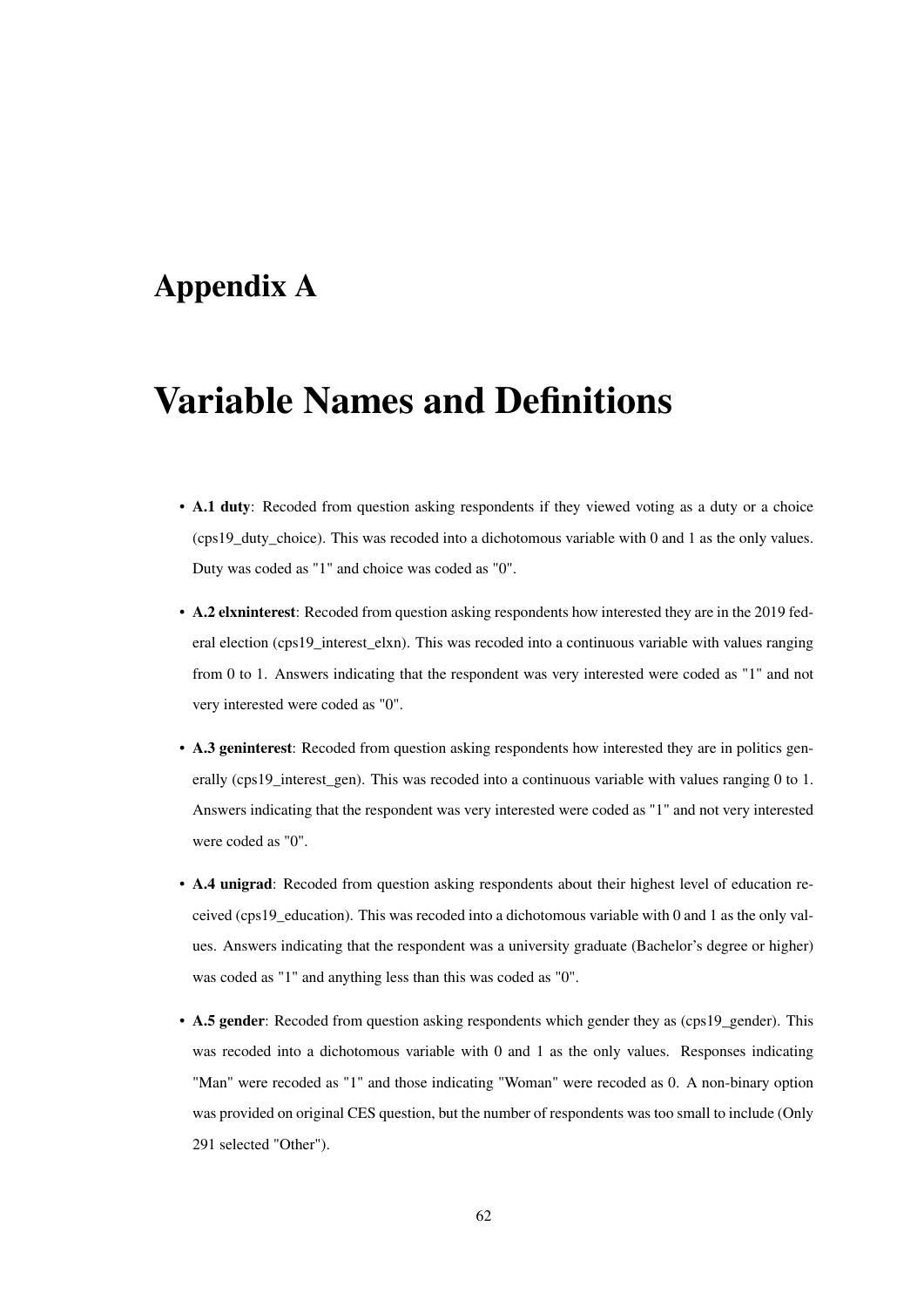# Appendix A

# Variable Names and Definitions

- **A.1 duty**: Recoded from question asking respondents if they viewed voting as a duty or a choice (cps19_duty_choice). This was recoded into a dichotomous variable with 0 and 1 as the only values. Duty was coded as "1" and choice was coded as "0".

- **A.2 elxninterest**: Recoded from question asking respondents how interested they are in the 2019 federal election (cps19_interest_elxn). This was recoded into a continuous variable with values ranging from 0 to 1. Answers indicating that the respondent was very interested were coded as "1" and not very interested were coded as "0".

- **A.3 geninterest**: Recoded from question asking respondents how interested they are in politics generally (cps19_interest_gen). This was recoded into a continuous variable with values ranging 0 to 1. Answers indicating that the respondent was very interested were coded as "1" and not very interested were coded as "0".

- **A.4 unigrad**: Recoded from question asking respondents about their highest level of education received (cps19_education). This was recoded into a dichotomous variable with 0 and 1 as the only values. Answers indicating that the respondent was a university graduate (Bachelor's degree or higher) was coded as "1" and anything less than this was coded as "0".

- **A.5 gender**: Recoded from question asking respondents which gender they as (cps19_gender). This was recoded into a dichotomous variable with 0 and 1 as the only values. Responses indicating "Man" were recoded as "1" and those indicating "Woman" were recoded as 0. A non-binary option was provided on original CES question, but the number of respondents was too small to include (Only 291 selected "Other").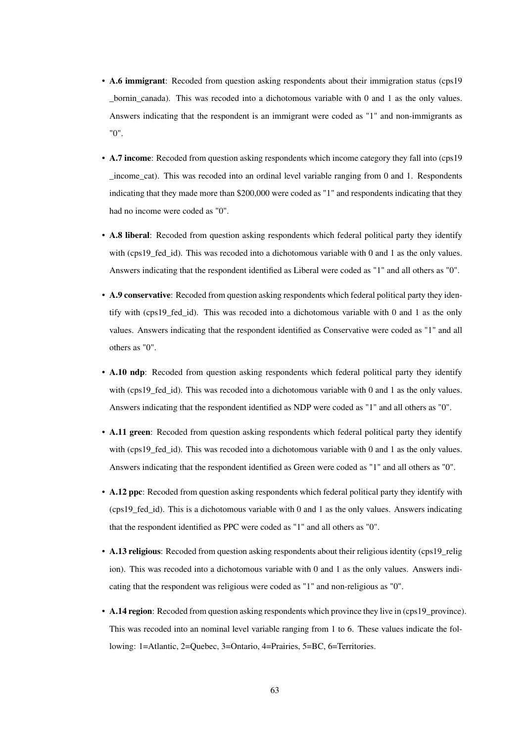- **A.6 immigrant**: Recoded from question asking respondents about their immigration status (cps19_bornin_canada). This was recoded into a dichotomous variable with 0 and 1 as the only values. Answers indicating that the respondent is an immigrant were coded as "1" and non-immigrants as "0".

- **A.7 income**: Recoded from question asking respondents which income category they fall into (cps19_income_cat). This was recoded into an ordinal level variable ranging from 0 and 1. Respondents indicating that they made more than $200,000 were coded as "1" and respondents indicating that they had no income were coded as "0".

- **A.8 liberal**: Recoded from question asking respondents which federal political party they identify with (cps19_fed_id). This was recoded into a dichotomous variable with 0 and 1 as the only values. Answers indicating that the respondent identified as Liberal were coded as "1" and all others as "0".

- **A.9 conservative**: Recoded from question asking respondents which federal political party they identify with (cps19_fed_id). This was recoded into a dichotomous variable with 0 and 1 as the only values. Answers indicating that the respondent identified as Conservative were coded as "1" and all others as "0".

- **A.10 ndp**: Recoded from question asking respondents which federal political party they identify with (cps19_fed_id). This was recoded into a dichotomous variable with 0 and 1 as the only values. Answers indicating that the respondent identified as NDP were coded as "1" and all others as "0".

- **A.11 green**: Recoded from question asking respondents which federal political party they identify with (cps19_fed_id). This was recoded into a dichotomous variable with 0 and 1 as the only values. Answers indicating that the respondent identified as Green were coded as "1" and all others as "0".

- **A.12 ppc**: Recoded from question asking respondents which federal political party they identify with (cps19_fed_id). This is a dichotomous variable with 0 and 1 as the only values. Answers indicating that the respondent identified as PPC were coded as "1" and all others as "0".

- **A.13 religious**: Recoded from question asking respondents about their religious identity (cps19_religion). This was recoded into a dichotomous variable with 0 and 1 as the only values. Answers indicating that the respondent was religious were coded as "1" and non-religious as "0".

- **A.14 region**: Recoded from question asking respondents which province they live in (cps19_province). This was recoded into an nominal level variable ranging from 1 to 6. These values indicate the following: 1=Atlantic, 2=Quebec, 3=Ontario, 4=Prairies, 5=BC, 6=Territories.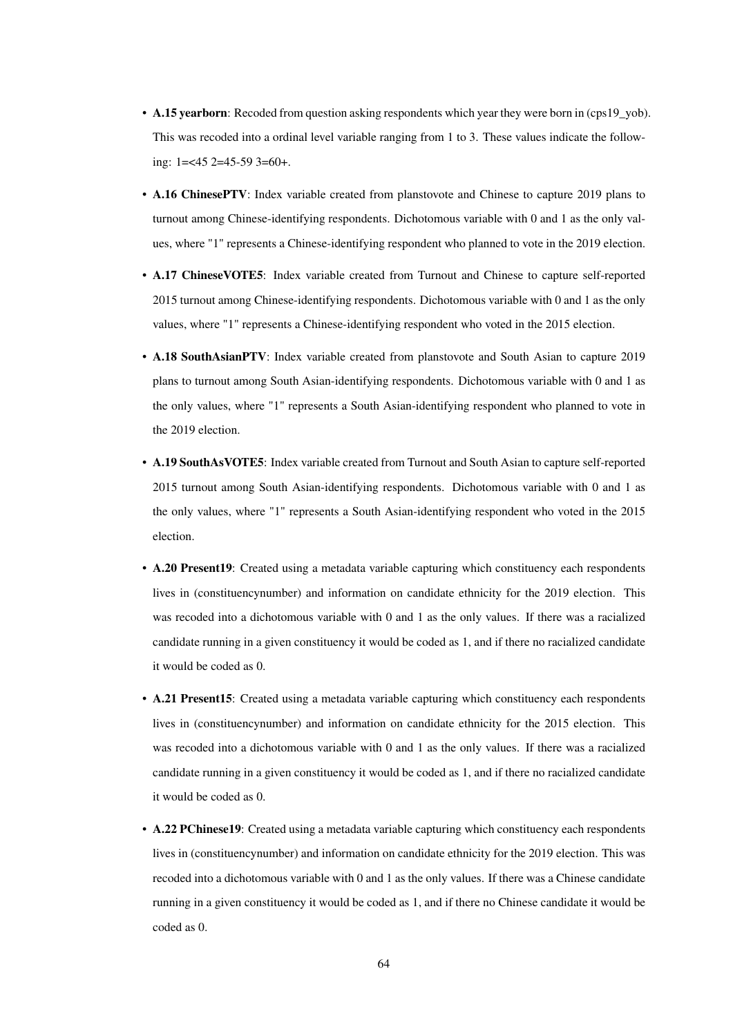- **A.15 yearborn**: Recoded from question asking respondents which year they were born in (cps19_yob). This was recoded into a ordinal level variable ranging from 1 to 3. These values indicate the following: 1=<45 2=45-59 3=60+.

- **A.16 ChinesePTV**: Index variable created from planstovote and Chinese to capture 2019 plans to turnout among Chinese-identifying respondents. Dichotomous variable with 0 and 1 as the only values, where "1" represents a Chinese-identifying respondent who planned to vote in the 2019 election.

- **A.17 ChineseVOTE5**: Index variable created from Turnout and Chinese to capture self-reported 2015 turnout among Chinese-identifying respondents. Dichotomous variable with 0 and 1 as the only values, where "1" represents a Chinese-identifying respondent who voted in the 2015 election.

- **A.18 SouthAsianPTV**: Index variable created from planstovote and South Asian to capture 2019 plans to turnout among South Asian-identifying respondents. Dichotomous variable with 0 and 1 as the only values, where "1" represents a South Asian-identifying respondent who planned to vote in the 2019 election.

- **A.19 SouthAsVOTE5**: Index variable created from Turnout and South Asian to capture self-reported 2015 turnout among South Asian-identifying respondents. Dichotomous variable with 0 and 1 as the only values, where "1" represents a South Asian-identifying respondent who voted in the 2015 election.

- **A.20 Present19**: Created using a metadata variable capturing which constituency each respondents lives in (constituencynumber) and information on candidate ethnicity for the 2019 election. This was recoded into a dichotomous variable with 0 and 1 as the only values. If there was a racialized candidate running in a given constituency it would be coded as 1, and if there no racialized candidate it would be coded as 0.

- **A.21 Present15**: Created using a metadata variable capturing which constituency each respondents lives in (constituencynumber) and information on candidate ethnicity for the 2015 election. This was recoded into a dichotomous variable with 0 and 1 as the only values. If there was a racialized candidate running in a given constituency it would be coded as 1, and if there no racialized candidate it would be coded as 0.

- **A.22 PChinese19**: Created using a metadata variable capturing which constituency each respondents lives in (constituencynumber) and information on candidate ethnicity for the 2019 election. This was recoded into a dichotomous variable with 0 and 1 as the only values. If there was a Chinese candidate running in a given constituency it would be coded as 1, and if there no Chinese candidate it would be coded as 0.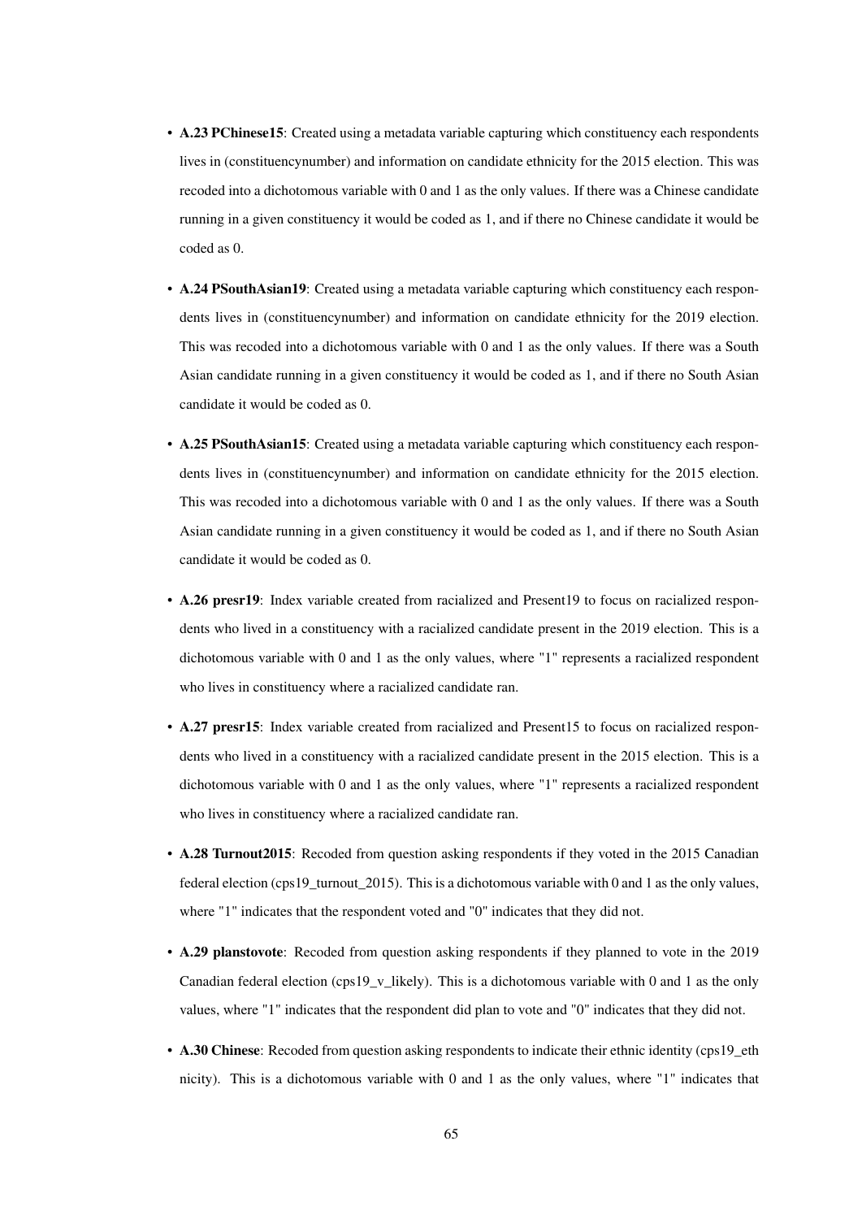- **A.23 PChinese15**: Created using a metadata variable capturing which constituency each respondents lives in (constituencynumber) and information on candidate ethnicity for the 2015 election. This was recoded into a dichotomous variable with 0 and 1 as the only values. If there was a Chinese candidate running in a given constituency it would be coded as 1, and if there no Chinese candidate it would be coded as 0.

- **A.24 PSouthAsian19**: Created using a metadata variable capturing which constituency each respondents lives in (constituencynumber) and information on candidate ethnicity for the 2019 election. This was recoded into a dichotomous variable with 0 and 1 as the only values. If there was a South Asian candidate running in a given constituency it would be coded as 1, and if there no South Asian candidate it would be coded as 0.

- **A.25 PSouthAsian15**: Created using a metadata variable capturing which constituency each respondents lives in (constituencynumber) and information on candidate ethnicity for the 2015 election. This was recoded into a dichotomous variable with 0 and 1 as the only values. If there was a South Asian candidate running in a given constituency it would be coded as 1, and if there no South Asian candidate it would be coded as 0.

- **A.26 presr19**: Index variable created from racialized and Present19 to focus on racialized respondents who lived in a constituency with a racialized candidate present in the 2019 election. This is a dichotomous variable with 0 and 1 as the only values, where "1" represents a racialized respondent who lives in constituency where a racialized candidate ran.

- **A.27 presr15**: Index variable created from racialized and Present15 to focus on racialized respondents who lived in a constituency with a racialized candidate present in the 2015 election. This is a dichotomous variable with 0 and 1 as the only values, where "1" represents a racialized respondent who lives in constituency where a racialized candidate ran.

- **A.28 Turnout2015**: Recoded from question asking respondents if they voted in the 2015 Canadian federal election (cps19_turnout_2015). This is a dichotomous variable with 0 and 1 as the only values, where "1" indicates that the respondent voted and "0" indicates that they did not.

- **A.29 planstovote**: Recoded from question asking respondents if they planned to vote in the 2019 Canadian federal election (cps19_v_likely). This is a dichotomous variable with 0 and 1 as the only values, where "1" indicates that the respondent did plan to vote and "0" indicates that they did not.

- **A.30 Chinese**: Recoded from question asking respondents to indicate their ethnic identity (cps19_ethnicity). This is a dichotomous variable with 0 and 1 as the only values, where "1" indicates that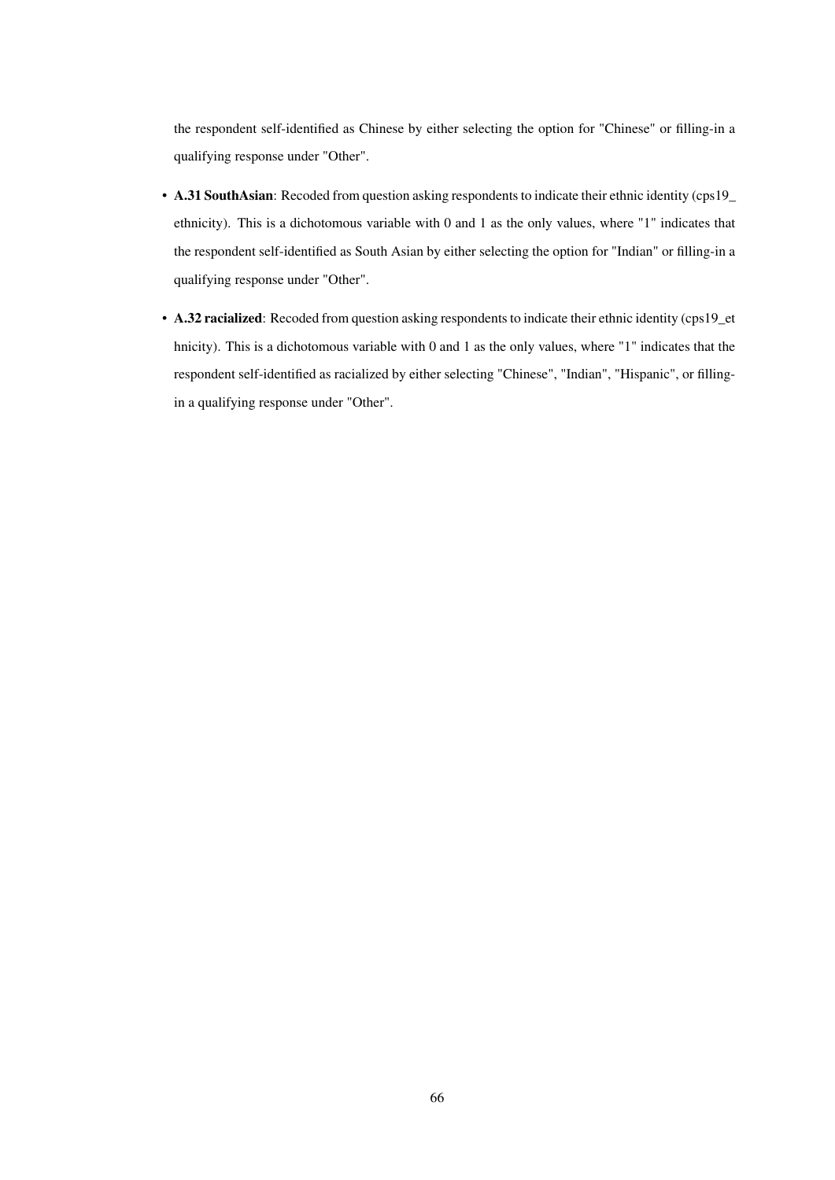the respondent self-identified as Chinese by either selecting the option for "Chinese" or filling-in a qualifying response under "Other".

- **A.31 SouthAsian**: Recoded from question asking respondents to indicate their ethnic identity (cps19_ethnicity). This is a dichotomous variable with 0 and 1 as the only values, where "1" indicates that the respondent self-identified as South Asian by either selecting the option for "Indian" or filling-in a qualifying response under "Other".
- **A.32 racialized**: Recoded from question asking respondents to indicate their ethnic identity (cps19_ethnicity). This is a dichotomous variable with 0 and 1 as the only values, where "1" indicates that the respondent self-identified as racialized by either selecting "Chinese", "Indian", "Hispanic", or filling-in a qualifying response under "Other".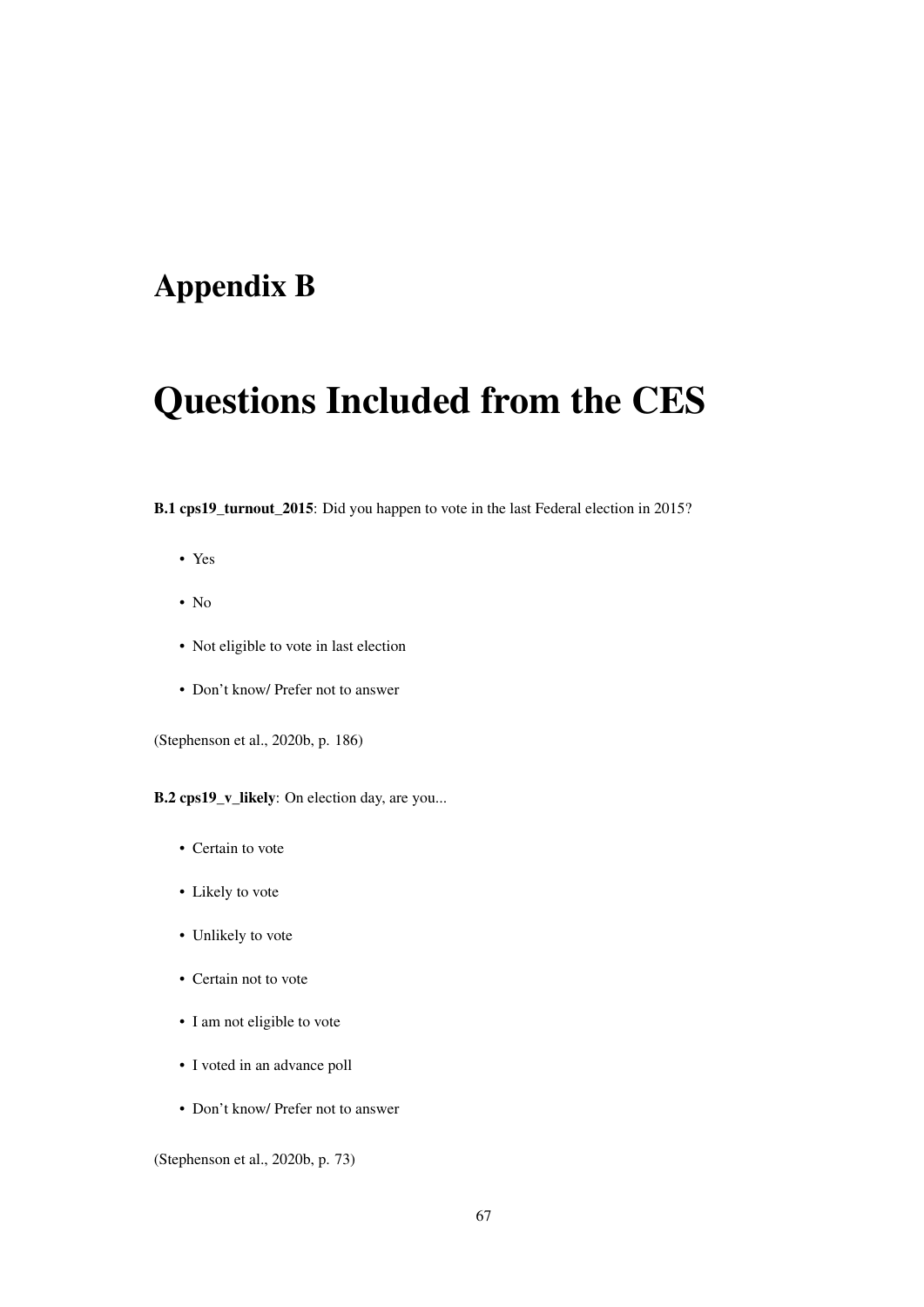# Appendix B

# Questions Included from the CES

**B.1 cps19_turnout_2015**: Did you happen to vote in the last Federal election in 2015?

- Yes
- No
- Not eligible to vote in last election
- Don't know/ Prefer not to answer

(Stephenson et al., 2020b, p. 186)

**B.2 cps19_v_likely**: On election day, are you...

- Certain to vote
- Likely to vote
- Unlikely to vote
- Certain not to vote
- I am not eligible to vote
- I voted in an advance poll
- Don't know/ Prefer not to answer

(Stephenson et al., 2020b, p. 73)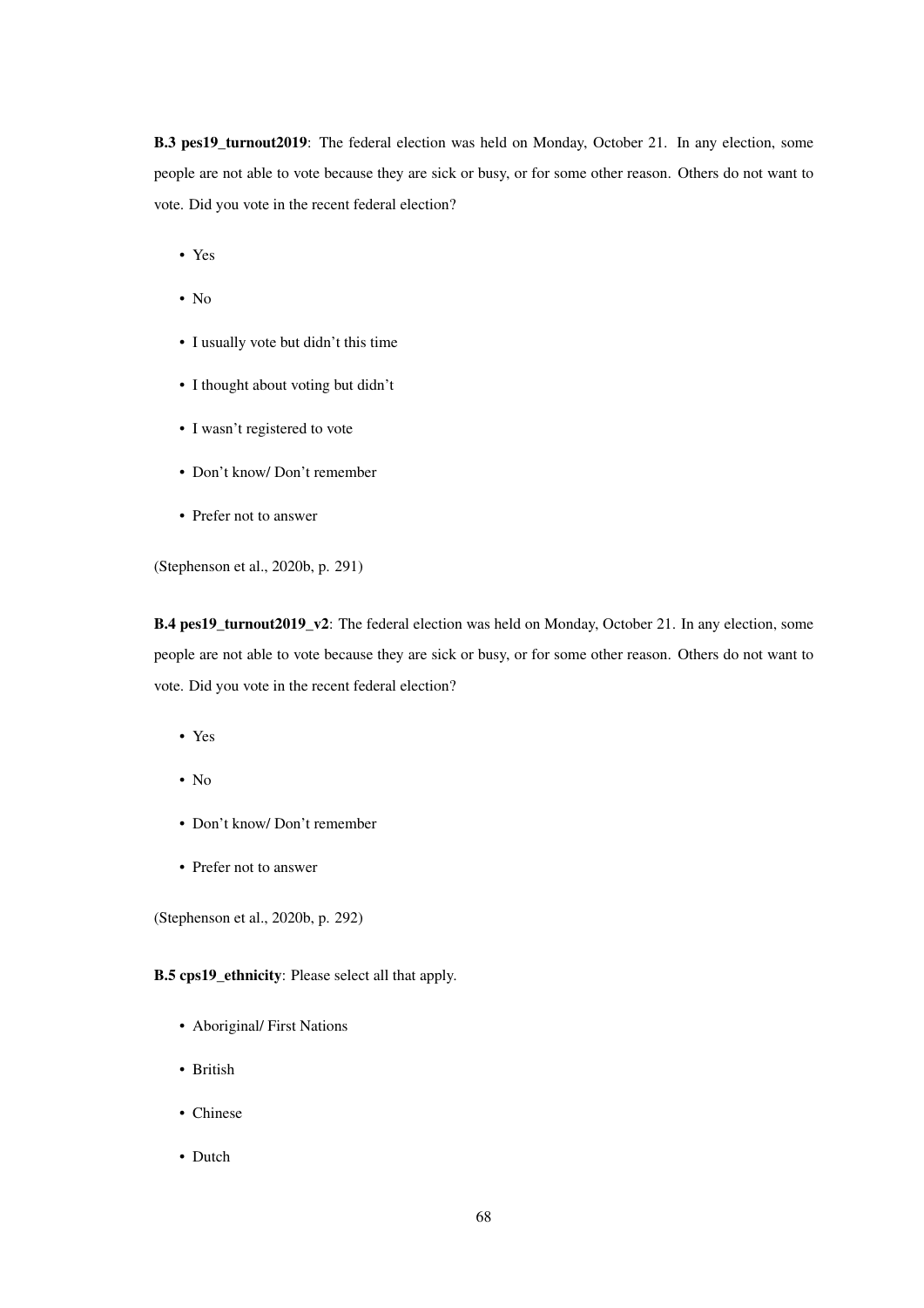**B.3 pes19_turnout2019**: The federal election was held on Monday, October 21. In any election, some people are not able to vote because they are sick or busy, or for some other reason. Others do not want to vote. Did you vote in the recent federal election?

- Yes
- No
- I usually vote but didn't this time
- I thought about voting but didn't
- I wasn't registered to vote
- Don't know/ Don't remember
- Prefer not to answer

(Stephenson et al., 2020b, p. 291)

**B.4 pes19_turnout2019_v2**: The federal election was held on Monday, October 21. In any election, some people are not able to vote because they are sick or busy, or for some other reason. Others do not want to vote. Did you vote in the recent federal election?

- Yes
- No
- Don't know/ Don't remember
- Prefer not to answer

(Stephenson et al., 2020b, p. 292)

**B.5 cps19_ethnicity**: Please select all that apply.

- Aboriginal/ First Nations
- British
- Chinese
- Dutch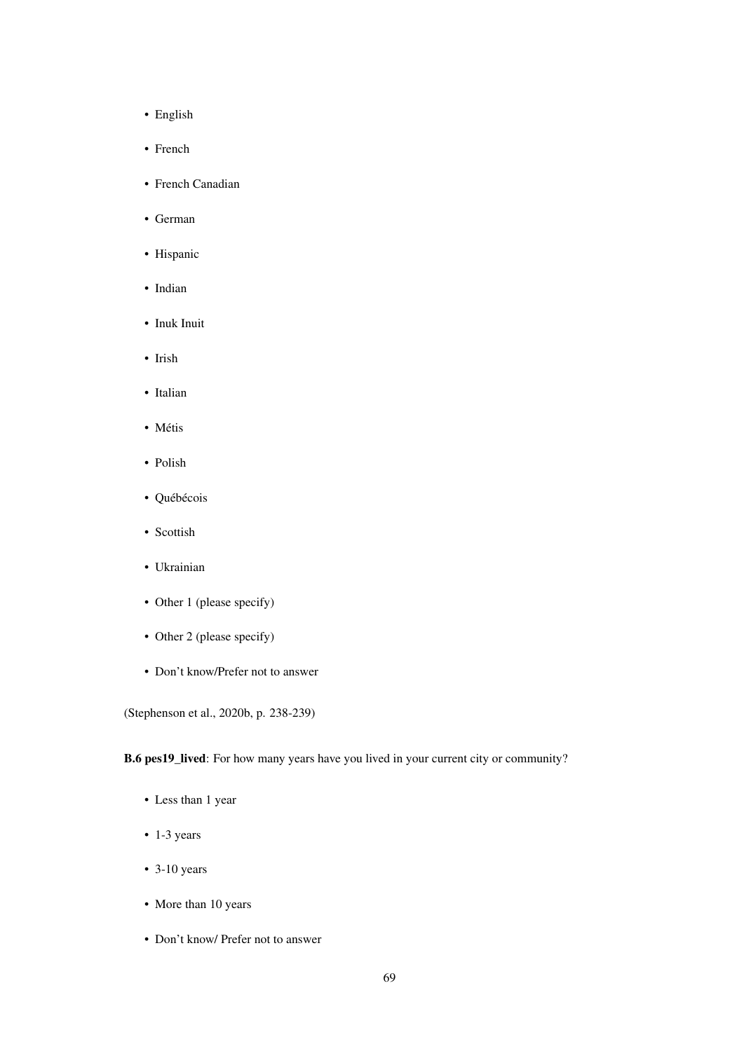- English
- French
- French Canadian
- German
- Hispanic
- Indian
- Inuk Inuit
- Irish
- Italian
- Métis
- Polish
- Québécois
- Scottish
- Ukrainian
- Other 1 (please specify)
- Other 2 (please specify)
- Don't know/Prefer not to answer

(Stephenson et al., 2020b, p. 238-239)

**B.6 pes19_lived**: For how many years have you lived in your current city or community?

- Less than 1 year
- 1-3 years
- 3-10 years
- More than 10 years
- Don't know/ Prefer not to answer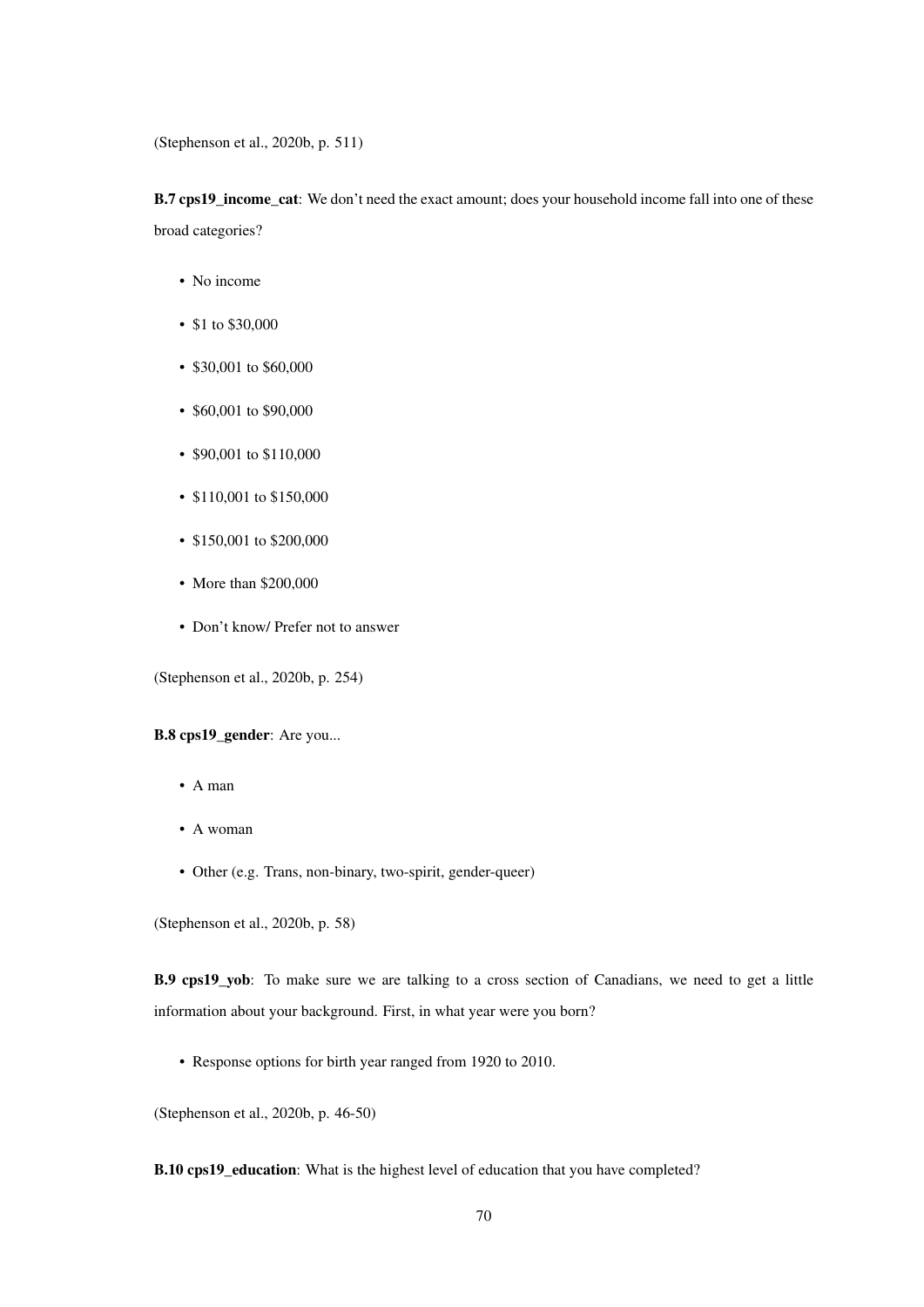(Stephenson et al., 2020b, p. 511)

**B.7 cps19_income_cat**: We don't need the exact amount; does your household income fall into one of these broad categories?

- No income
- $1 to $30,000
- $30,001 to $60,000
- $60,001 to $90,000
- $90,001 to $110,000
- $110,001 to $150,000
- $150,001 to $200,000
- More than $200,000
- Don't know/ Prefer not to answer

(Stephenson et al., 2020b, p. 254)

**B.8 cps19_gender**: Are you...

- A man
- A woman
- Other (e.g. Trans, non-binary, two-spirit, gender-queer)

(Stephenson et al., 2020b, p. 58)

**B.9 cps19_yob**: To make sure we are talking to a cross section of Canadians, we need to get a little information about your background. First, in what year were you born?

- Response options for birth year ranged from 1920 to 2010.

(Stephenson et al., 2020b, p. 46-50)

**B.10 cps19_education**: What is the highest level of education that you have completed?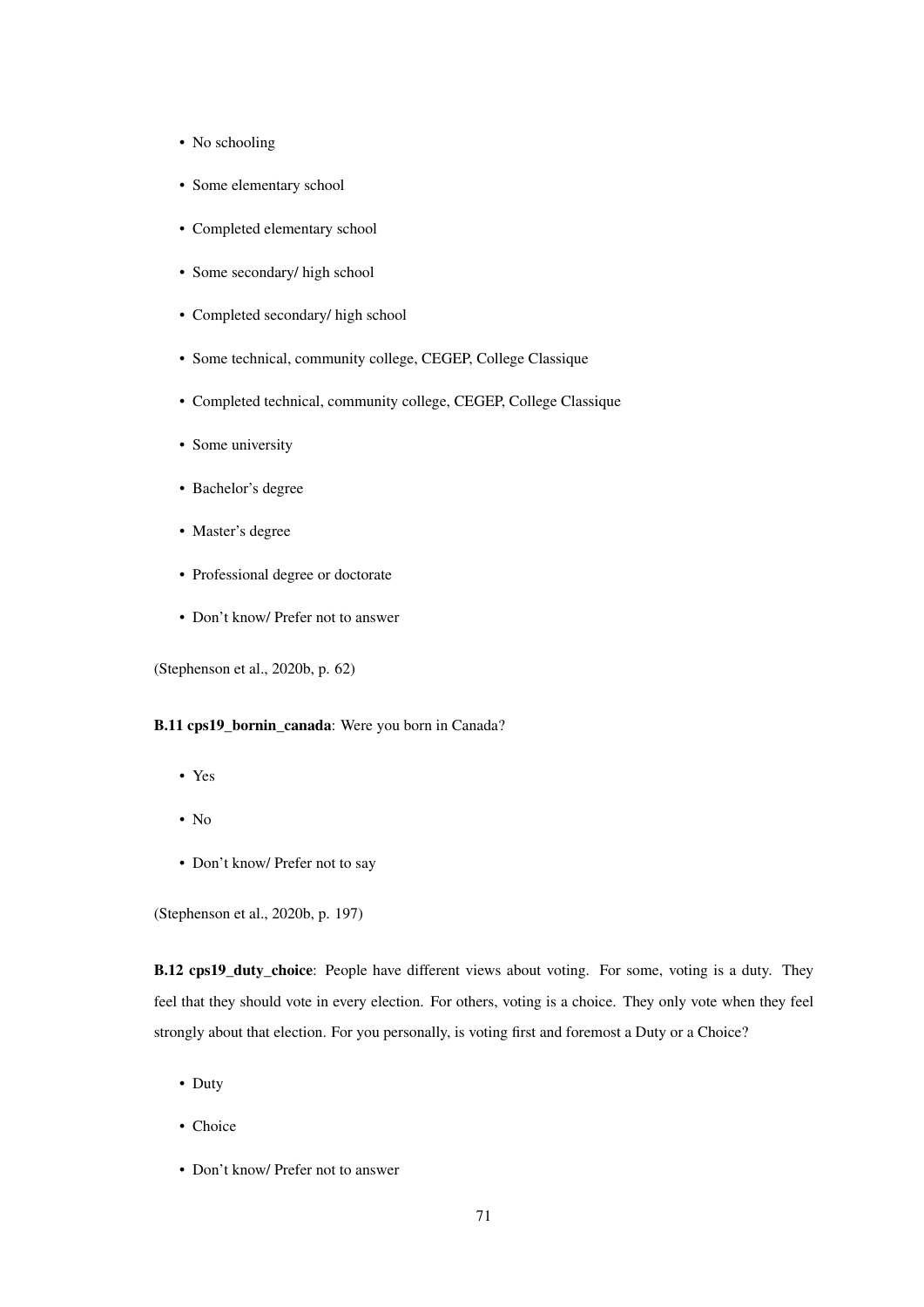- No schooling
- Some elementary school
- Completed elementary school
- Some secondary/ high school
- Completed secondary/ high school
- Some technical, community college, CEGEP, College Classique
- Completed technical, community college, CEGEP, College Classique
- Some university
- Bachelor's degree
- Master's degree
- Professional degree or doctorate
- Don't know/ Prefer not to answer

(Stephenson et al., 2020b, p. 62)

**B.11 cps19_bornin_canada**: Were you born in Canada?

- Yes
- No
- Don't know/ Prefer not to say

(Stephenson et al., 2020b, p. 197)

**B.12 cps19_duty_choice**: People have different views about voting. For some, voting is a duty. They feel that they should vote in every election. For others, voting is a choice. They only vote when they feel strongly about that election. For you personally, is voting first and foremost a Duty or a Choice?

- Duty
- Choice
- Don't know/ Prefer not to answer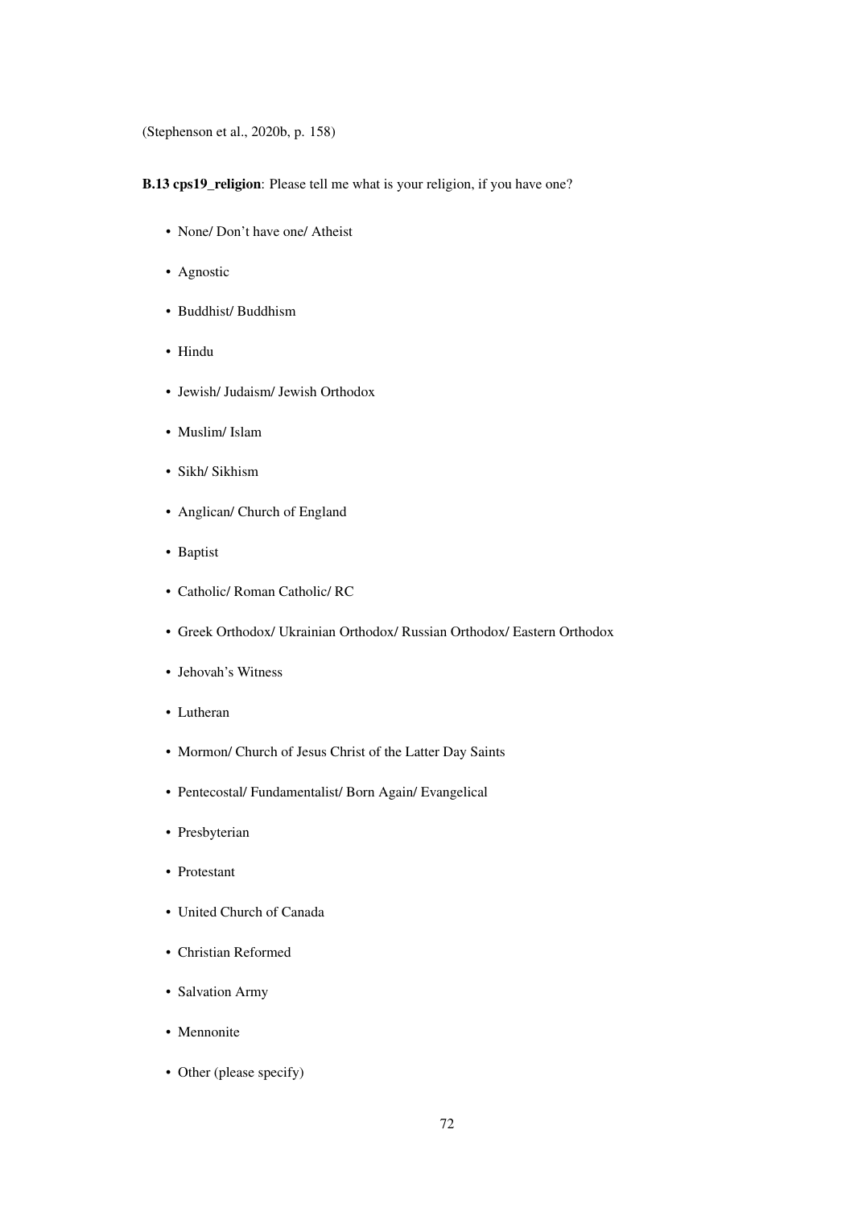(Stephenson et al., 2020b, p. 158)

**B.13 cps19_religion**: Please tell me what is your religion, if you have one?

- None/ Don't have one/ Atheist
- Agnostic
- Buddhist/ Buddhism
- Hindu
- Jewish/ Judaism/ Jewish Orthodox
- Muslim/ Islam
- Sikh/ Sikhism
- Anglican/ Church of England
- Baptist
- Catholic/ Roman Catholic/ RC
- Greek Orthodox/ Ukrainian Orthodox/ Russian Orthodox/ Eastern Orthodox
- Jehovah's Witness
- Lutheran
- Mormon/ Church of Jesus Christ of the Latter Day Saints
- Pentecostal/ Fundamentalist/ Born Again/ Evangelical
- Presbyterian
- Protestant
- United Church of Canada
- Christian Reformed
- Salvation Army
- Mennonite
- Other (please specify)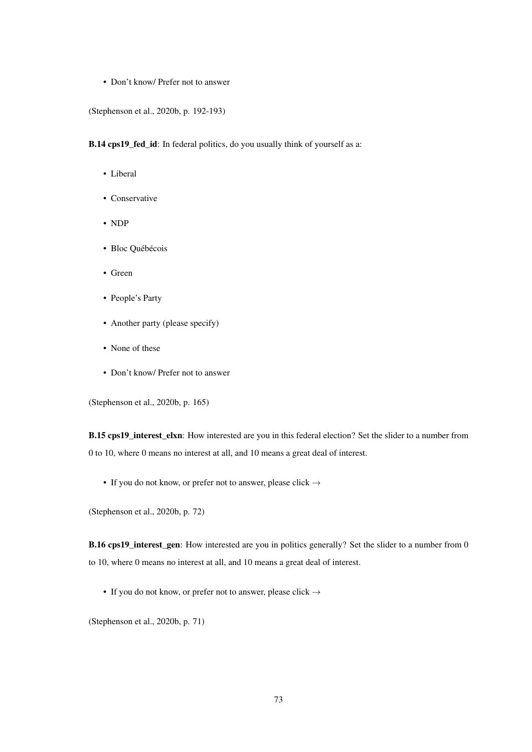- Don't know/ Prefer not to answer

(Stephenson et al., 2020b, p. 192-193)

**B.14 cps19_fed_id**: In federal politics, do you usually think of yourself as a:

- Liberal
- Conservative
- NDP
- Bloc Québécois
- Green
- People's Party
- Another party (please specify)
- None of these
- Don't know/ Prefer not to answer

(Stephenson et al., 2020b, p. 165)

**B.15 cps19_interest_elxn**: How interested are you in this federal election? Set the slider to a number from 0 to 10, where 0 means no interest at all, and 10 means a great deal of interest.

- If you do not know, or prefer not to answer, please click →

(Stephenson et al., 2020b, p. 72)

**B.16 cps19_interest_gen**: How interested are you in politics generally? Set the slider to a number from 0 to 10, where 0 means no interest at all, and 10 means a great deal of interest.

- If you do not know, or prefer not to answer, please click →

(Stephenson et al., 2020b, p. 71)